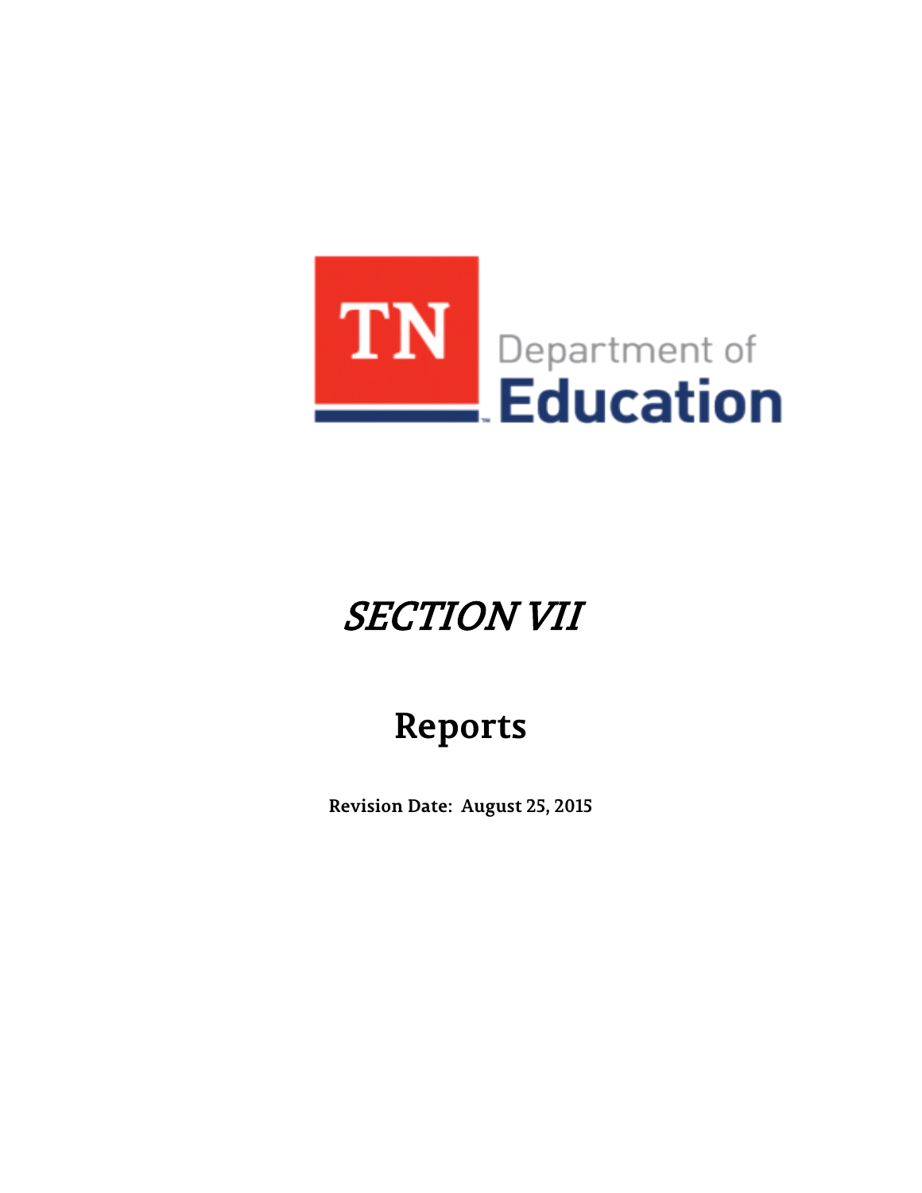TN Department of Education

# *SECTION VII*

## Reports

**Revision Date: August 25, 2015**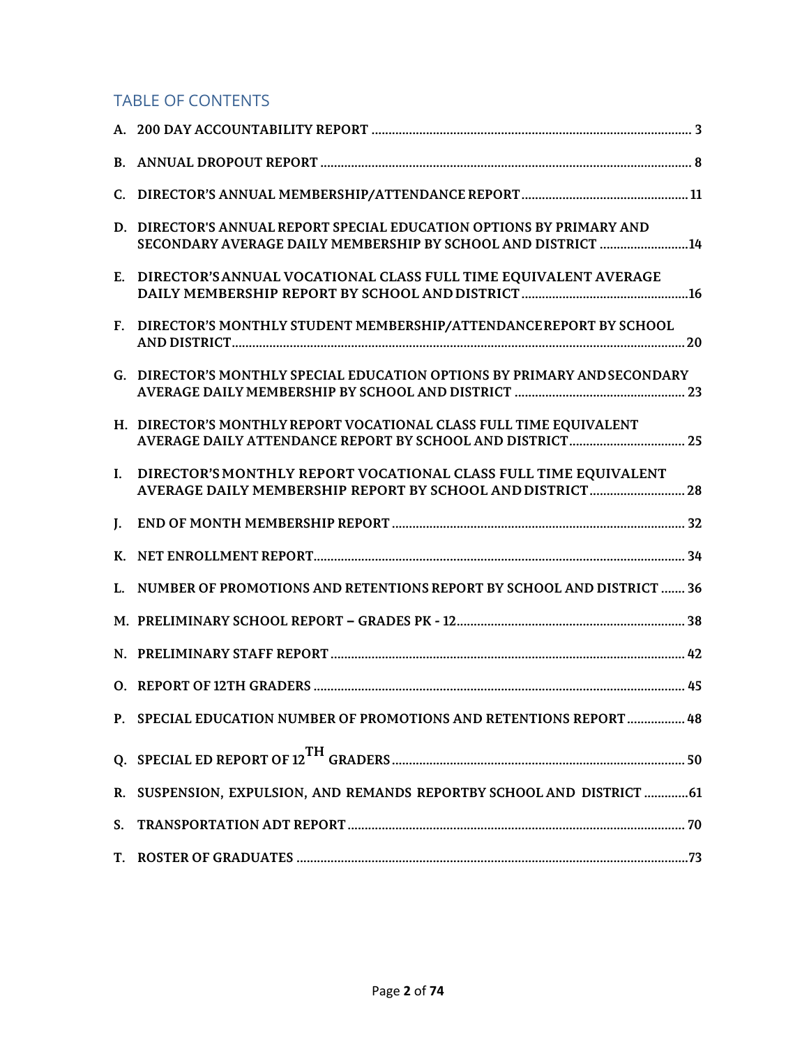## TABLE OF CONTENTS

A. 200 DAY ACCOUNTABILITY REPORT ........................................................ 3

B. ANNUAL DROPOUT REPORT ........................................................ 8

C. DIRECTOR'S ANNUAL MEMBERSHIP/ATTENDANCE REPORT ........................................................ 11

D. DIRECTOR'S ANNUAL REPORT SPECIAL EDUCATION OPTIONS BY PRIMARY AND SECONDARY AVERAGE DAILY MEMBERSHIP BY SCHOOL AND DISTRICT ........................................................ 14

E. DIRECTOR'S ANNUAL VOCATIONAL CLASS FULL TIME EQUIVALENT AVERAGE DAILY MEMBERSHIP REPORT BY SCHOOL AND DISTRICT ........................................................ 16

F. DIRECTOR'S MONTHLY STUDENT MEMBERSHIP/ATTENDANCE REPORT BY SCHOOL AND DISTRICT ........................................................ 20

G. DIRECTOR'S MONTHLY SPECIAL EDUCATION OPTIONS BY PRIMARY AND SECONDARY AVERAGE DAILY MEMBERSHIP BY SCHOOL AND DISTRICT ........................................................ 23

H. DIRECTOR'S MONTHLY REPORT VOCATIONAL CLASS FULL TIME EQUIVALENT AVERAGE DAILY ATTENDANCE REPORT BY SCHOOL AND DISTRICT ........................................................ 25

I. DIRECTOR'S MONTHLY REPORT VOCATIONAL CLASS FULL TIME EQUIVALENT AVERAGE DAILY MEMBERSHIP REPORT BY SCHOOL AND DISTRICT ........................................................ 28

J. END OF MONTH MEMBERSHIP REPORT ........................................................ 32

K. NET ENROLLMENT REPORT ........................................................ 34

L. NUMBER OF PROMOTIONS AND RETENTIONS REPORT BY SCHOOL AND DISTRICT ........................................................ 36

M. PRELIMINARY SCHOOL REPORT – GRADES PK - 12 ........................................................ 38

N. PRELIMINARY STAFF REPORT ........................................................ 42

O. REPORT OF 12TH GRADERS ........................................................ 45

P. SPECIAL EDUCATION NUMBER OF PROMOTIONS AND RETENTIONS REPORT ........................................................ 48

Q. SPECIAL ED REPORT OF 12TH GRADERS ........................................................ 50

R. SUSPENSION, EXPULSION, AND REMANDS REPORTBY SCHOOL AND DISTRICT ........................................................ 61

S. TRANSPORTATION ADT REPORT ........................................................ 70

T. ROSTER OF GRADUATES ........................................................ 73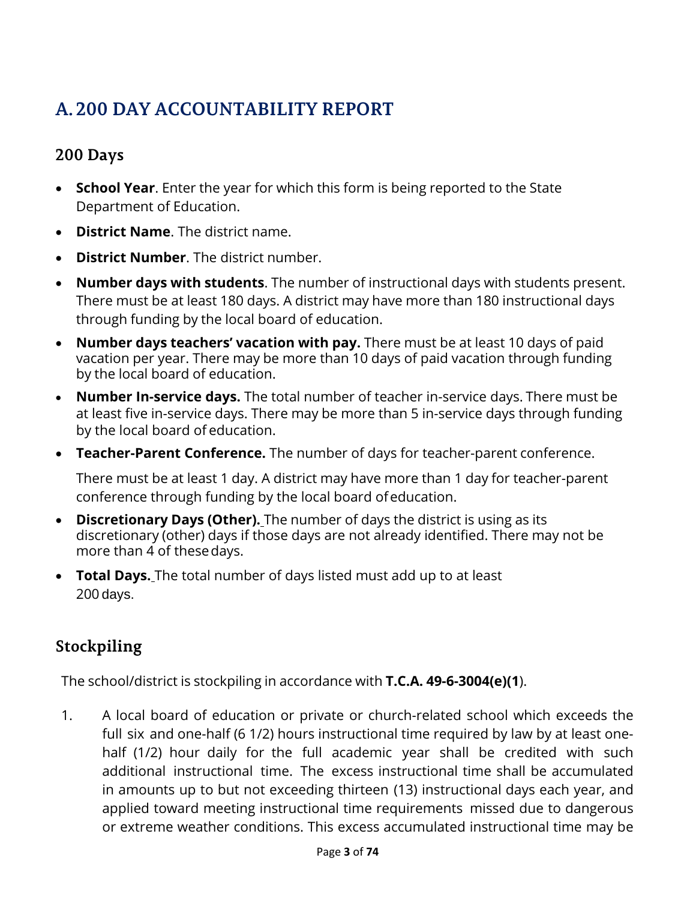# A. 200 DAY ACCOUNTABILITY REPORT

## 200 Days

- **School Year**. Enter the year for which this form is being reported to the State Department of Education.
- **District Name**. The district name.
- **District Number**. The district number.
- **Number days with students**. The number of instructional days with students present. There must be at least 180 days. A district may have more than 180 instructional days through funding by the local board of education.
- **Number days teachers' vacation with pay.** There must be at least 10 days of paid vacation per year. There may be more than 10 days of paid vacation through funding by the local board of education.
- **Number In-service days.** The total number of teacher in-service days. There must be at least five in-service days. There may be more than 5 in-service days through funding by the local board of education.
- **Teacher-Parent Conference.** The number of days for teacher-parent conference.

  There must be at least 1 day. A district may have more than 1 day for teacher-parent conference through funding by the local board of education.
- **Discretionary Days (Other).** The number of days the district is using as its discretionary (other) days if those days are not already identified. There may not be more than 4 of these days.
- **Total Days.** The total number of days listed must add up to at least 200 days.

## Stockpiling

The school/district is stockpiling in accordance with **T.C.A. 49-6-3004(e)(1**).

1. A local board of education or private or church-related school which exceeds the full six and one-half (6 1/2) hours instructional time required by law by at least one-half (1/2) hour daily for the full academic year shall be credited with such additional instructional time. The excess instructional time shall be accumulated in amounts up to but not exceeding thirteen (13) instructional days each year, and applied toward meeting instructional time requirements missed due to dangerous or extreme weather conditions. This excess accumulated instructional time may be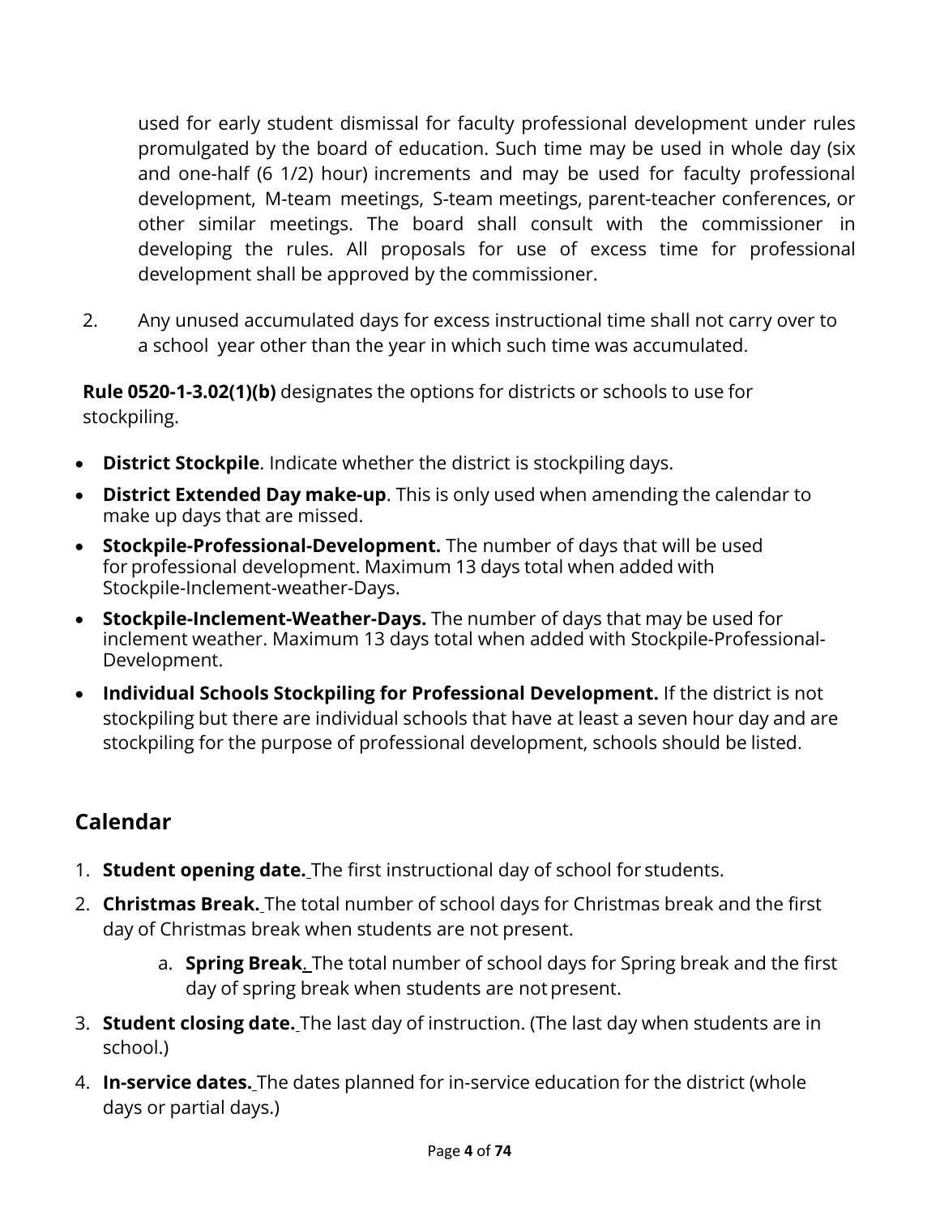used for early student dismissal for faculty professional development under rules promulgated by the board of education. Such time may be used in whole day (six and one-half (6 1/2) hour) increments and may be used for faculty professional development, M-team meetings, S-team meetings, parent-teacher conferences, or other similar meetings. The board shall consult with the commissioner in developing the rules. All proposals for use of excess time for professional development shall be approved by the commissioner.

2. Any unused accumulated days for excess instructional time shall not carry over to a school year other than the year in which such time was accumulated.

**Rule 0520-1-3.02(1)(b)** designates the options for districts or schools to use for stockpiling.

- **District Stockpile**. Indicate whether the district is stockpiling days.
- **District Extended Day make-up**. This is only used when amending the calendar to make up days that are missed.
- **Stockpile-Professional-Development.** The number of days that will be used for professional development. Maximum 13 days total when added with Stockpile-Inclement-weather-Days.
- **Stockpile-Inclement-Weather-Days.** The number of days that may be used for inclement weather. Maximum 13 days total when added with Stockpile-Professional-Development.
- **Individual Schools Stockpiling for Professional Development.** If the district is not stockpiling but there are individual schools that have at least a seven hour day and are stockpiling for the purpose of professional development, schools should be listed.

## Calendar

1. **Student opening date.** The first instructional day of school for students.
2. **Christmas Break.** The total number of school days for Christmas break and the first day of Christmas break when students are not present.
    a. **Spring Break.** The total number of school days for Spring break and the first day of spring break when students are not present.
3. **Student closing date.** The last day of instruction. (The last day when students are in school.)
4. **In-service dates.** The dates planned for in-service education for the district (whole days or partial days.)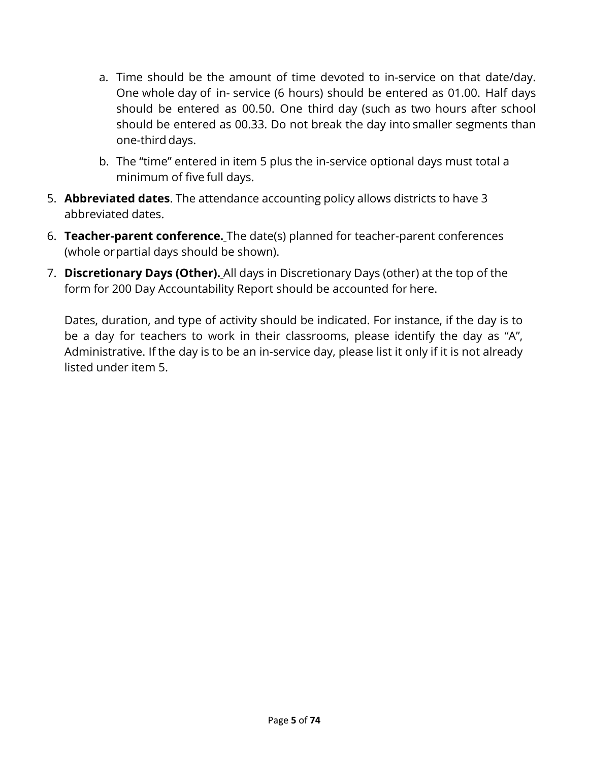a. Time should be the amount of time devoted to in-service on that date/day. One whole day of in- service (6 hours) should be entered as 01.00. Half days should be entered as 00.50. One third day (such as two hours after school should be entered as 00.33. Do not break the day into smaller segments than one-third days.
   b. The "time" entered in item 5 plus the in-service optional days must total a minimum of five full days.

5. **Abbreviated dates**. The attendance accounting policy allows districts to have 3 abbreviated dates.
6. **Teacher-parent conference.** The date(s) planned for teacher-parent conferences (whole or partial days should be shown).
7. **Discretionary Days (Other).** All days in Discretionary Days (other) at the top of the form for 200 Day Accountability Report should be accounted for here.

   Dates, duration, and type of activity should be indicated. For instance, if the day is to be a day for teachers to work in their classrooms, please identify the day as "A", Administrative. If the day is to be an in-service day, please list it only if it is not already listed under item 5.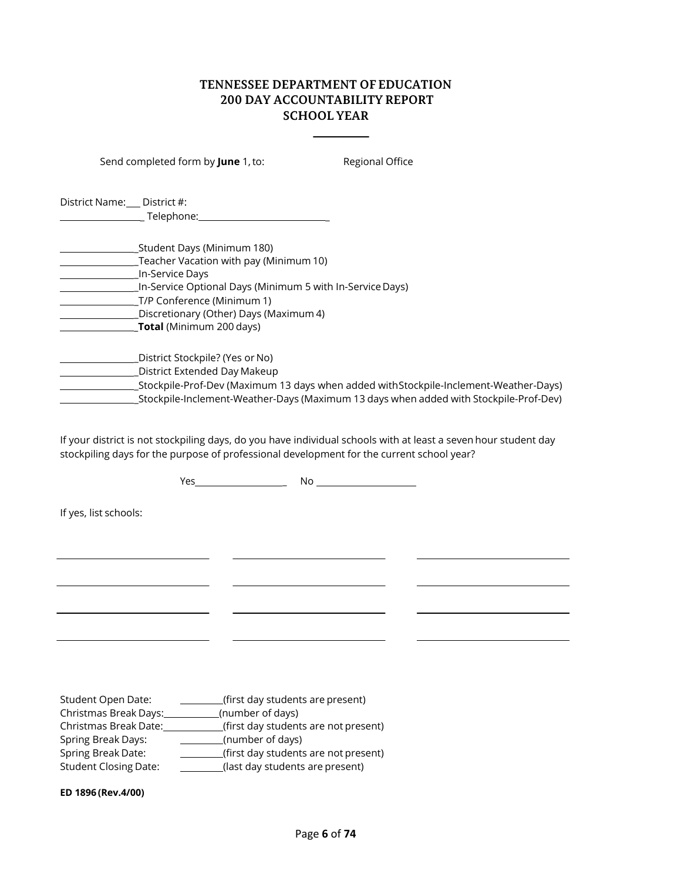# TENNESSEE DEPARTMENT OF EDUCATION
# 200 DAY ACCOUNTABILITY REPORT
# SCHOOL YEAR

__________

Send completed form by **June** 1, to: Regional Office

District Name:___ District #:
_________________ Telephone:___________________________

_______________Student Days (Minimum 180)
_______________Teacher Vacation with pay (Minimum 10)
_______________In-Service Days
_______________In-Service Optional Days (Minimum 5 with In-Service Days)
_______________T/P Conference (Minimum 1)
_______________Discretionary (Other) Days (Maximum 4)
_______________**Total** (Minimum 200 days)

_______________District Stockpile? (Yes or No)
_______________District Extended Day Makeup
_______________Stockpile-Prof-Dev (Maximum 13 days when added with Stockpile-Inclement-Weather-Days)
_______________Stockpile-Inclement-Weather-Days (Maximum 13 days when added with Stockpile-Prof-Dev)

If your district is not stockpiling days, do you have individual schools with at least a seven hour student day stockpiling days for the purpose of professional development for the current school year?

Yes___________________ No ____________________

If yes, list schools:

______________________ ______________________ ______________________

______________________ ______________________ ______________________

______________________ ______________________ ______________________

______________________ ______________________ ______________________

Student Open Date: _________(first day students are present)
Christmas Break Days:___________(number of days)
Christmas Break Date:___________(first day students are not present)
Spring Break Days: _________(number of days)
Spring Break Date: _________(first day students are not present)
Student Closing Date: _________(last day students are present)

**ED 1896 (Rev.4/00)**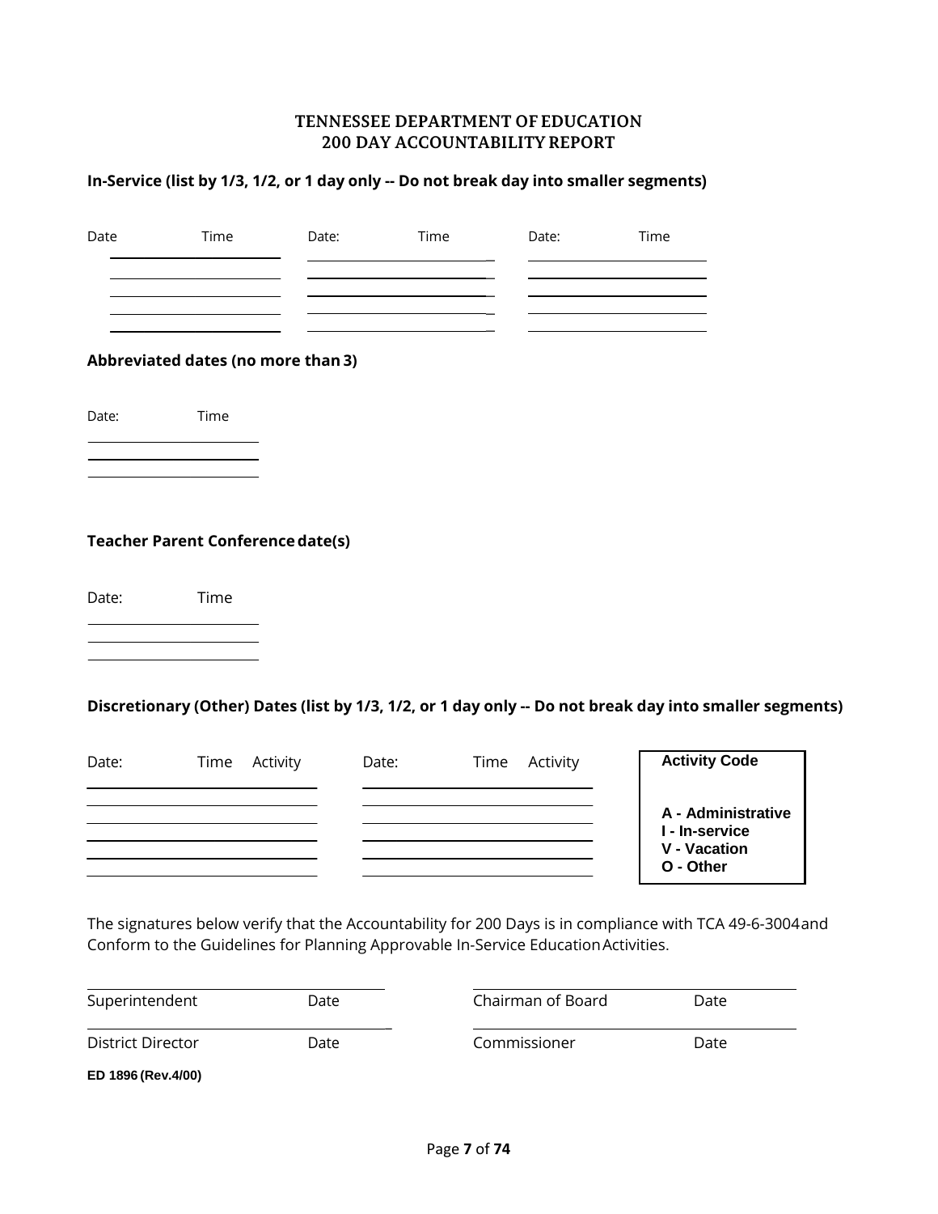# TENNESSEE DEPARTMENT OF EDUCATION
## 200 DAY ACCOUNTABILITY REPORT

**In-Service (list by 1/3, 1/2, or 1 day only -- Do not break day into smaller segments)**

| Date | Time | Date: | Time | Date: | Time |
|---|---|---|---|---|---|
| | | | | | |
| | | | | | |
| | | | | | |
| | | | | | |
| | | | | | |

**Abbreviated dates (no more than 3)**

| Date: | Time |
|---|---|
| | |
| | |
| | |

**Teacher Parent Conference date(s)**

| Date: | Time |
|---|---|
| | |
| | |
| | |

**Discretionary (Other) Dates (list by 1/3, 1/2, or 1 day only -- Do not break day into smaller segments)**

| Date: | Time | Activity | Date: | Time | Activity |
|---|---|---|---|---|---|
| | | | | | |
| | | | | | |
| | | | | | |
| | | | | | |
| | | | | | |

**Activity Code**

**A - Administrative**
**I - In-service**
**V - Vacation**
**O - Other**

The signatures below verify that the Accountability for 200 Days is in compliance with TCA 49-6-3004 and Conform to the Guidelines for Planning Approvable In-Service Education Activities.

| | | | |
|---|---|---|---|
| Superintendent | Date | Chairman of Board | Date |
| District Director | Date | Commissioner | Date |

**ED 1896 (Rev.4/00)**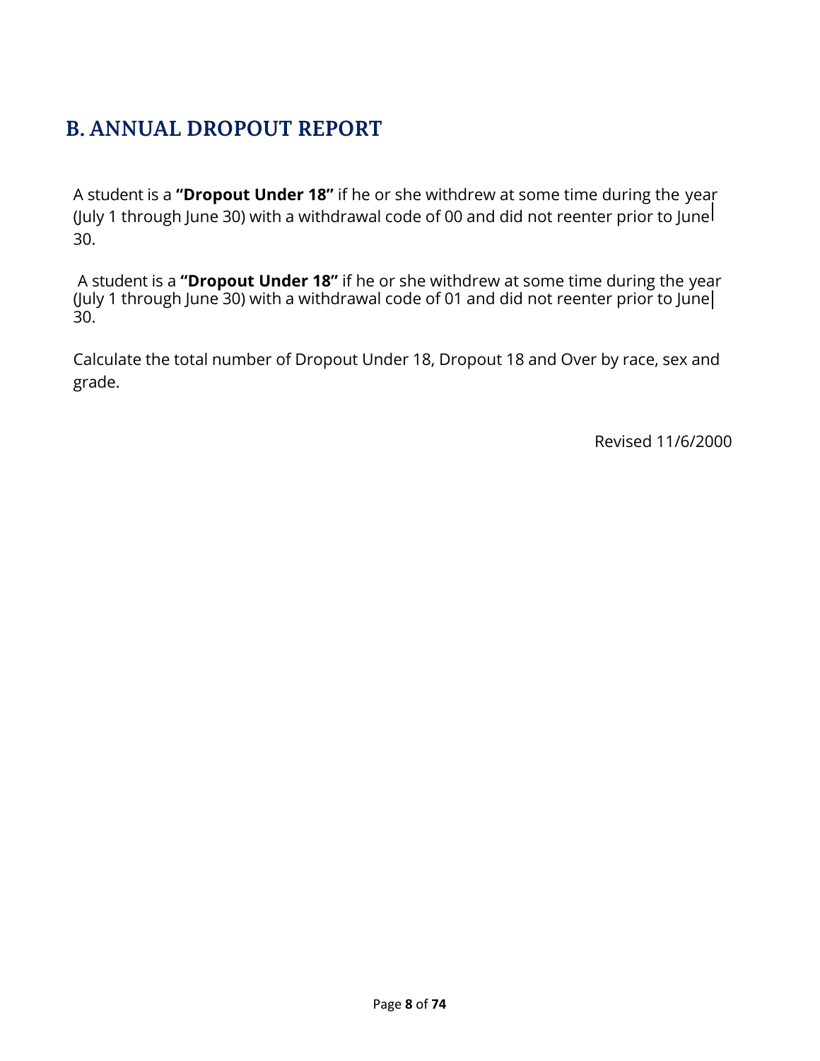## B. ANNUAL DROPOUT REPORT

A student is a **"Dropout Under 18"** if he or she withdrew at some time during the year (July 1 through June 30) with a withdrawal code of 00 and did not reenter prior to June 30.

A student is a **"Dropout Under 18"** if he or she withdrew at some time during the year (July 1 through June 30) with a withdrawal code of 01 and did not reenter prior to June 30.

Calculate the total number of Dropout Under 18, Dropout 18 and Over by race, sex and grade.

Revised 11/6/2000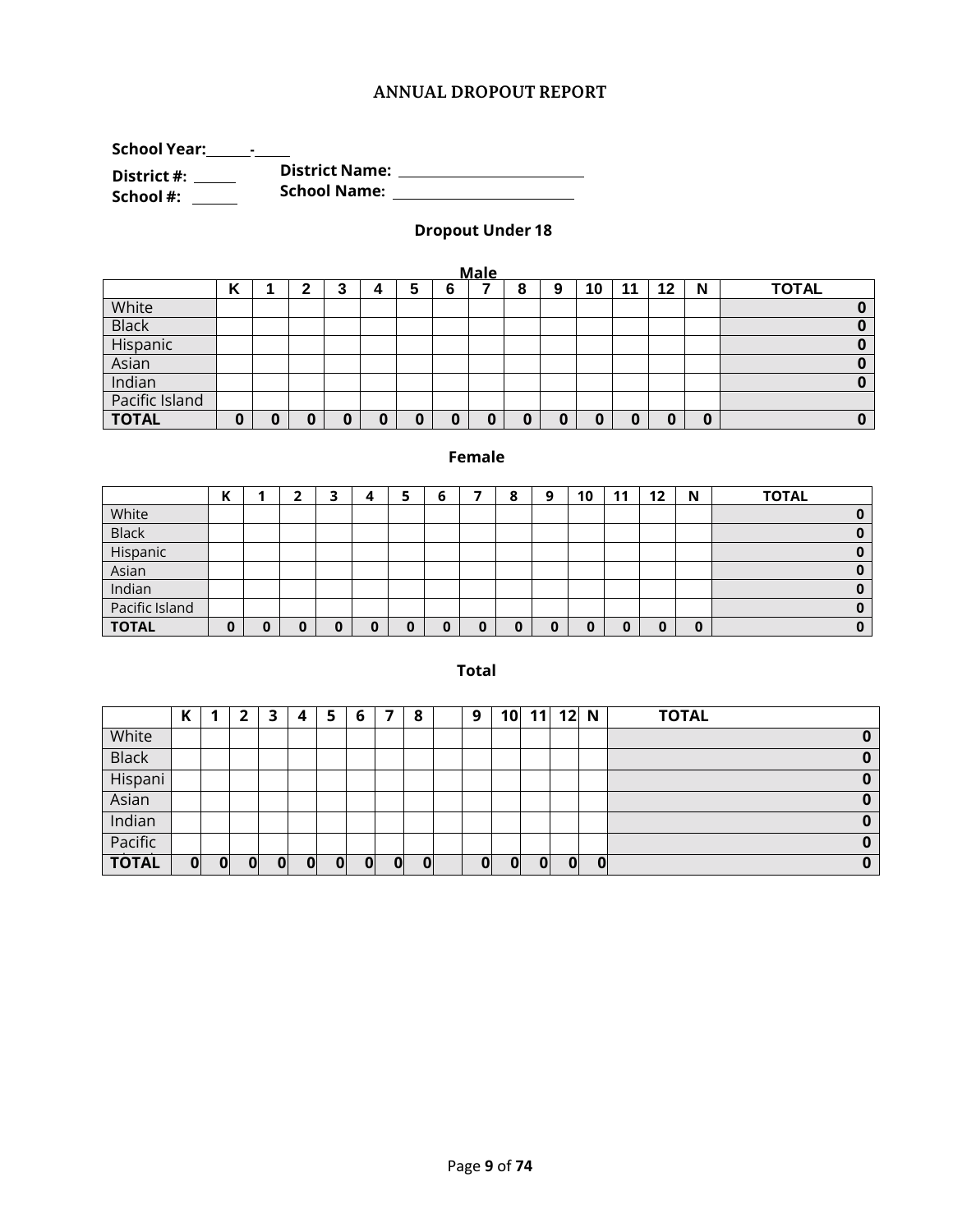## ANNUAL DROPOUT REPORT

**School Year:** ______-_____

**District #:** ______ **District Name:** __________________________

**School #:** ______ **School Name:** __________________________

### Dropout Under 18

**Male**

| | K | 1 | 2 | 3 | 4 | 5 | 6 | 7 | 8 | 9 | 10 | 11 | 12 | N | TOTAL |
|---|---|---|---|---|---|---|---|---|---|---|---|---|---|---|---|
| White | | | | | | | | | | | | | | | 0 |
| Black | | | | | | | | | | | | | | | 0 |
| Hispanic | | | | | | | | | | | | | | | 0 |
| Asian | | | | | | | | | | | | | | | 0 |
| Indian | | | | | | | | | | | | | | | 0 |
| Pacific Island | | | | | | | | | | | | | | | |
| **TOTAL** | **0** | **0** | **0** | **0** | **0** | **0** | **0** | **0** | **0** | **0** | **0** | **0** | **0** | **0** | **0** |

**Female**

| | K | 1 | 2 | 3 | 4 | 5 | 6 | 7 | 8 | 9 | 10 | 11 | 12 | N | TOTAL |
|---|---|---|---|---|---|---|---|---|---|---|---|---|---|---|---|
| White | | | | | | | | | | | | | | | 0 |
| Black | | | | | | | | | | | | | | | 0 |
| Hispanic | | | | | | | | | | | | | | | 0 |
| Asian | | | | | | | | | | | | | | | 0 |
| Indian | | | | | | | | | | | | | | | 0 |
| Pacific Island | | | | | | | | | | | | | | | 0 |
| **TOTAL** | **0** | **0** | **0** | **0** | **0** | **0** | **0** | **0** | **0** | **0** | **0** | **0** | **0** | **0** | **0** |

**Total**

| | K | 1 | 2 | 3 | 4 | 5 | 6 | 7 | 8 | | 9 | 10 | 11 | 12 | N | TOTAL |
|---|---|---|---|---|---|---|---|---|---|---|---|---|---|---|---|---|
| White | | | | | | | | | | | | | | | | 0 |
| Black | | | | | | | | | | | | | | | | 0 |
| Hispani | | | | | | | | | | | | | | | | 0 |
| Asian | | | | | | | | | | | | | | | | 0 |
| Indian | | | | | | | | | | | | | | | | 0 |
| Pacific | | | | | | | | | | | | | | | | 0 |
| **TOTAL** | **0** | **0** | **0** | **0** | **0** | **0** | **0** | **0** | **0** | | **0** | **0** | **0** | **0** | **0** | **0** |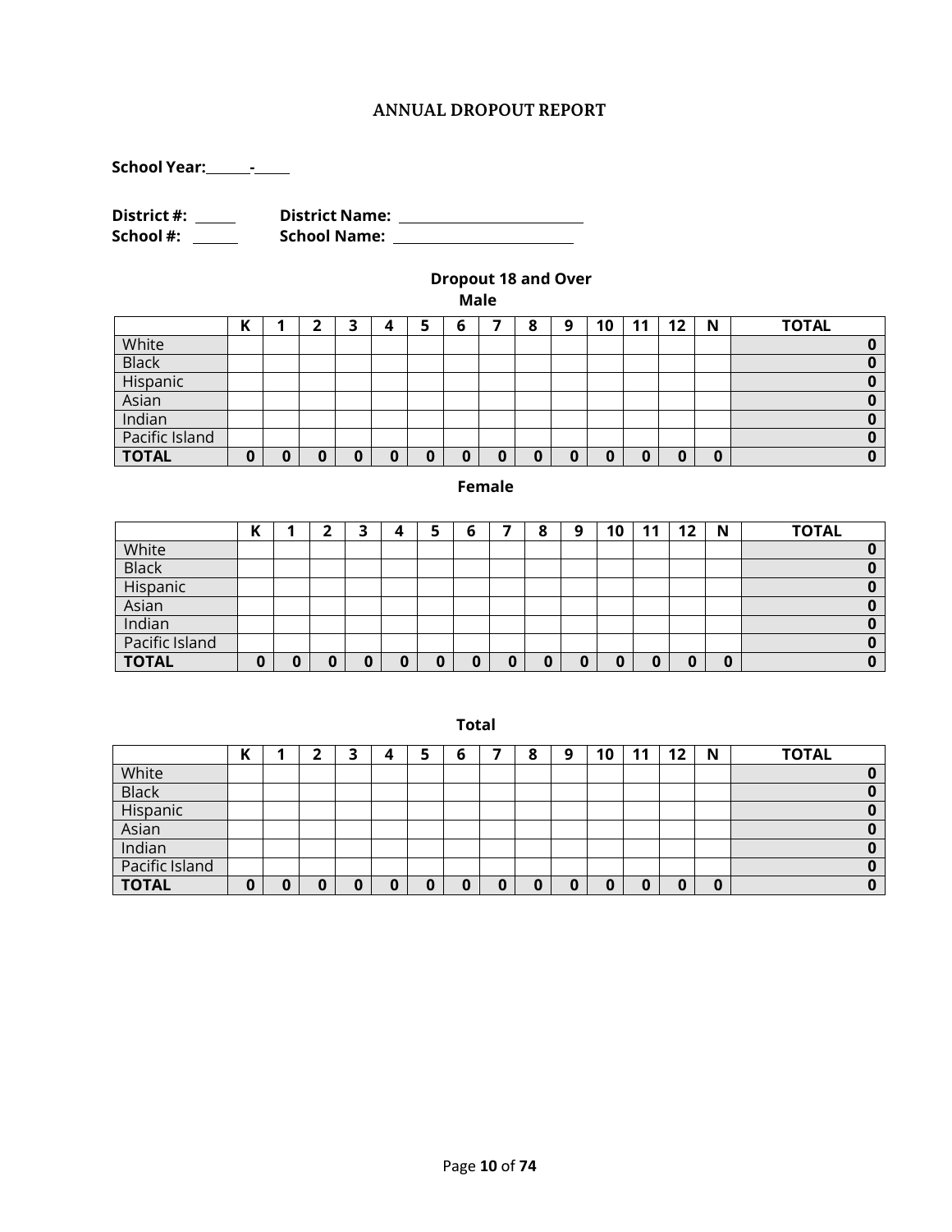## ANNUAL DROPOUT REPORT

**School Year:** ______-______

**District #:** ______ **District Name:** ______________________

**School #:** ______ **School Name:** ______________________

### Dropout 18 and Over

**Male**

| | K | 1 | 2 | 3 | 4 | 5 | 6 | 7 | 8 | 9 | 10 | 11 | 12 | N | TOTAL |
|---|---|---|---|---|---|---|---|---|---|---|---|---|---|---|---|
| White | | | | | | | | | | | | | | | **0** |
| Black | | | | | | | | | | | | | | | **0** |
| Hispanic | | | | | | | | | | | | | | | **0** |
| Asian | | | | | | | | | | | | | | | **0** |
| Indian | | | | | | | | | | | | | | | **0** |
| Pacific Island | | | | | | | | | | | | | | | **0** |
| **TOTAL** | **0** | **0** | **0** | **0** | **0** | **0** | **0** | **0** | **0** | **0** | **0** | **0** | **0** | **0** | **0** |

**Female**

| | K | 1 | 2 | 3 | 4 | 5 | 6 | 7 | 8 | 9 | 10 | 11 | 12 | N | TOTAL |
|---|---|---|---|---|---|---|---|---|---|---|---|---|---|---|---|
| White | | | | | | | | | | | | | | | **0** |
| Black | | | | | | | | | | | | | | | **0** |
| Hispanic | | | | | | | | | | | | | | | **0** |
| Asian | | | | | | | | | | | | | | | **0** |
| Indian | | | | | | | | | | | | | | | **0** |
| Pacific Island | | | | | | | | | | | | | | | **0** |
| **TOTAL** | **0** | **0** | **0** | **0** | **0** | **0** | **0** | **0** | **0** | **0** | **0** | **0** | **0** | **0** | **0** |

**Total**

| | K | 1 | 2 | 3 | 4 | 5 | 6 | 7 | 8 | 9 | 10 | 11 | 12 | N | TOTAL |
|---|---|---|---|---|---|---|---|---|---|---|---|---|---|---|---|
| White | | | | | | | | | | | | | | | **0** |
| Black | | | | | | | | | | | | | | | **0** |
| Hispanic | | | | | | | | | | | | | | | **0** |
| Asian | | | | | | | | | | | | | | | **0** |
| Indian | | | | | | | | | | | | | | | **0** |
| Pacific Island | | | | | | | | | | | | | | | **0** |
| **TOTAL** | **0** | **0** | **0** | **0** | **0** | **0** | **0** | **0** | **0** | **0** | **0** | **0** | **0** | **0** | **0** |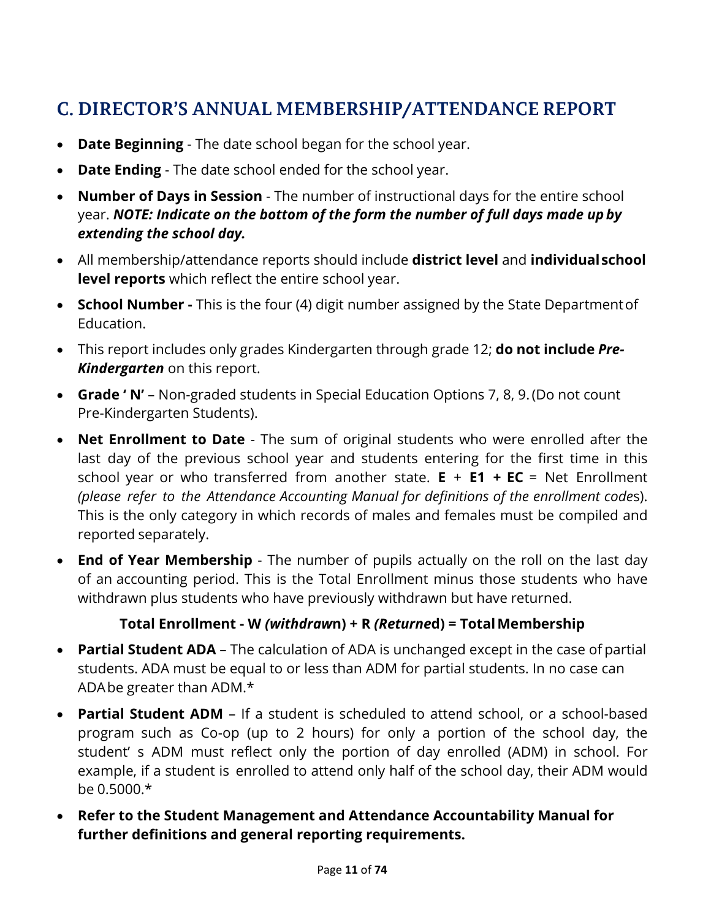## C. DIRECTOR'S ANNUAL MEMBERSHIP/ATTENDANCE REPORT

- **Date Beginning** - The date school began for the school year.
- **Date Ending** - The date school ended for the school year.
- **Number of Days in Session** - The number of instructional days for the entire school year. ***NOTE: Indicate on the bottom of the form the number of full days made up by extending the school day.***
- All membership/attendance reports should include **district level** and **individual school level reports** which reflect the entire school year.
- **School Number -** This is the four (4) digit number assigned by the State Department of Education.
- This report includes only grades Kindergarten through grade 12; **do not include *Pre-Kindergarten*** on this report.
- **Grade ' N'** – Non-graded students in Special Education Options 7, 8, 9. (Do not count Pre-Kindergarten Students).
- **Net Enrollment to Date** - The sum of original students who were enrolled after the last day of the previous school year and students entering for the first time in this school year or who transferred from another state. **E** + **E1 + EC** = Net Enrollment *(please refer to the Attendance Accounting Manual for definitions of the enrollment codes*). This is the only category in which records of males and females must be compiled and reported separately.
- **End of Year Membership** - The number of pupils actually on the roll on the last day of an accounting period. This is the Total Enrollment minus those students who have withdrawn plus students who have previously withdrawn but have returned.

  **Total Enrollment - W *(withdrawn*) + R *(Returned*) = Total Membership**

- **Partial Student ADA** – The calculation of ADA is unchanged except in the case of partial students. ADA must be equal to or less than ADM for partial students. In no case can ADA be greater than ADM.*
- **Partial Student ADM** – If a student is scheduled to attend school, or a school-based program such as Co-op (up to 2 hours) for only a portion of the school day, the student' s ADM must reflect only the portion of day enrolled (ADM) in school. For example, if a student is enrolled to attend only half of the school day, their ADM would be 0.5000.*
- **Refer to the Student Management and Attendance Accountability Manual for further definitions and general reporting requirements.**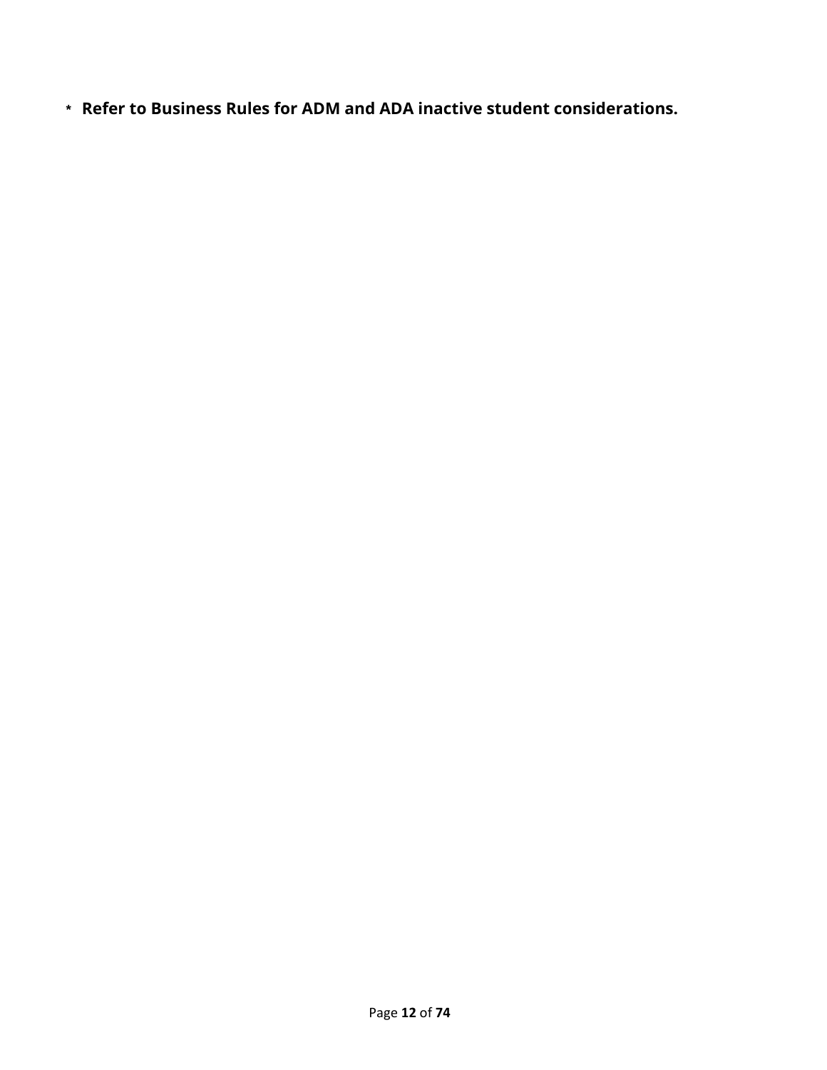\* **Refer to Business Rules for ADM and ADA inactive student considerations.**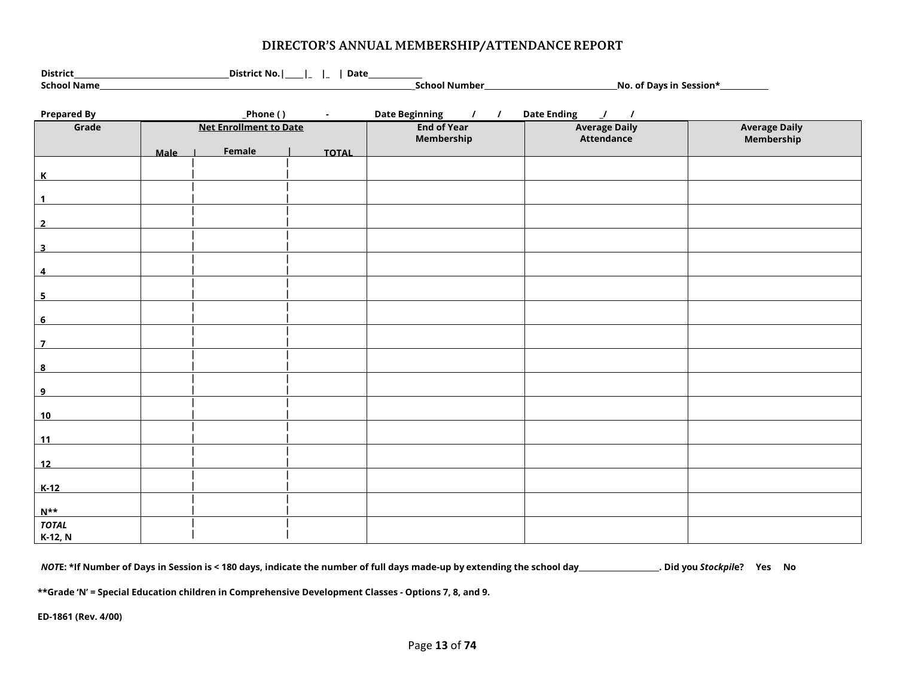# DIRECTOR'S ANNUAL MEMBERSHIP/ATTENDANCE REPORT

**District**\_\_\_\_\_\_\_\_\_\_\_\_\_\_\_\_\_\_\_\_\_\_\_\_\_\_\_\_\_\_\_\_\_\_**District No.**|\_\_\_\_|\_ |\_ | **Date**\_\_\_\_\_\_\_\_\_\_\_\_
**School Name**\_\_\_\_\_\_\_\_\_\_\_\_\_\_\_\_\_\_\_\_\_\_\_\_\_\_\_\_\_\_\_\_\_\_\_\_\_\_\_\_\_\_\_\_\_\_\_\_\_\_\_\_\_\_\_\_\_\_\_\_**School Number**\_\_\_\_\_\_\_\_\_\_\_\_\_\_\_\_\_\_\_\_\_\_\_\_\_\_\_\_\_\_**No. of Days in Session\***\_\_\_\_\_\_\_\_\_\_\_

**Prepared By** \_**Phone ( ) -** **Date Beginning / /** **Date Ending \_/ /**

| Grade | Net Enrollment to Date | | | End of Year Membership | Average Daily Attendance | Average Daily Membership |
|---|---|---|---|---|---|---|
| | Male | Female | TOTAL | | | |
| K | | | | | | |
| 1 | | | | | | |
| 2 | | | | | | |
| 3 | | | | | | |
| 4 | | | | | | |
| 5 | | | | | | |
| 6 | | | | | | |
| 7 | | | | | | |
| 8 | | | | | | |
| 9 | | | | | | |
| 10 | | | | | | |
| 11 | | | | | | |
| 12 | | | | | | |
| K-12 | | | | | | |
| N** | | | | | | |
| *TOTAL* K-12, N | | | | | | |

***NOTE*: \*If Number of Days in Session is < 180 days, indicate the number of full days made-up by extending the school day\_\_\_\_\_\_\_\_\_\_\_\_\_\_\_\_\_\_\_. Did you *Stockpile*? Yes No**

**\*\*Grade 'N' = Special Education children in Comprehensive Development Classes - Options 7, 8, and 9.**

**ED-1861 (Rev. 4/00)**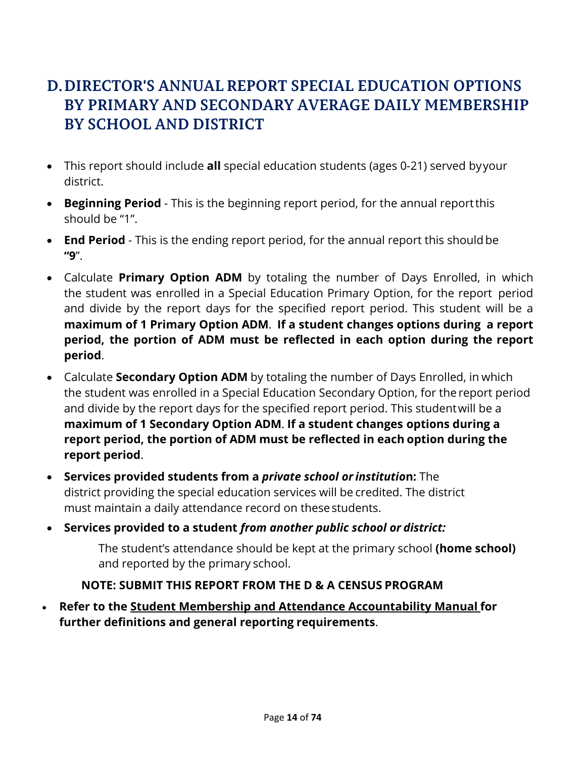## D. DIRECTOR'S ANNUAL REPORT SPECIAL EDUCATION OPTIONS BY PRIMARY AND SECONDARY AVERAGE DAILY MEMBERSHIP BY SCHOOL AND DISTRICT

- This report should include **all** special education students (ages 0-21) served by your district.
- **Beginning Period** - This is the beginning report period, for the annual report this should be "1".
- **End Period** - This is the ending report period, for the annual report this should be **"9**".
- Calculate **Primary Option ADM** by totaling the number of Days Enrolled, in which the student was enrolled in a Special Education Primary Option, for the report period and divide by the report days for the specified report period. This student will be a **maximum of 1 Primary Option ADM**. **If a student changes options during a report period, the portion of ADM must be reflected in each option during the report period**.
- Calculate **Secondary Option ADM** by totaling the number of Days Enrolled, in which the student was enrolled in a Special Education Secondary Option, for the report period and divide by the report days for the specified report period. This student will be a **maximum of 1 Secondary Option ADM**. **If a student changes options during a report period, the portion of ADM must be reflected in each option during the report period**.
- **Services provided students from a *private school or institution*:** The district providing the special education services will be credited. The district must maintain a daily attendance record on these students.
- **Services provided to a student *from another public school or district:***

  The student's attendance should be kept at the primary school **(home school)** and reported by the primary school.

  **NOTE: SUBMIT THIS REPORT FROM THE D & A CENSUS PROGRAM**

- **Refer to the <u>Student Membership and Attendance Accountability Manual</u> for further definitions and general reporting requirements**.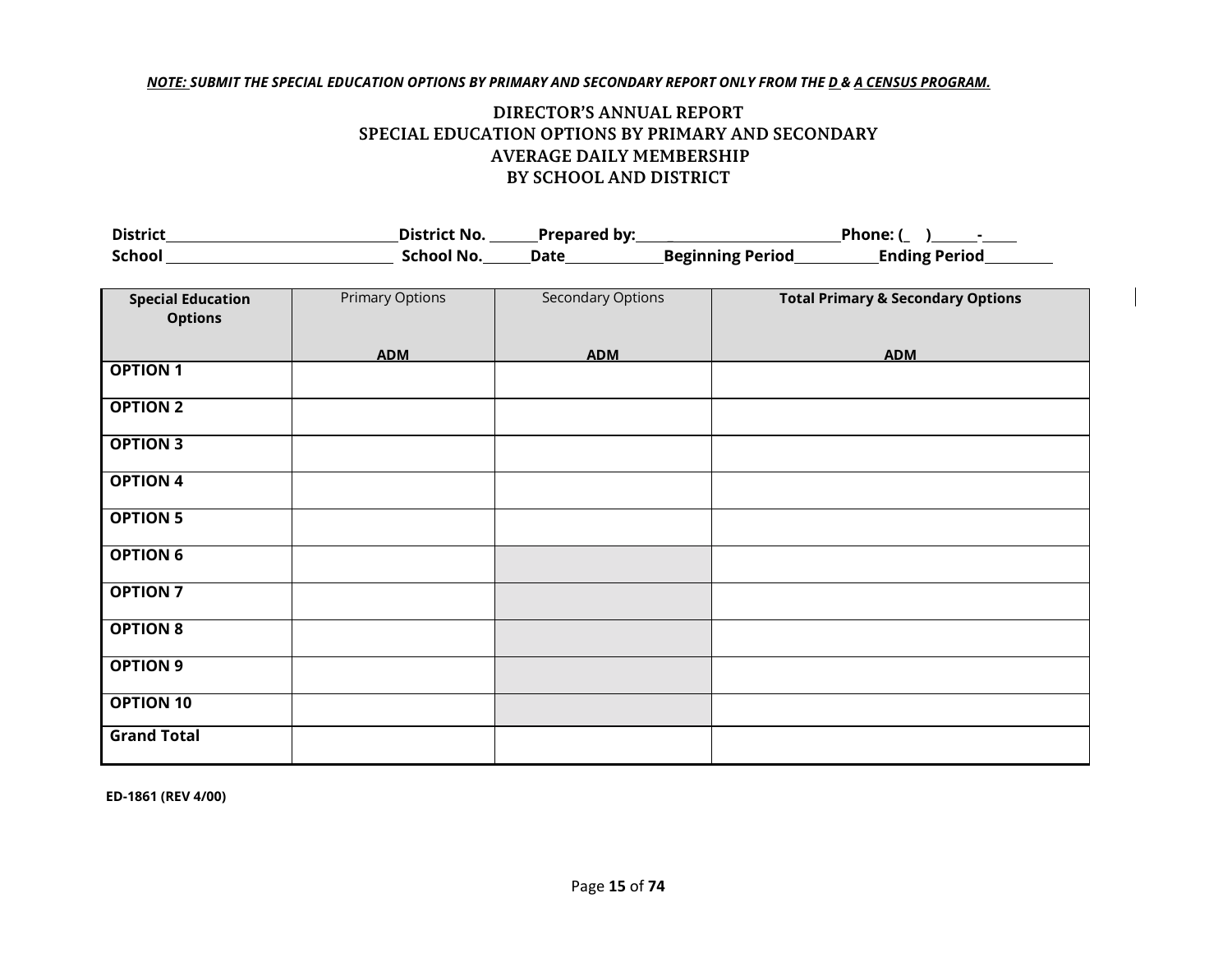***NOTE:* SUBMIT THE SPECIAL EDUCATION OPTIONS BY PRIMARY AND SECONDARY REPORT ONLY FROM THE D & A CENSUS PROGRAM.**

## DIRECTOR'S ANNUAL REPORT
## SPECIAL EDUCATION OPTIONS BY PRIMARY AND SECONDARY
## AVERAGE DAILY MEMBERSHIP
## BY SCHOOL AND DISTRICT

**District**\_\_\_\_\_\_\_\_\_\_\_\_\_\_\_\_\_\_\_\_\_\_\_\_\_\_\_\_\_\_ **District No.** \_\_\_\_\_\_ **Prepared by:**\_\_\_\_\_\_\_\_\_\_\_\_\_\_\_\_\_\_\_\_\_\_\_\_\_\_\_\_ **Phone: (\_ )**\_\_\_\_\_\_**-**\_\_\_\_\_

**School** \_\_\_\_\_\_\_\_\_\_\_\_\_\_\_\_\_\_\_\_\_\_\_\_\_\_\_\_\_\_ **School No.**\_\_\_\_\_\_ **Date**\_\_\_\_\_\_\_\_\_\_\_\_\_ **Beginning Period**\_\_\_\_\_\_\_\_\_\_\_ **Ending Period**\_\_\_\_\_\_\_\_\_

| **Special Education Options** | Primary Options<br>**ADM** | Secondary Options<br>**ADM** | **Total Primary & Secondary Options**<br>**ADM** |
|---|---|---|---|
| **OPTION 1** | | | |
| **OPTION 2** | | | |
| **OPTION 3** | | | |
| **OPTION 4** | | | |
| **OPTION 5** | | | |
| **OPTION 6** | | | |
| **OPTION 7** | | | |
| **OPTION 8** | | | |
| **OPTION 9** | | | |
| **OPTION 10** | | | |
| **Grand Total** | | | |

**ED-1861 (REV 4/00)**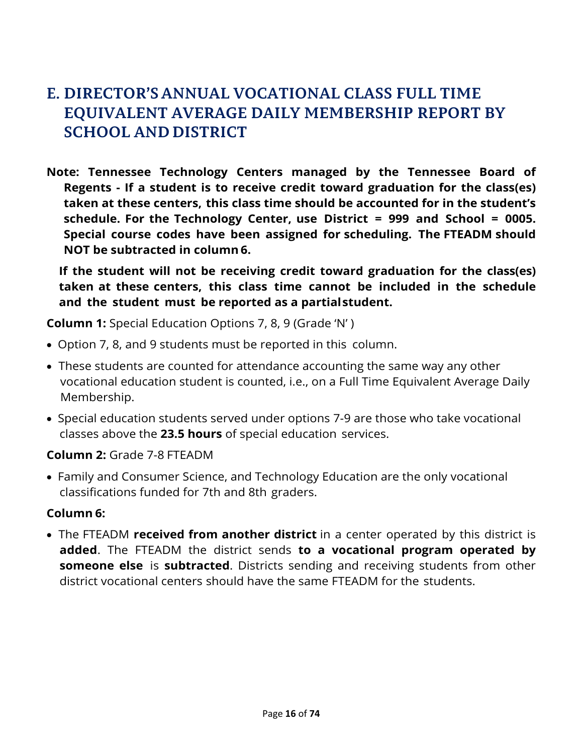## E. DIRECTOR'S ANNUAL VOCATIONAL CLASS FULL TIME EQUIVALENT AVERAGE DAILY MEMBERSHIP REPORT BY SCHOOL AND DISTRICT

**Note: Tennessee Technology Centers managed by the Tennessee Board of Regents - If a student is to receive credit toward graduation for the class(es) taken at these centers, this class time should be accounted for in the student's schedule. For the Technology Center, use District = 999 and School = 0005. Special course codes have been assigned for scheduling. The FTEADM should NOT be subtracted in column 6.**

**If the student will not be receiving credit toward graduation for the class(es) taken at these centers, this class time cannot be included in the schedule and the student must be reported as a partial student.**

**Column 1:** Special Education Options 7, 8, 9 (Grade 'N' )

- Option 7, 8, and 9 students must be reported in this column.
- These students are counted for attendance accounting the same way any other vocational education student is counted, i.e., on a Full Time Equivalent Average Daily Membership.
- Special education students served under options 7-9 are those who take vocational classes above the **23.5 hours** of special education services.

**Column 2:** Grade 7-8 FTEADM

- Family and Consumer Science, and Technology Education are the only vocational classifications funded for 7th and 8th graders.

**Column 6:**

- The FTEADM **received from another district** in a center operated by this district is **added**. The FTEADM the district sends **to a vocational program operated by someone else** is **subtracted**. Districts sending and receiving students from other district vocational centers should have the same FTEADM for the students.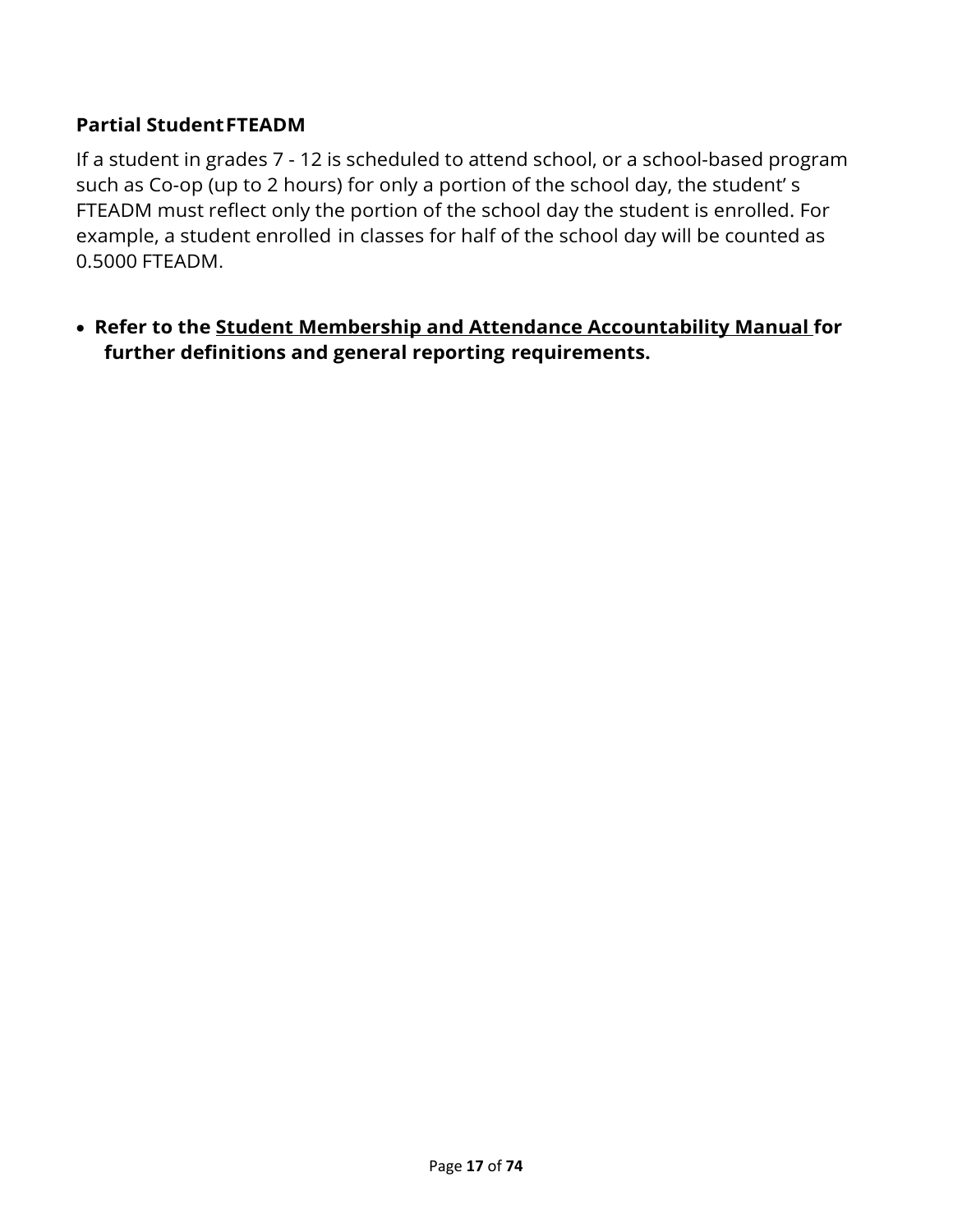### Partial Student FTEADM

If a student in grades 7 - 12 is scheduled to attend school, or a school-based program such as Co-op (up to 2 hours) for only a portion of the school day, the student's FTEADM must reflect only the portion of the school day the student is enrolled. For example, a student enrolled in classes for half of the school day will be counted as 0.5000 FTEADM.

- **Refer to the Student Membership and Attendance Accountability Manual for further definitions and general reporting requirements.**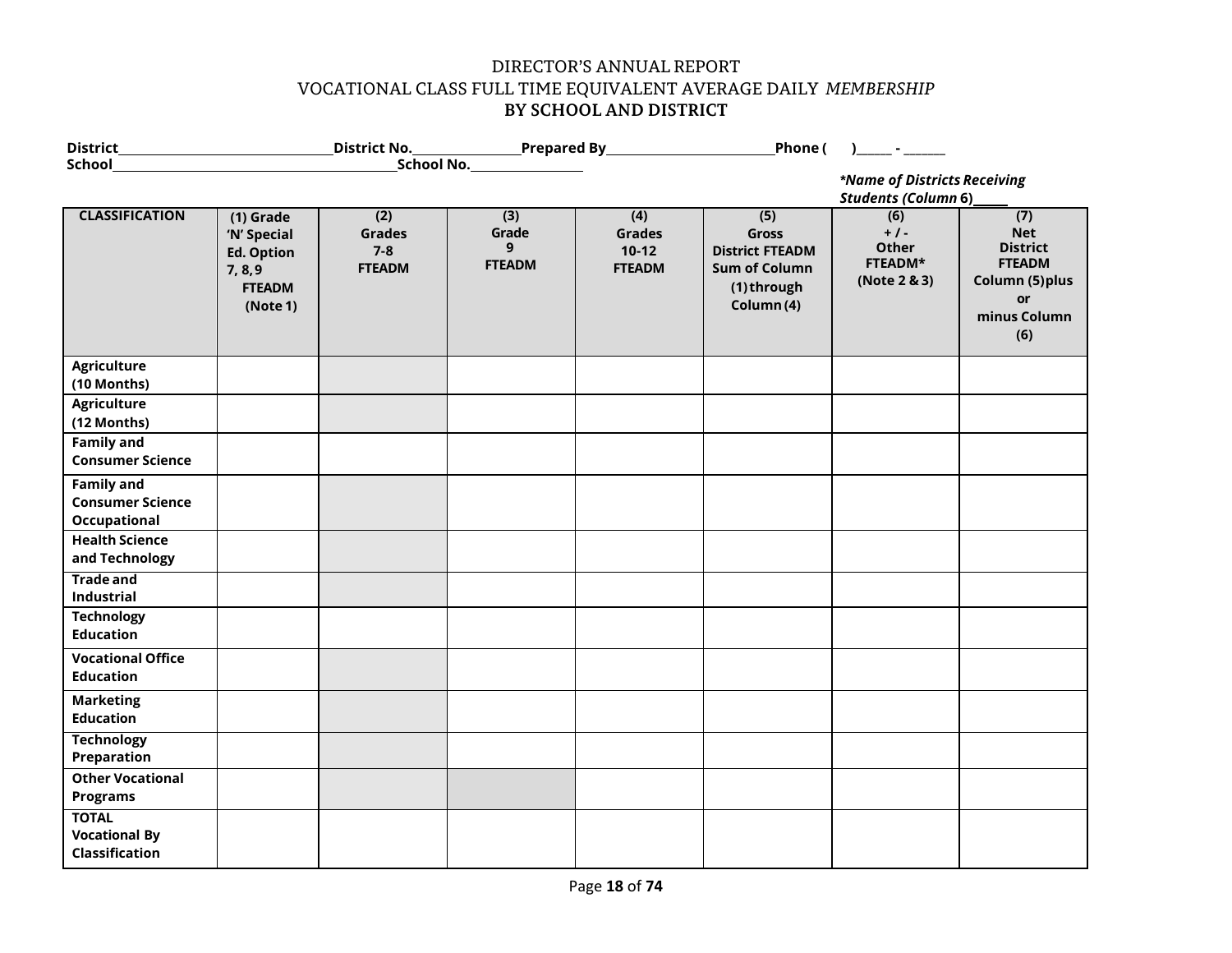# DIRECTOR'S ANNUAL REPORT
## VOCATIONAL CLASS FULL TIME EQUIVALENT AVERAGE DAILY *MEMBERSHIP*
## BY SCHOOL AND DISTRICT

**District**\_\_\_\_\_\_\_\_\_\_\_\_\_\_\_\_\_\_\_\_\_\_\_\_\_\_\_\_\_\_**District No.**\_\_\_\_\_\_\_\_\_\_\_\_\_\_\_\_**Prepared By**\_\_\_\_\_\_\_\_\_\_\_\_\_\_\_\_\_\_\_\_\_\_\_\_\_**Phone (      )\_\_\_\_\_ - \_\_\_\_\_\_**

**School**\_\_\_\_\_\_\_\_\_\_\_\_\_\_\_\_\_\_\_\_\_\_\_\_\_\_\_\_\_\_\_\_\_\_\_\_\_\_\_\_**School No.**\_\_\_\_\_\_\_\_\_\_\_\_\_\_\_\_

***Name of Districts Receiving Students (Column 6)**\_\_\_\_\_

| CLASSIFICATION | (1) Grade 'N' Special Ed. Option 7, 8, 9 FTEADM (Note 1) | (2) Grades 7-8 FTEADM | (3) Grade 9 FTEADM | (4) Grades 10-12 FTEADM | (5) Gross District FTEADM Sum of Column (1) through Column (4) | (6) + / - Other FTEADM* (Note 2 & 3) | (7) Net District FTEADM Column (5) plus or minus Column (6) |
|---|---|---|---|---|---|---|---|
| **Agriculture (10 Months)** | | | | | | | |
| **Agriculture (12 Months)** | | | | | | | |
| **Family and Consumer Science** | | | | | | | |
| **Family and Consumer Science Occupational** | | | | | | | |
| **Health Science and Technology** | | | | | | | |
| **Trade and Industrial** | | | | | | | |
| **Technology Education** | | | | | | | |
| **Vocational Office Education** | | | | | | | |
| **Marketing Education** | | | | | | | |
| **Technology Preparation** | | | | | | | |
| **Other Vocational Programs** | | | | | | | |
| **TOTAL Vocational By Classification** | | | | | | | |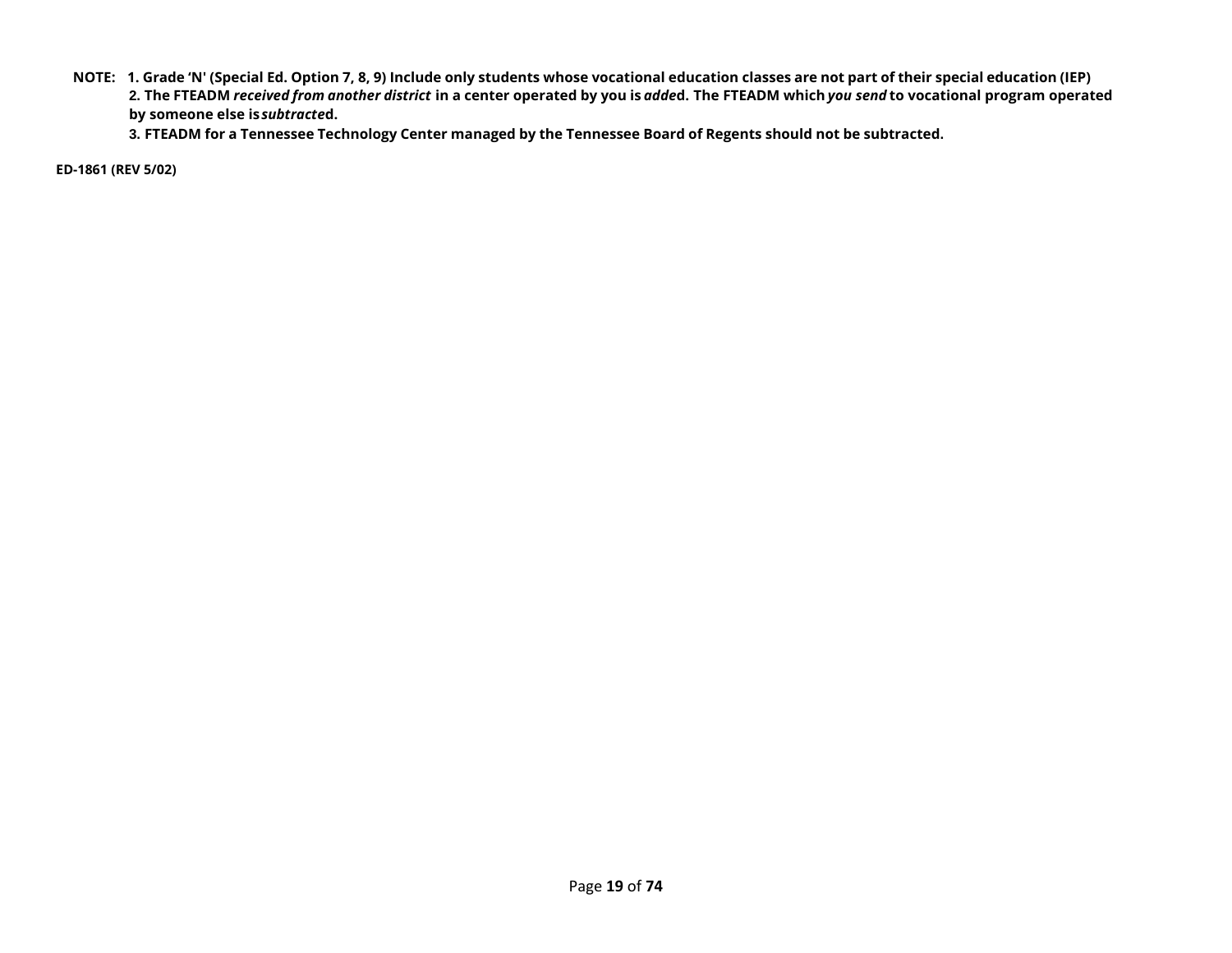**NOTE: 1. Grade 'N' (Special Ed. Option 7, 8, 9) Include only students whose vocational education classes are not part of their special education (IEP)**

**2. The FTEADM *received from another district* in a center operated by you is *adde*d. The FTEADM which *you send* to vocational program operated by someone else is *subtracte*d.**

**3. FTEADM for a Tennessee Technology Center managed by the Tennessee Board of Regents should not be subtracted.**

**ED-1861 (REV 5/02)**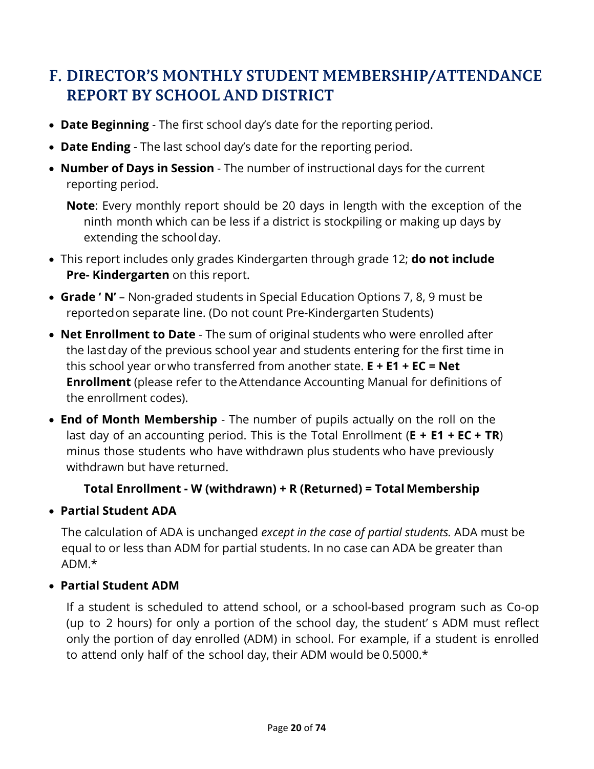## F. DIRECTOR'S MONTHLY STUDENT MEMBERSHIP/ATTENDANCE REPORT BY SCHOOL AND DISTRICT

- **Date Beginning** - The first school day's date for the reporting period.
- **Date Ending** - The last school day's date for the reporting period.
- **Number of Days in Session** - The number of instructional days for the current reporting period.

  **Note**: Every monthly report should be 20 days in length with the exception of the ninth month which can be less if a district is stockpiling or making up days by extending the school day.

- This report includes only grades Kindergarten through grade 12; **do not include Pre- Kindergarten** on this report.
- **Grade ' N'** – Non-graded students in Special Education Options 7, 8, 9 must be reported on separate line. (Do not count Pre-Kindergarten Students)
- **Net Enrollment to Date** - The sum of original students who were enrolled after the last day of the previous school year and students entering for the first time in this school year or who transferred from another state. **E + E1 + EC = Net Enrollment** (please refer to the Attendance Accounting Manual for definitions of the enrollment codes).
- **End of Month Membership** - The number of pupils actually on the roll on the last day of an accounting period. This is the Total Enrollment (**E + E1 + EC + TR**) minus those students who have withdrawn plus students who have previously withdrawn but have returned.

  **Total Enrollment - W (withdrawn) + R (Returned) = Total Membership**

- **Partial Student ADA**

  The calculation of ADA is unchanged *except in the case of partial students.* ADA must be equal to or less than ADM for partial students. In no case can ADA be greater than ADM.*

- **Partial Student ADM**

  If a student is scheduled to attend school, or a school-based program such as Co-op (up to 2 hours) for only a portion of the school day, the student' s ADM must reflect only the portion of day enrolled (ADM) in school. For example, if a student is enrolled to attend only half of the school day, their ADM would be 0.5000.*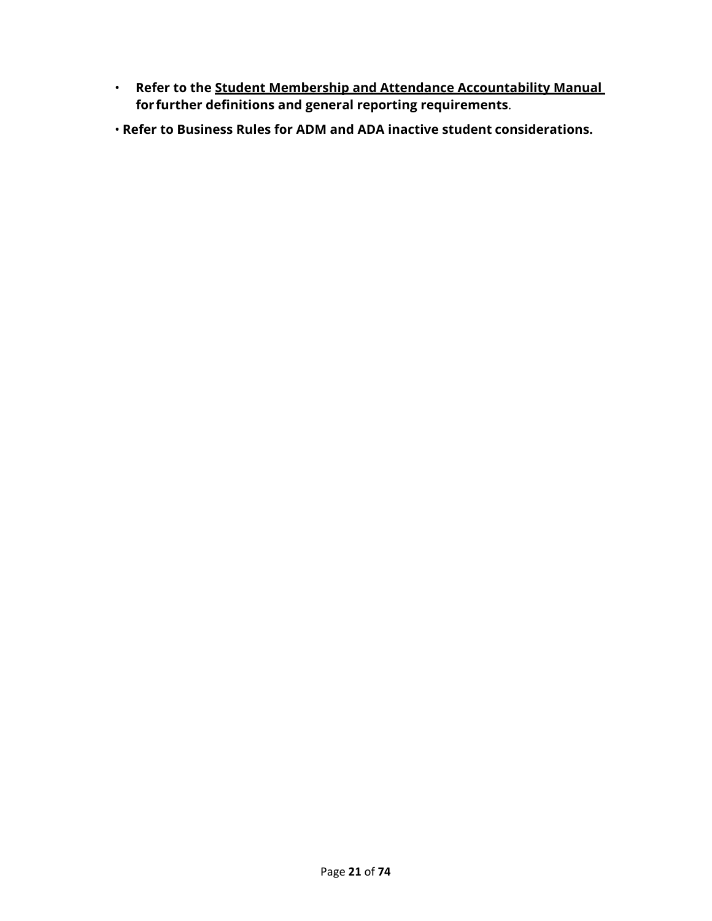- **Refer to the <u>Student Membership and Attendance Accountability Manual</u> for further definitions and general reporting requirements**.
- **Refer to Business Rules for ADM and ADA inactive student considerations.**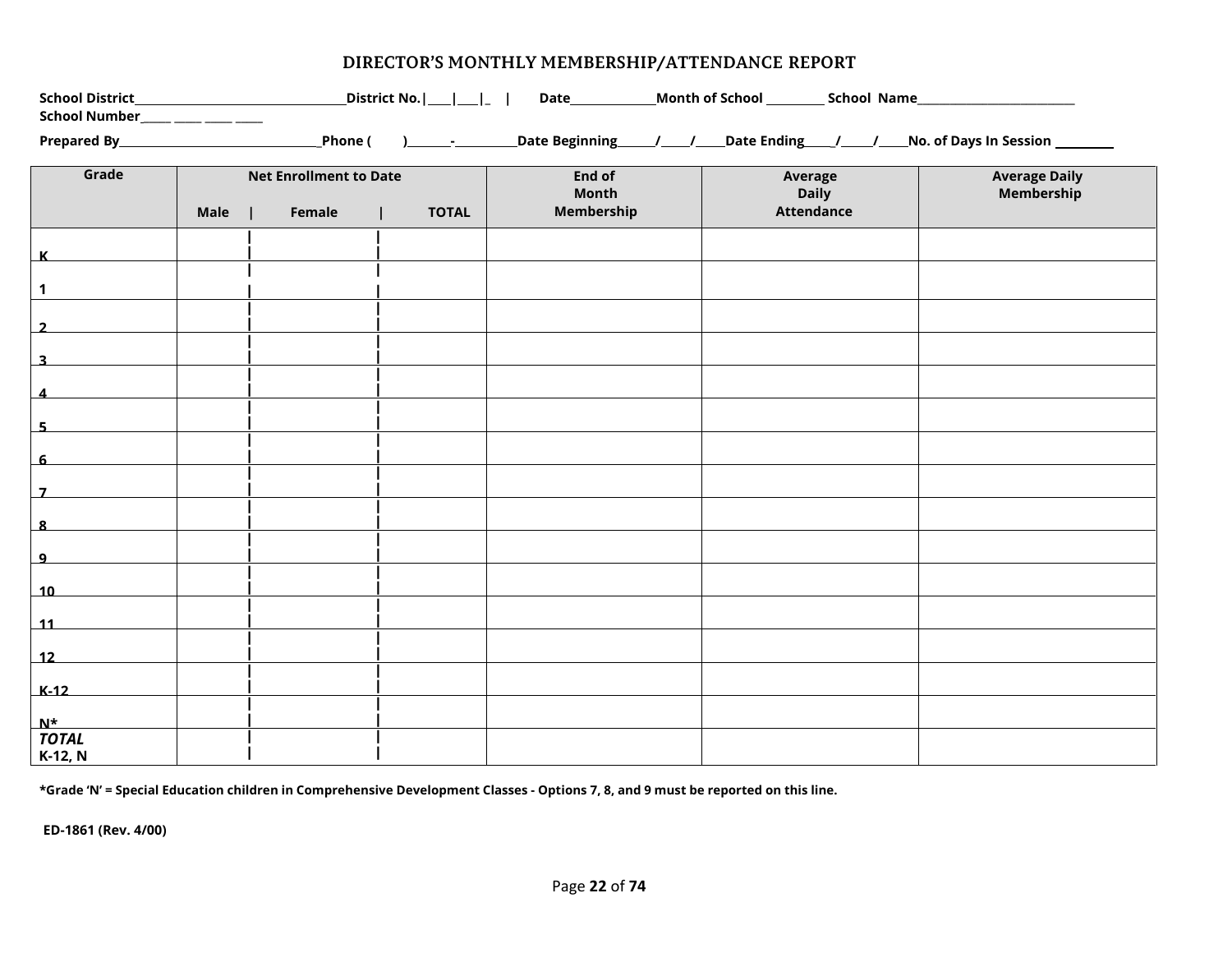# DIRECTOR'S MONTHLY MEMBERSHIP/ATTENDANCE REPORT

**School District**___________________________________**District No.**|____|___|_ | **Date**______________**Month of School** _________ **School Name**___________________________
**School Number**_____ _____ _____ _____

**Prepared By**__________________________________**Phone (** **)**_______-__________**Date Beginning**______/_____/_____**Date Ending**_____/_____/_____**No. of Days In Session** __________

| Grade | Net Enrollment to Date | | | End of Month Membership | Average Daily Attendance | Average Daily Membership |
|---|---|---|---|---|---|---|
| | Male | Female | TOTAL | | | |
| K | | | | | | |
| 1 | | | | | | |
| 2 | | | | | | |
| 3 | | | | | | |
| 4 | | | | | | |
| 5 | | | | | | |
| 6 | | | | | | |
| 7 | | | | | | |
| 8 | | | | | | |
| 9 | | | | | | |
| 10 | | | | | | |
| 11 | | | | | | |
| 12 | | | | | | |
| K-12 | | | | | | |
| N* | | | | | | |
| ***TOTAL*** **K-12, N** | | | | | | |

**\*Grade 'N' = Special Education children in Comprehensive Development Classes - Options 7, 8, and 9 must be reported on this line.**

**ED-1861 (Rev. 4/00)**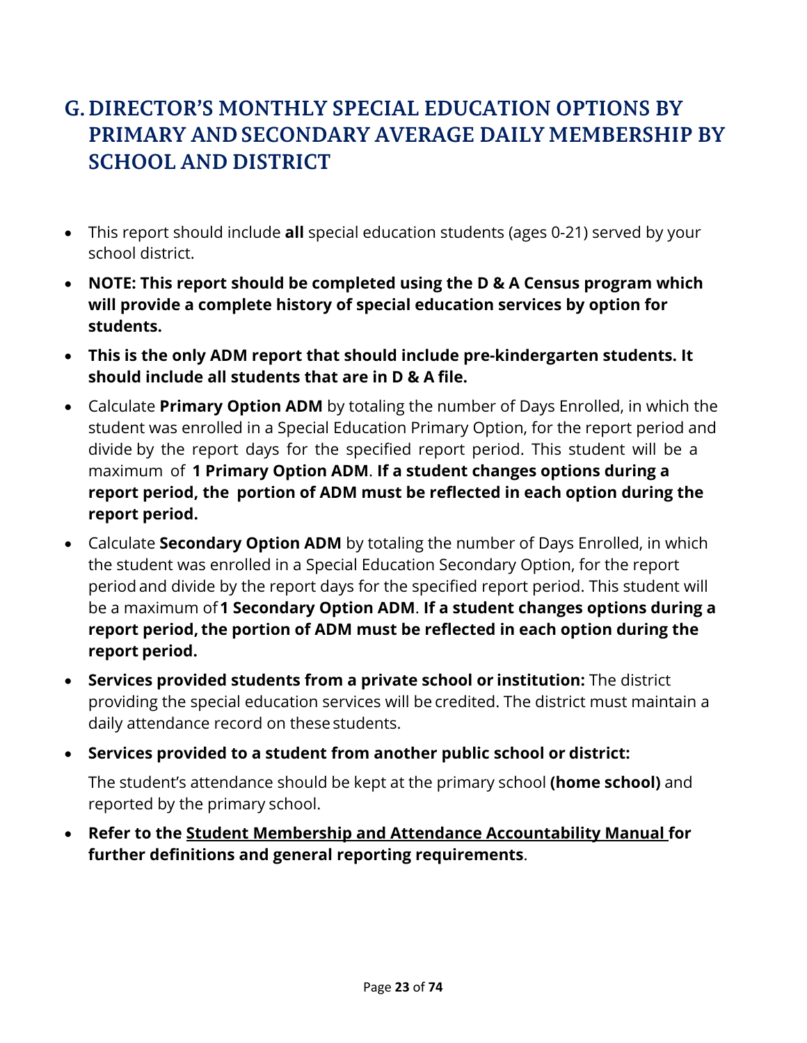## G. DIRECTOR'S MONTHLY SPECIAL EDUCATION OPTIONS BY PRIMARY AND SECONDARY AVERAGE DAILY MEMBERSHIP BY SCHOOL AND DISTRICT

- This report should include **all** special education students (ages 0-21) served by your school district.
- **NOTE: This report should be completed using the D & A Census program which will provide a complete history of special education services by option for students.**
- **This is the only ADM report that should include pre-kindergarten students. It should include all students that are in D & A file.**
- Calculate **Primary Option ADM** by totaling the number of Days Enrolled, in which the student was enrolled in a Special Education Primary Option, for the report period and divide by the report days for the specified report period. This student will be a maximum of **1 Primary Option ADM**. **If a student changes options during a report period, the portion of ADM must be reflected in each option during the report period.**
- Calculate **Secondary Option ADM** by totaling the number of Days Enrolled, in which the student was enrolled in a Special Education Secondary Option, for the report period and divide by the report days for the specified report period. This student will be a maximum of **1 Secondary Option ADM**. **If a student changes options during a report period, the portion of ADM must be reflected in each option during the report period.**
- **Services provided students from a private school or institution:** The district providing the special education services will be credited. The district must maintain a daily attendance record on these students.
- **Services provided to a student from another public school or district:**

  The student's attendance should be kept at the primary school **(home school)** and reported by the primary school.
- **Refer to the <u>Student Membership and Attendance Accountability Manual</u> for further definitions and general reporting requirements**.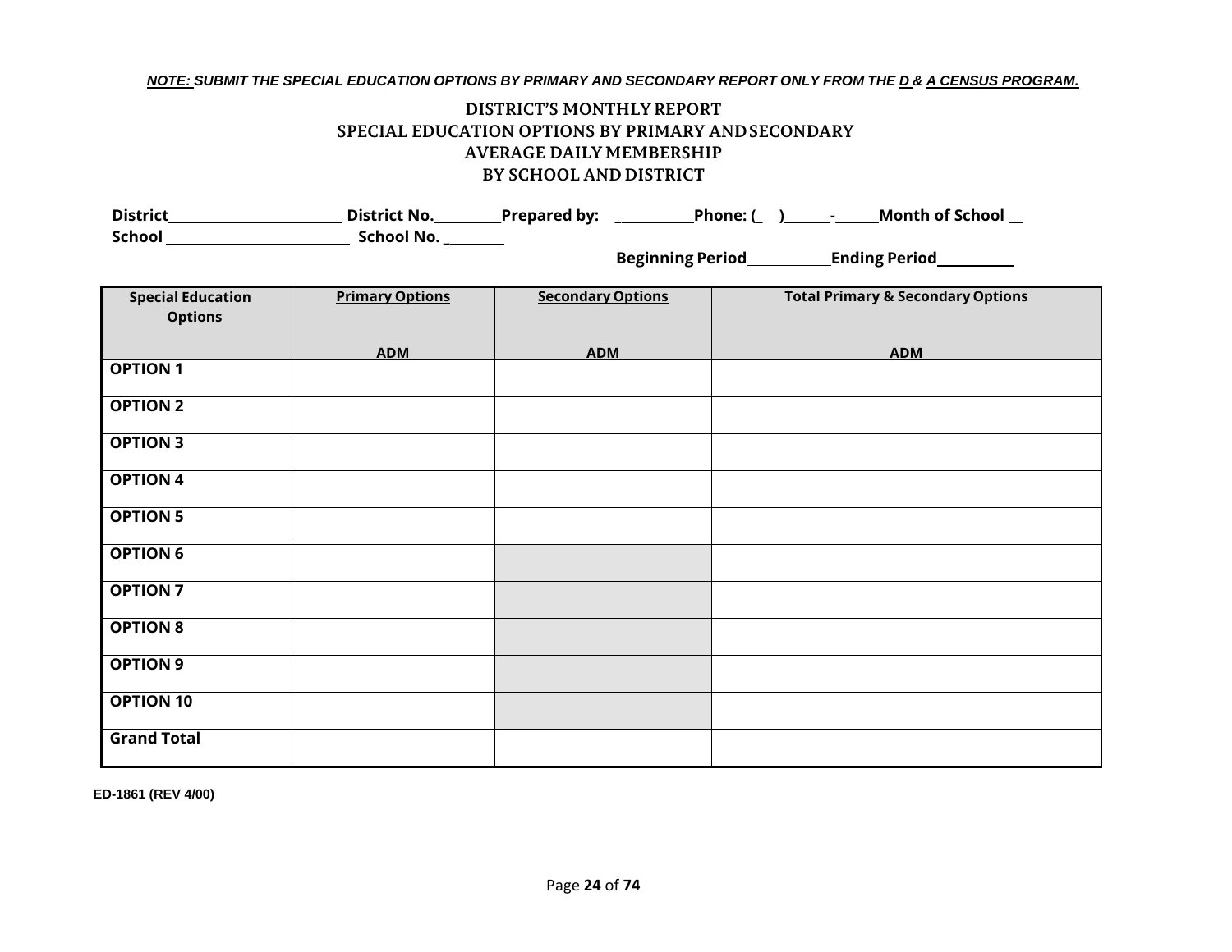***NOTE: SUBMIT THE SPECIAL EDUCATION OPTIONS BY PRIMARY AND SECONDARY REPORT ONLY FROM THE D & A CENSUS PROGRAM.***

# DISTRICT'S MONTHLY REPORT
## SPECIAL EDUCATION OPTIONS BY PRIMARY AND SECONDARY
## AVERAGE DAILY MEMBERSHIP
## BY SCHOOL AND DISTRICT

**District**\_\_\_\_\_\_\_\_\_\_\_\_\_\_\_\_\_\_\_\_\_\_ **District No.**\_\_\_\_\_\_\_\_\_ **Prepared by:** \_\_\_\_\_\_\_\_\_\_\_ **Phone: (\_ )**\_\_\_\_\_\_**-**\_\_\_\_\_\_ **Month of School** \_\_

**School** \_\_\_\_\_\_\_\_\_\_\_\_\_\_\_\_\_\_\_\_\_\_\_\_ **School No.** \_\_\_\_\_\_\_\_

**Beginning Period**\_\_\_\_\_\_\_\_\_\_\_\_ **Ending Period**\_\_\_\_\_\_\_\_\_\_\_

| Special Education Options | Primary Options ADM | Secondary Options ADM | Total Primary & Secondary Options ADM |
|---|---|---|---|
| **OPTION 1** | | | |
| **OPTION 2** | | | |
| **OPTION 3** | | | |
| **OPTION 4** | | | |
| **OPTION 5** | | | |
| **OPTION 6** | | | |
| **OPTION 7** | | | |
| **OPTION 8** | | | |
| **OPTION 9** | | | |
| **OPTION 10** | | | |
| **Grand Total** | | | |

**ED-1861 (REV 4/00)**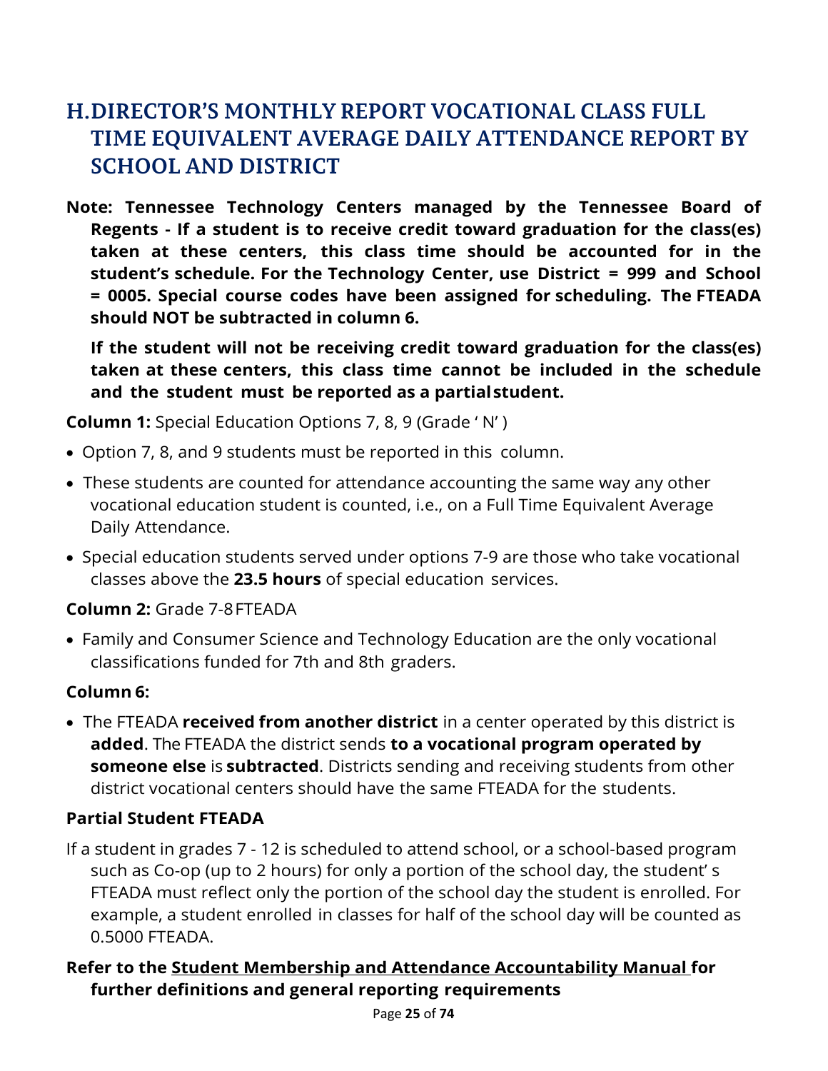## H. DIRECTOR'S MONTHLY REPORT VOCATIONAL CLASS FULL TIME EQUIVALENT AVERAGE DAILY ATTENDANCE REPORT BY SCHOOL AND DISTRICT

**Note: Tennessee Technology Centers managed by the Tennessee Board of Regents - If a student is to receive credit toward graduation for the class(es) taken at these centers, this class time should be accounted for in the student's schedule. For the Technology Center, use District = 999 and School = 0005. Special course codes have been assigned for scheduling. The FTEADA should NOT be subtracted in column 6.**

**If the student will not be receiving credit toward graduation for the class(es) taken at these centers, this class time cannot be included in the schedule and the student must be reported as a partial student.**

**Column 1:** Special Education Options 7, 8, 9 (Grade ' N' )

- Option 7, 8, and 9 students must be reported in this column.
- These students are counted for attendance accounting the same way any other vocational education student is counted, i.e., on a Full Time Equivalent Average Daily Attendance.
- Special education students served under options 7-9 are those who take vocational classes above the **23.5 hours** of special education services.

**Column 2:** Grade 7-8 FTEADA

- Family and Consumer Science and Technology Education are the only vocational classifications funded for 7th and 8th graders.

**Column 6:**

- The FTEADA **received from another district** in a center operated by this district is **added**. The FTEADA the district sends **to a vocational program operated by someone else** is **subtracted**. Districts sending and receiving students from other district vocational centers should have the same FTEADA for the students.

**Partial Student FTEADA**

If a student in grades 7 - 12 is scheduled to attend school, or a school-based program such as Co-op (up to 2 hours) for only a portion of the school day, the student' s FTEADA must reflect only the portion of the school day the student is enrolled. For example, a student enrolled in classes for half of the school day will be counted as 0.5000 FTEADA.

**Refer to the <u>Student Membership and Attendance Accountability Manual</u> for further definitions and general reporting requirements**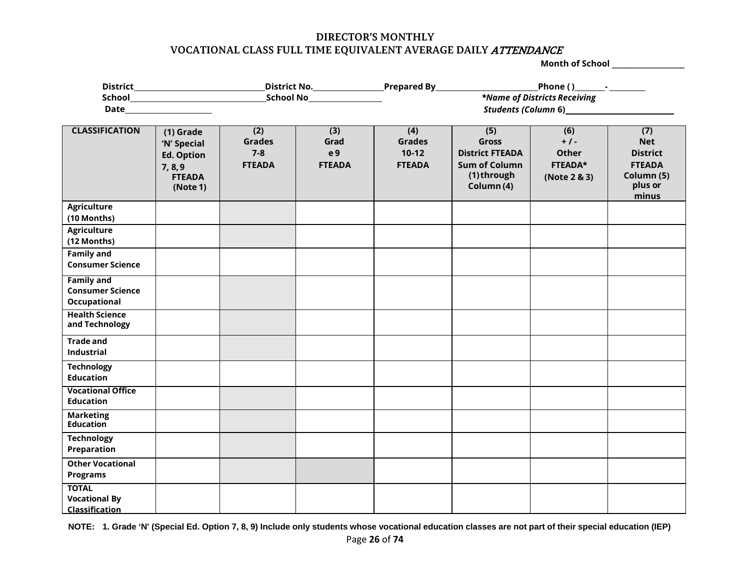# DIRECTOR'S MONTHLY

# VOCATIONAL CLASS FULL TIME EQUIVALENT AVERAGE DAILY *ATTENDANCE*

**Month of School** ____________

**District**____________________**District No.**______________**Prepared By**____________________**Phone ( )**_______- ________

**School**____________________**School No**______________ ***Name of Districts Receiving Students (Column 6)***____________________

**Date**______________

| CLASSIFICATION | (1) Grade 'N' Special Ed. Option 7, 8, 9 FTEADA (Note 1) | (2) Grades 7-8 FTEADA | (3) Grade 9 FTEADA | (4) Grades 10-12 FTEADA | (5) Gross District FTEADA Sum of Column (1) through Column (4) | (6) + / - Other FTEADA* (Note 2 & 3) | (7) Net District FTEADA Column (5) plus or minus |
|---|---|---|---|---|---|---|---|
| Agriculture (10 Months) | | | | | | | |
| Agriculture (12 Months) | | | | | | | |
| Family and Consumer Science | | | | | | | |
| Family and Consumer Science Occupational | | | | | | | |
| Health Science and Technology | | | | | | | |
| Trade and Industrial | | | | | | | |
| Technology Education | | | | | | | |
| Vocational Office Education | | | | | | | |
| Marketing Education | | | | | | | |
| Technology Preparation | | | | | | | |
| Other Vocational Programs | | | | | | | |
| TOTAL Vocational By Classification | | | | | | | |

**NOTE: 1. Grade 'N' (Special Ed. Option 7, 8, 9) Include only students whose vocational education classes are not part of their special education (IEP)**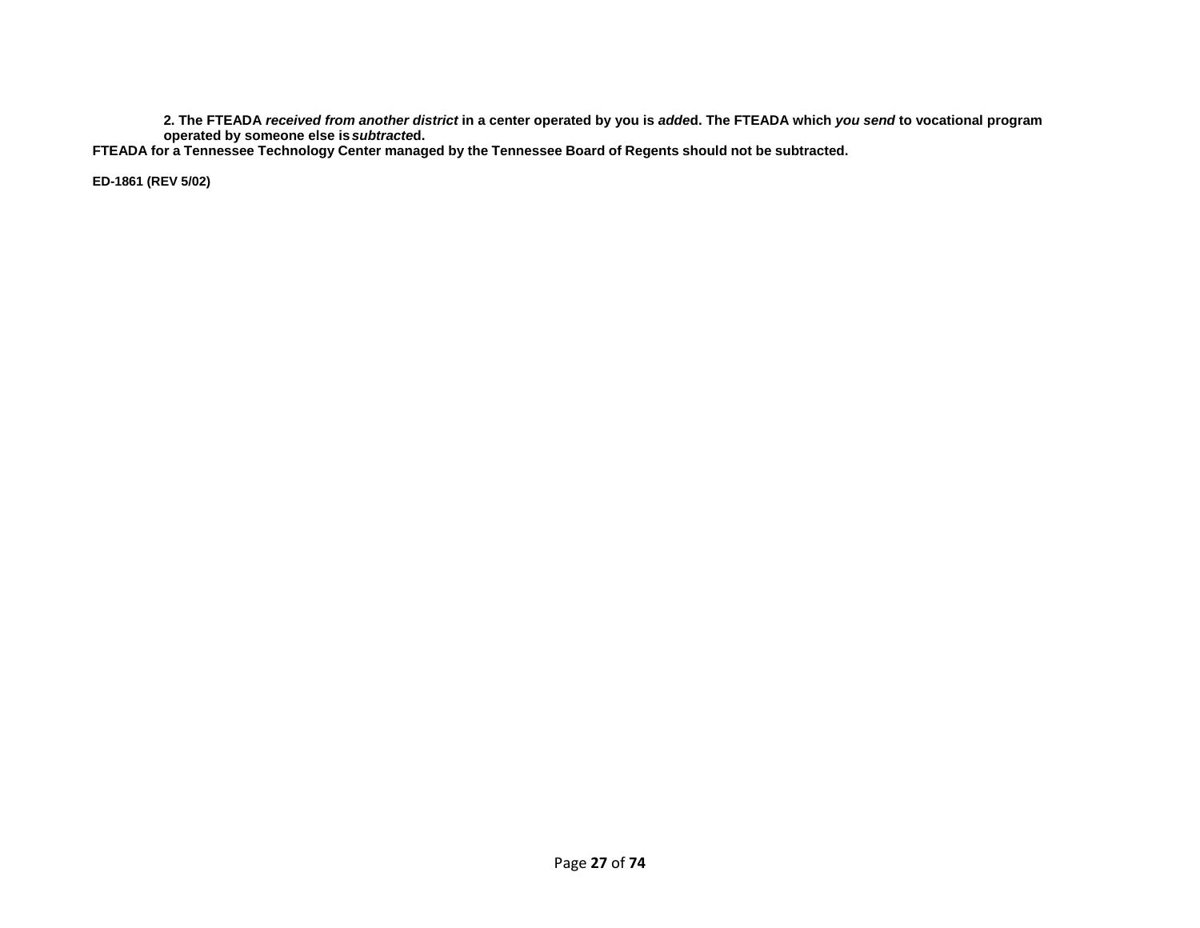**2. The FTEADA *received from another district* in a center operated by you is *added*. The FTEADA which *you send* to vocational program operated by someone else is *subtracted*.**

**FTEADA for a Tennessee Technology Center managed by the Tennessee Board of Regents should not be subtracted.**

**ED-1861 (REV 5/02)**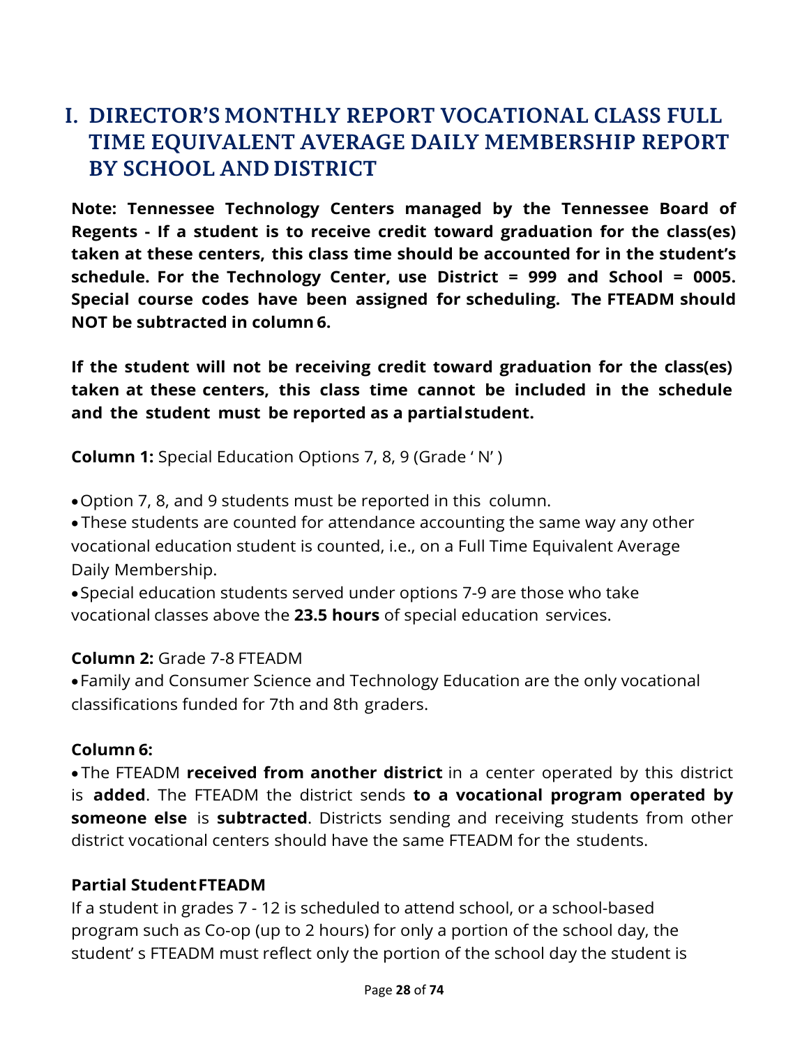# I. DIRECTOR'S MONTHLY REPORT VOCATIONAL CLASS FULL TIME EQUIVALENT AVERAGE DAILY MEMBERSHIP REPORT BY SCHOOL AND DISTRICT

**Note: Tennessee Technology Centers managed by the Tennessee Board of Regents - If a student is to receive credit toward graduation for the class(es) taken at these centers, this class time should be accounted for in the student's schedule. For the Technology Center, use District = 999 and School = 0005. Special course codes have been assigned for scheduling. The FTEADM should NOT be subtracted in column 6.**

**If the student will not be receiving credit toward graduation for the class(es) taken at these centers, this class time cannot be included in the schedule and the student must be reported as a partial student.**

**Column 1:** Special Education Options 7, 8, 9 (Grade ' N' )

- Option 7, 8, and 9 students must be reported in this column.
- These students are counted for attendance accounting the same way any other vocational education student is counted, i.e., on a Full Time Equivalent Average Daily Membership.
- Special education students served under options 7-9 are those who take vocational classes above the **23.5 hours** of special education services.

**Column 2:** Grade 7-8 FTEADM

- Family and Consumer Science and Technology Education are the only vocational classifications funded for 7th and 8th graders.

**Column 6:**

- The FTEADM **received from another district** in a center operated by this district is **added**. The FTEADM the district sends **to a vocational program operated by someone else** is **subtracted**. Districts sending and receiving students from other district vocational centers should have the same FTEADM for the students.

**Partial Student FTEADM**

If a student in grades 7 - 12 is scheduled to attend school, or a school-based program such as Co-op (up to 2 hours) for only a portion of the school day, the student' s FTEADM must reflect only the portion of the school day the student is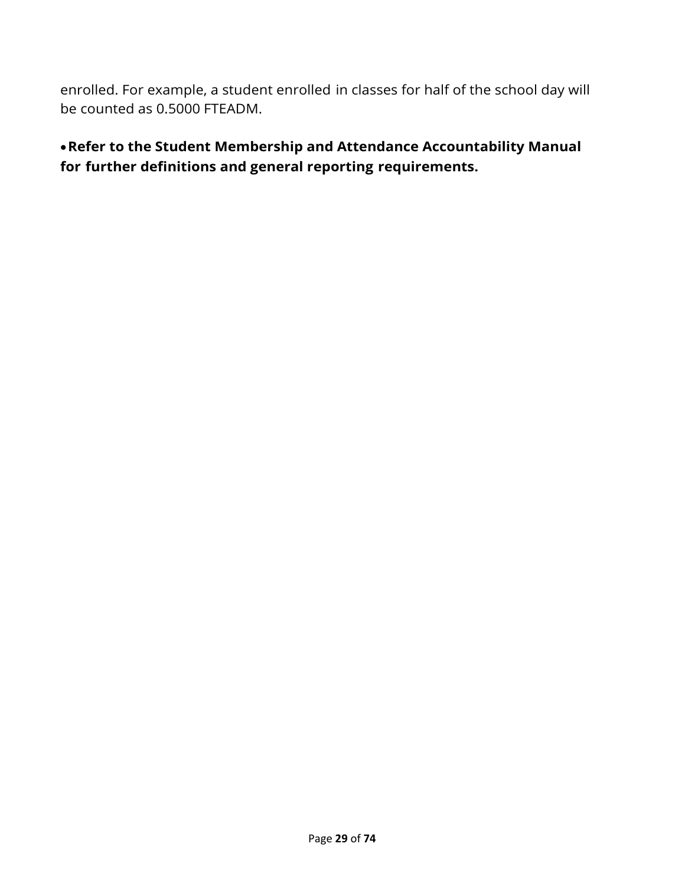enrolled. For example, a student enrolled in classes for half of the school day will be counted as 0.5000 FTEADM.

- **Refer to the Student Membership and Attendance Accountability Manual for further definitions and general reporting requirements.**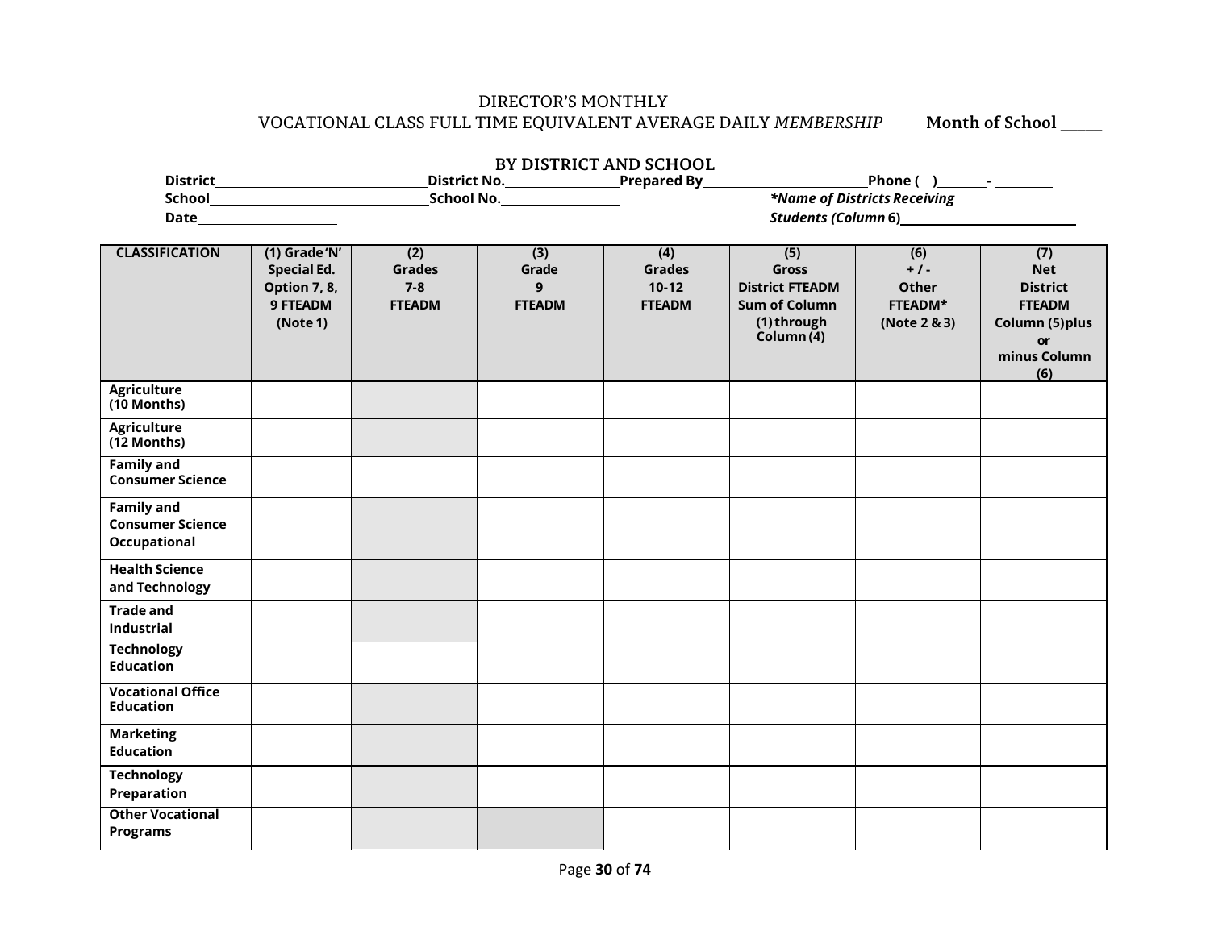# DIRECTOR'S MONTHLY
# VOCATIONAL CLASS FULL TIME EQUIVALENT AVERAGE DAILY *MEMBERSHIP*

**Month of School _____**

## BY DISTRICT AND SCHOOL

**District**______________________________ **District No.**________________ **Prepared By**________________________ **Phone ( )**_______- ________

**School**______________________________ **School No.**________________ ***\*Name of Districts Receiving Students (Column 6)***__________________________

**Date**____________________

| CLASSIFICATION | (1) Grade 'N' Special Ed. Option 7, 8, 9 FTEADM (Note 1) | (2) Grades 7-8 FTEADM | (3) Grade 9 FTEADM | (4) Grades 10-12 FTEADM | (5) Gross District FTEADM Sum of Column (1) through Column (4) | (6) + / - Other FTEADM* (Note 2 & 3) | (7) Net District FTEADM Column (5) plus or minus Column (6) |
|---|---|---|---|---|---|---|---|
| Agriculture (10 Months) | | | | | | | |
| Agriculture (12 Months) | | | | | | | |
| Family and Consumer Science | | | | | | | |
| Family and Consumer Science Occupational | | | | | | | |
| Health Science and Technology | | | | | | | |
| Trade and Industrial | | | | | | | |
| Technology Education | | | | | | | |
| Vocational Office Education | | | | | | | |
| Marketing Education | | | | | | | |
| Technology Preparation | | | | | | | |
| Other Vocational Programs | | | | | | | |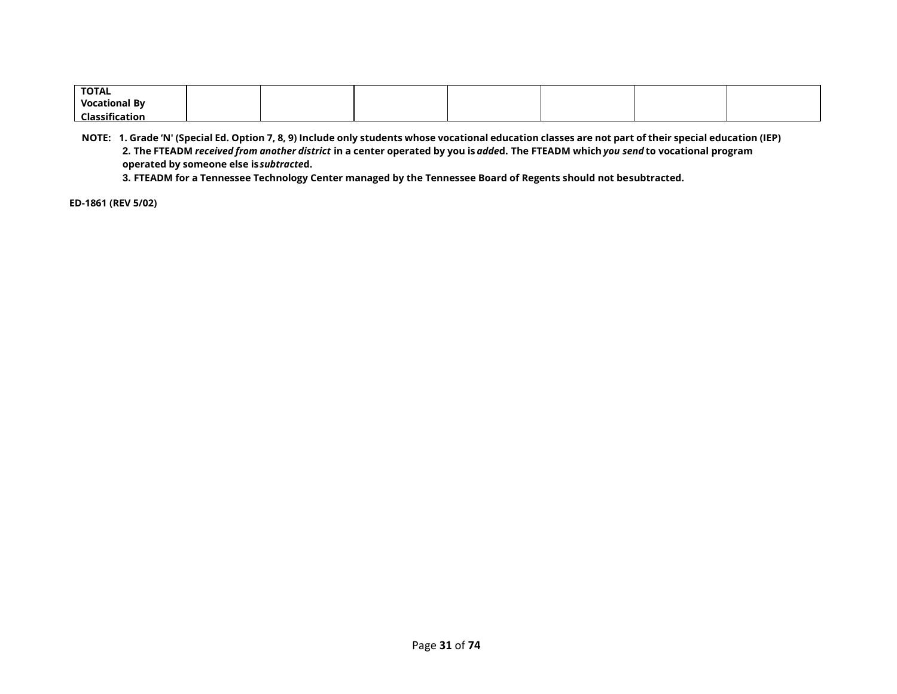| TOTAL Vocational By Classification | | | | | | | |
|---|---|---|---|---|---|---|---|

**NOTE: 1. Grade 'N' (Special Ed. Option 7, 8, 9) Include only students whose vocational education classes are not part of their special education (IEP)**
**2. The FTEADM *received from another district* in a center operated by you is *added*. The FTEADM which *you send* to vocational program operated by someone else is *subtracted*.**
**3. FTEADM for a Tennessee Technology Center managed by the Tennessee Board of Regents should not be subtracted.**

**ED-1861 (REV 5/02)**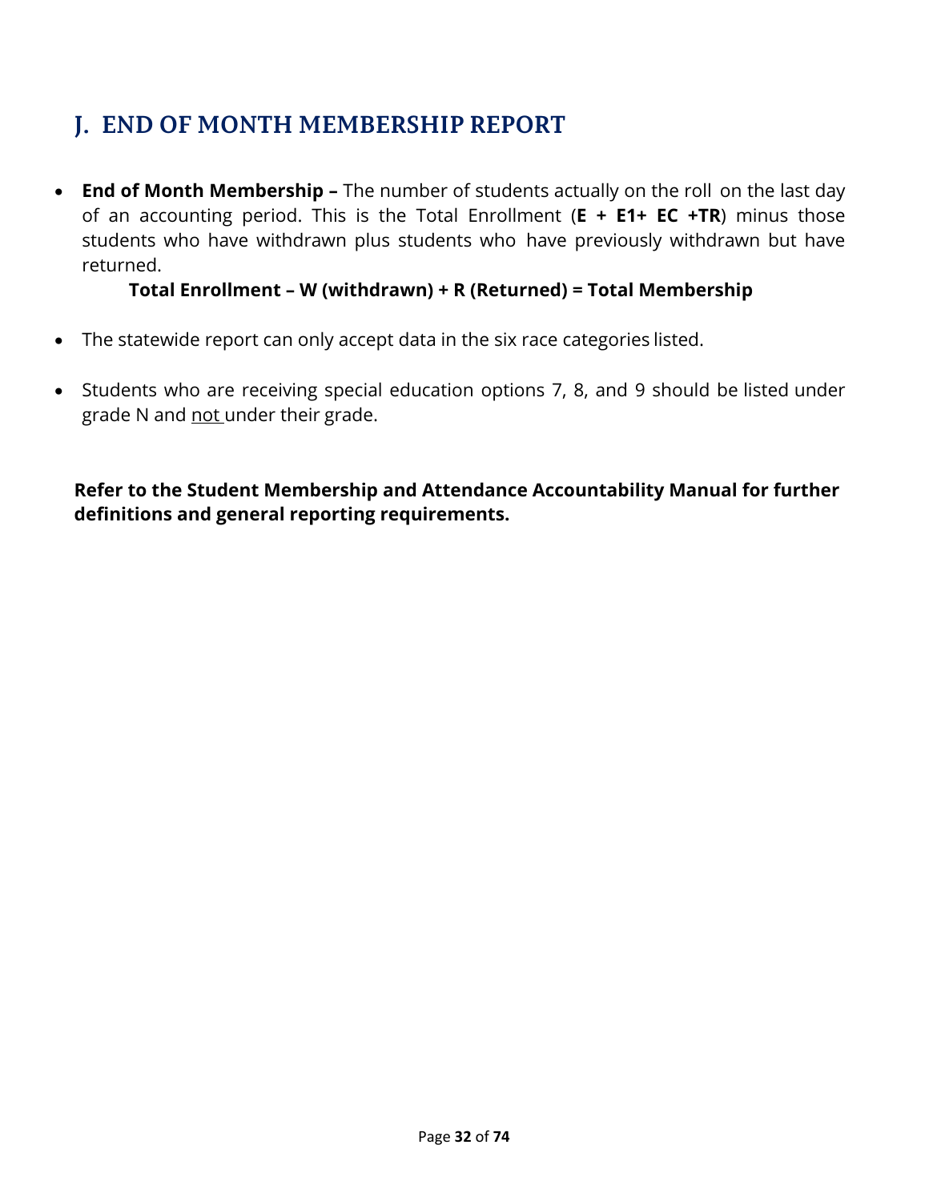## J. END OF MONTH MEMBERSHIP REPORT

- **End of Month Membership –** The number of students actually on the roll on the last day of an accounting period. This is the Total Enrollment (**E + E1+ EC +TR**) minus those students who have withdrawn plus students who have previously withdrawn but have returned.

  **Total Enrollment – W (withdrawn) + R (Returned) = Total Membership**

- The statewide report can only accept data in the six race categories listed.

- Students who are receiving special education options 7, 8, and 9 should be listed under grade N and <u>not</u> under their grade.

**Refer to the Student Membership and Attendance Accountability Manual for further definitions and general reporting requirements.**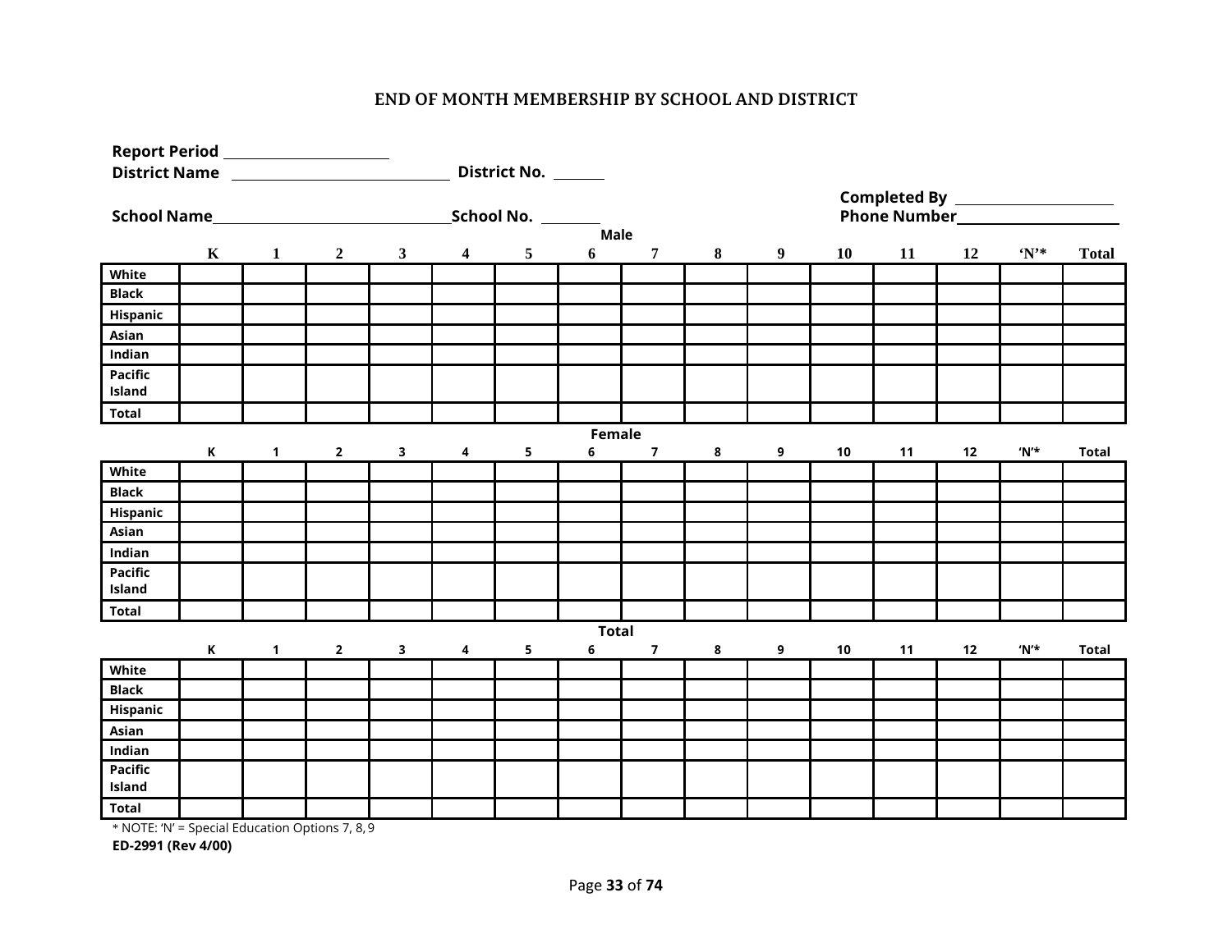# END OF MONTH MEMBERSHIP BY SCHOOL AND DISTRICT

**Report Period** ____________________

**District Name** ____________________________ **District No.** ______

**Completed By** ____________________

**School Name** ____________________________ **School No.** _______ **Phone Number** ____________________

**Male**

| | K | 1 | 2 | 3 | 4 | 5 | 6 | 7 | 8 | 9 | 10 | 11 | 12 | 'N'* | Total |
|---|---|---|---|---|---|---|---|---|---|---|---|---|---|---|---|
| White | | | | | | | | | | | | | | | |
| Black | | | | | | | | | | | | | | | |
| Hispanic | | | | | | | | | | | | | | | |
| Asian | | | | | | | | | | | | | | | |
| Indian | | | | | | | | | | | | | | | |
| Pacific Island | | | | | | | | | | | | | | | |
| Total | | | | | | | | | | | | | | | |

**Female**

| | K | 1 | 2 | 3 | 4 | 5 | 6 | 7 | 8 | 9 | 10 | 11 | 12 | 'N'* | Total |
|---|---|---|---|---|---|---|---|---|---|---|---|---|---|---|---|
| White | | | | | | | | | | | | | | | |
| Black | | | | | | | | | | | | | | | |
| Hispanic | | | | | | | | | | | | | | | |
| Asian | | | | | | | | | | | | | | | |
| Indian | | | | | | | | | | | | | | | |
| Pacific Island | | | | | | | | | | | | | | | |
| Total | | | | | | | | | | | | | | | |

**Total**

| | K | 1 | 2 | 3 | 4 | 5 | 6 | 7 | 8 | 9 | 10 | 11 | 12 | 'N'* | Total |
|---|---|---|---|---|---|---|---|---|---|---|---|---|---|---|---|
| White | | | | | | | | | | | | | | | |
| Black | | | | | | | | | | | | | | | |
| Hispanic | | | | | | | | | | | | | | | |
| Asian | | | | | | | | | | | | | | | |
| Indian | | | | | | | | | | | | | | | |
| Pacific Island | | | | | | | | | | | | | | | |
| Total | | | | | | | | | | | | | | | |

* NOTE: 'N' = Special Education Options 7, 8, 9

**ED-2991 (Rev 4/00)**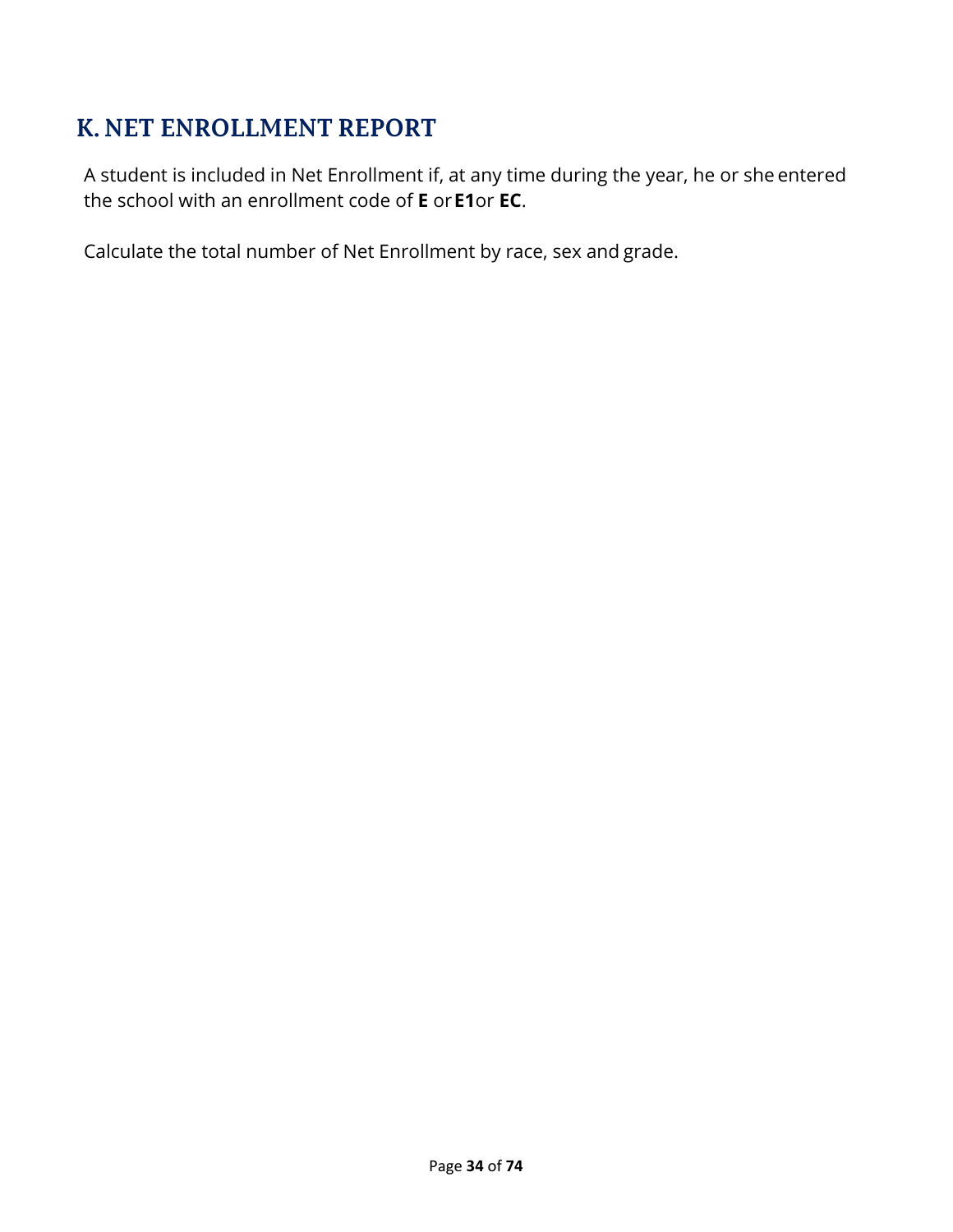## K. NET ENROLLMENT REPORT

A student is included in Net Enrollment if, at any time during the year, he or she entered the school with an enrollment code of **E** or **E1** or **EC**.

Calculate the total number of Net Enrollment by race, sex and grade.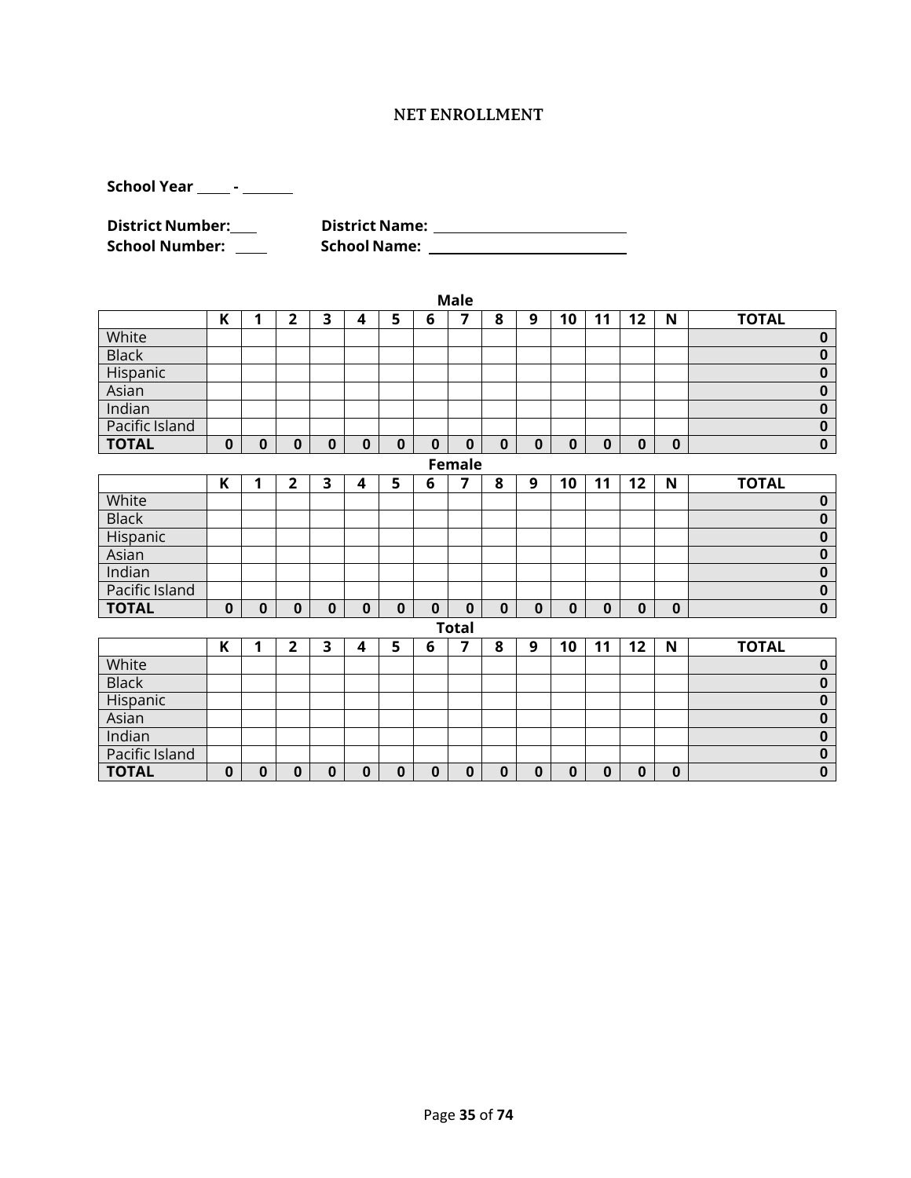## NET ENROLLMENT

**School Year** ____ - ______

**District Number:** ___ **District Name:** ________________________
**School Number:** ____ **School Name:** ________________________

**Male**

| | K | 1 | 2 | 3 | 4 | 5 | 6 | 7 | 8 | 9 | 10 | 11 | 12 | N | TOTAL |
|---|---|---|---|---|---|---|---|---|---|---|---|---|---|---|---|
| White | | | | | | | | | | | | | | | **0** |
| Black | | | | | | | | | | | | | | | **0** |
| Hispanic | | | | | | | | | | | | | | | **0** |
| Asian | | | | | | | | | | | | | | | **0** |
| Indian | | | | | | | | | | | | | | | **0** |
| Pacific Island | | | | | | | | | | | | | | | **0** |
| **TOTAL** | **0** | **0** | **0** | **0** | **0** | **0** | **0** | **0** | **0** | **0** | **0** | **0** | **0** | **0** | **0** |

**Female**

| | K | 1 | 2 | 3 | 4 | 5 | 6 | 7 | 8 | 9 | 10 | 11 | 12 | N | TOTAL |
|---|---|---|---|---|---|---|---|---|---|---|---|---|---|---|---|
| White | | | | | | | | | | | | | | | **0** |
| Black | | | | | | | | | | | | | | | **0** |
| Hispanic | | | | | | | | | | | | | | | **0** |
| Asian | | | | | | | | | | | | | | | **0** |
| Indian | | | | | | | | | | | | | | | **0** |
| Pacific Island | | | | | | | | | | | | | | | **0** |
| **TOTAL** | **0** | **0** | **0** | **0** | **0** | **0** | **0** | **0** | **0** | **0** | **0** | **0** | **0** | **0** | **0** |

**Total**

| | K | 1 | 2 | 3 | 4 | 5 | 6 | 7 | 8 | 9 | 10 | 11 | 12 | N | TOTAL |
|---|---|---|---|---|---|---|---|---|---|---|---|---|---|---|---|
| White | | | | | | | | | | | | | | | **0** |
| Black | | | | | | | | | | | | | | | **0** |
| Hispanic | | | | | | | | | | | | | | | **0** |
| Asian | | | | | | | | | | | | | | | **0** |
| Indian | | | | | | | | | | | | | | | **0** |
| Pacific Island | | | | | | | | | | | | | | | **0** |
| **TOTAL** | **0** | **0** | **0** | **0** | **0** | **0** | **0** | **0** | **0** | **0** | **0** | **0** | **0** | **0** | **0** |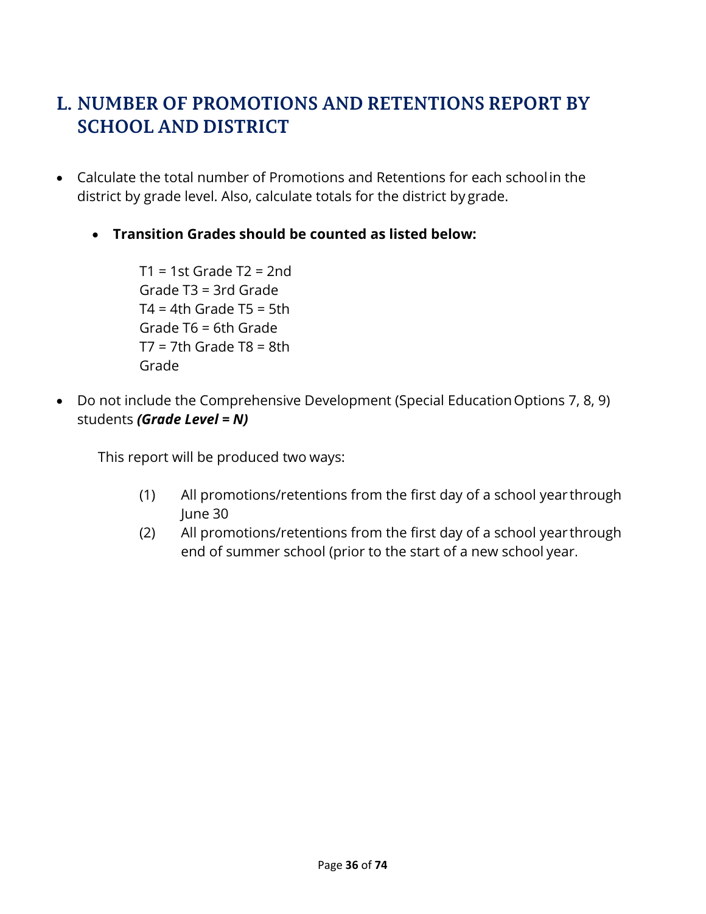## L. NUMBER OF PROMOTIONS AND RETENTIONS REPORT BY SCHOOL AND DISTRICT

- Calculate the total number of Promotions and Retentions for each school in the district by grade level. Also, calculate totals for the district by grade.
  - **Transition Grades should be counted as listed below:**

    T1 = 1st Grade T2 = 2nd Grade T3 = 3rd Grade T4 = 4th Grade T5 = 5th Grade T6 = 6th Grade T7 = 7th Grade T8 = 8th Grade

- Do not include the Comprehensive Development (Special Education Options 7, 8, 9) students ***(Grade Level = N)***

This report will be produced two ways:

(1) All promotions/retentions from the first day of a school year through June 30

(2) All promotions/retentions from the first day of a school year through end of summer school (prior to the start of a new school year.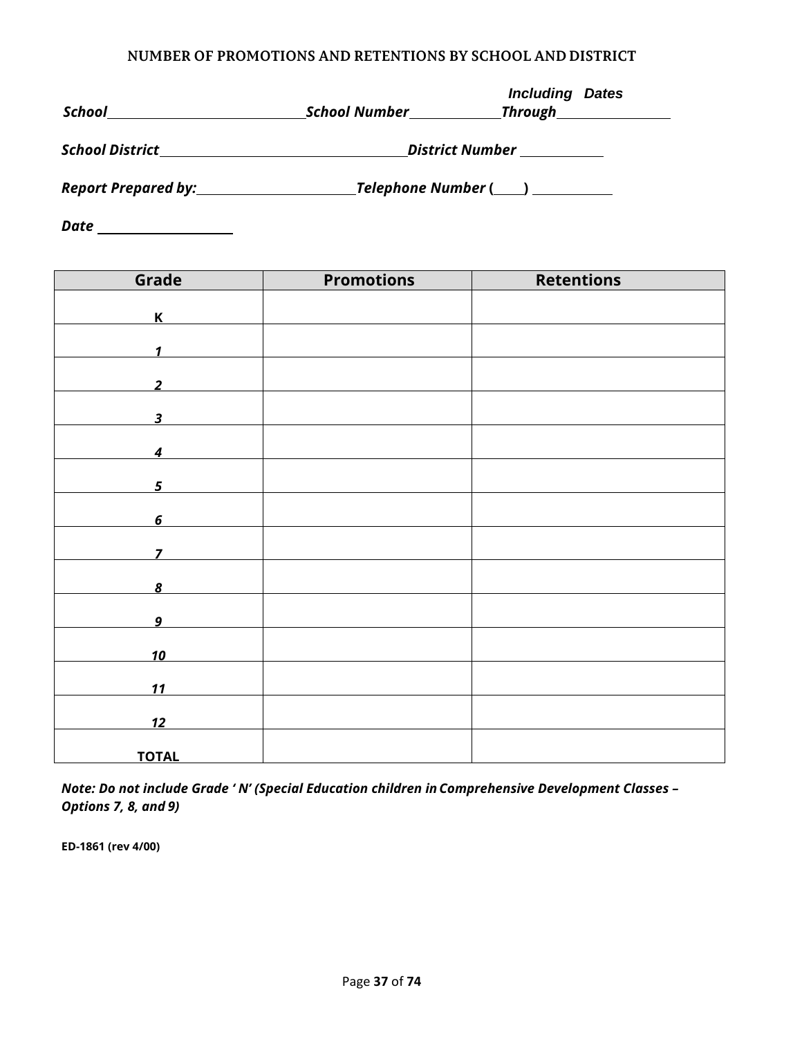### NUMBER OF PROMOTIONS AND RETENTIONS BY SCHOOL AND DISTRICT

***School*** \_\_\_\_\_\_\_\_\_\_\_\_\_\_\_\_\_\_\_\_ ***School Number*** \_\_\_\_\_\_\_\_\_\_ ***Including Dates Through*** \_\_\_\_\_\_\_\_\_\_\_\_

***School District*** \_\_\_\_\_\_\_\_\_\_\_\_\_\_\_\_\_\_\_\_\_\_\_\_ ***District Number*** \_\_\_\_\_\_\_\_\_\_

***Report Prepared by:*** \_\_\_\_\_\_\_\_\_\_\_\_\_\_\_\_\_\_ ***Telephone Number*** **(\_\_\_\_)** \_\_\_\_\_\_\_\_\_\_

***Date*** \_\_\_\_\_\_\_\_\_\_\_\_\_\_\_

| Grade | Promotions | Retentions |
|---|---|---|
| **K** | | |
| ***1*** | | |
| ***2*** | | |
| ***3*** | | |
| ***4*** | | |
| ***5*** | | |
| ***6*** | | |
| ***7*** | | |
| ***8*** | | |
| ***9*** | | |
| ***10*** | | |
| ***11*** | | |
| ***12*** | | |
| **TOTAL** | | |

***Note: Do not include Grade ' N' (Special Education children in Comprehensive Development Classes – Options 7, 8, and 9)***

**ED-1861 (rev 4/00)**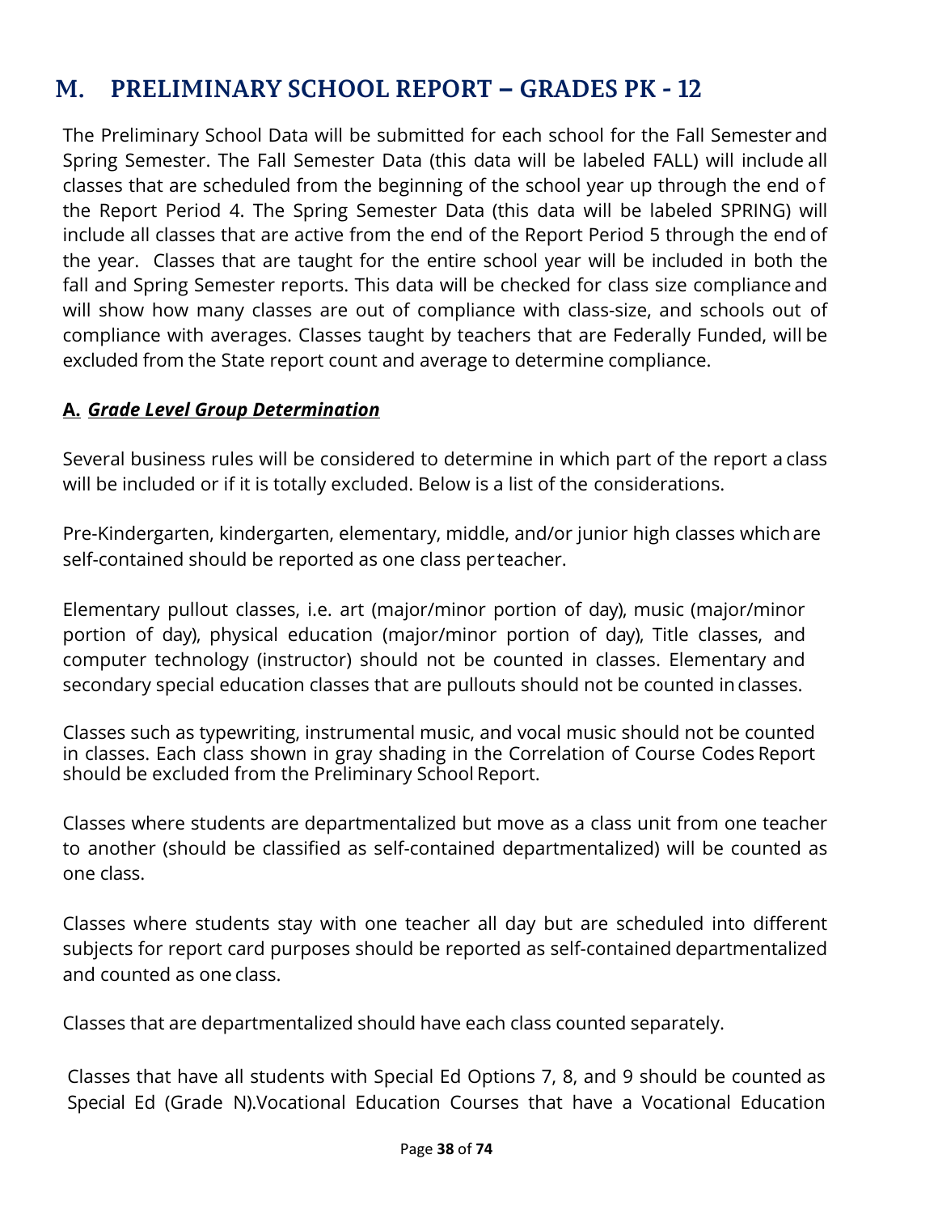## M. PRELIMINARY SCHOOL REPORT – GRADES PK - 12

The Preliminary School Data will be submitted for each school for the Fall Semester and Spring Semester. The Fall Semester Data (this data will be labeled FALL) will include all classes that are scheduled from the beginning of the school year up through the end of the Report Period 4. The Spring Semester Data (this data will be labeled SPRING) will include all classes that are active from the end of the Report Period 5 through the end of the year. Classes that are taught for the entire school year will be included in both the fall and Spring Semester reports. This data will be checked for class size compliance and will show how many classes are out of compliance with class-size, and schools out of compliance with averages. Classes taught by teachers that are Federally Funded, will be excluded from the State report count and average to determine compliance.

**A. *Grade Level Group Determination***

Several business rules will be considered to determine in which part of the report a class will be included or if it is totally excluded. Below is a list of the considerations.

Pre-Kindergarten, kindergarten, elementary, middle, and/or junior high classes which are self-contained should be reported as one class per teacher.

Elementary pullout classes, i.e. art (major/minor portion of day), music (major/minor portion of day), physical education (major/minor portion of day), Title classes, and computer technology (instructor) should not be counted in classes. Elementary and secondary special education classes that are pullouts should not be counted in classes.

Classes such as typewriting, instrumental music, and vocal music should not be counted in classes. Each class shown in gray shading in the Correlation of Course Codes Report should be excluded from the Preliminary School Report.

Classes where students are departmentalized but move as a class unit from one teacher to another (should be classified as self-contained departmentalized) will be counted as one class.

Classes where students stay with one teacher all day but are scheduled into different subjects for report card purposes should be reported as self-contained departmentalized and counted as one class.

Classes that are departmentalized should have each class counted separately.

Classes that have all students with Special Ed Options 7, 8, and 9 should be counted as Special Ed (Grade N).Vocational Education Courses that have a Vocational Education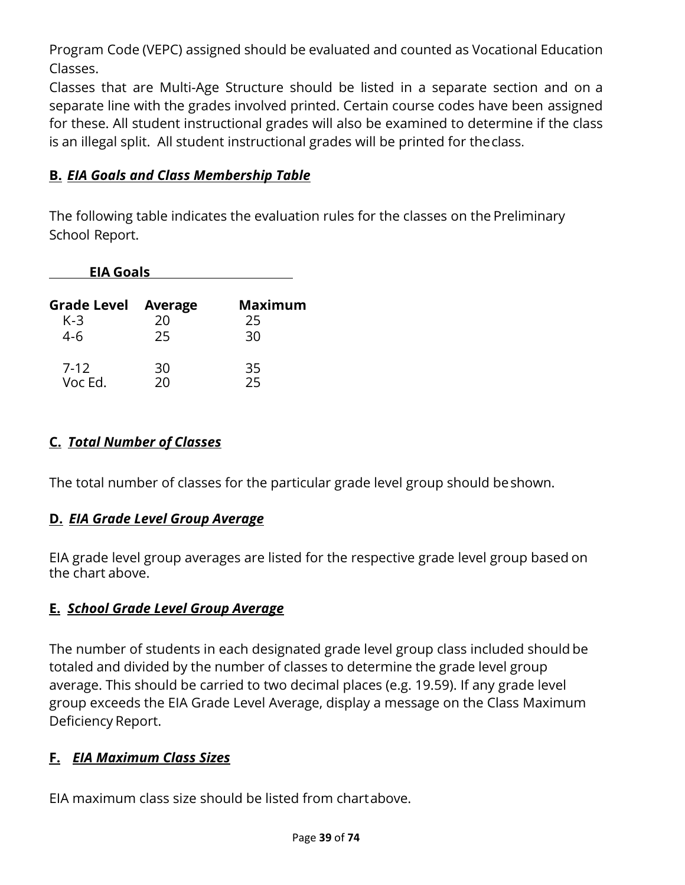Program Code (VEPC) assigned should be evaluated and counted as Vocational Education Classes.

Classes that are Multi-Age Structure should be listed in a separate section and on a separate line with the grades involved printed. Certain course codes have been assigned for these. All student instructional grades will also be examined to determine if the class is an illegal split. All student instructional grades will be printed for the class.

**B. *EIA Goals and Class Membership Table***

The following table indicates the evaluation rules for the classes on the Preliminary School Report.

**EIA Goals**

| Grade Level | Average | Maximum |
|---|---|---|
| K-3 | 20 | 25 |
| 4-6 | 25 | 30 |
| 7-12 | 30 | 35 |
| Voc Ed. | 20 | 25 |

**C. *Total Number of Classes***

The total number of classes for the particular grade level group should be shown.

**D. *EIA Grade Level Group Average***

EIA grade level group averages are listed for the respective grade level group based on the chart above.

**E. *School Grade Level Group Average***

The number of students in each designated grade level group class included should be totaled and divided by the number of classes to determine the grade level group average. This should be carried to two decimal places (e.g. 19.59). If any grade level group exceeds the EIA Grade Level Average, display a message on the Class Maximum Deficiency Report.

**F. *EIA Maximum Class Sizes***

EIA maximum class size should be listed from chart above.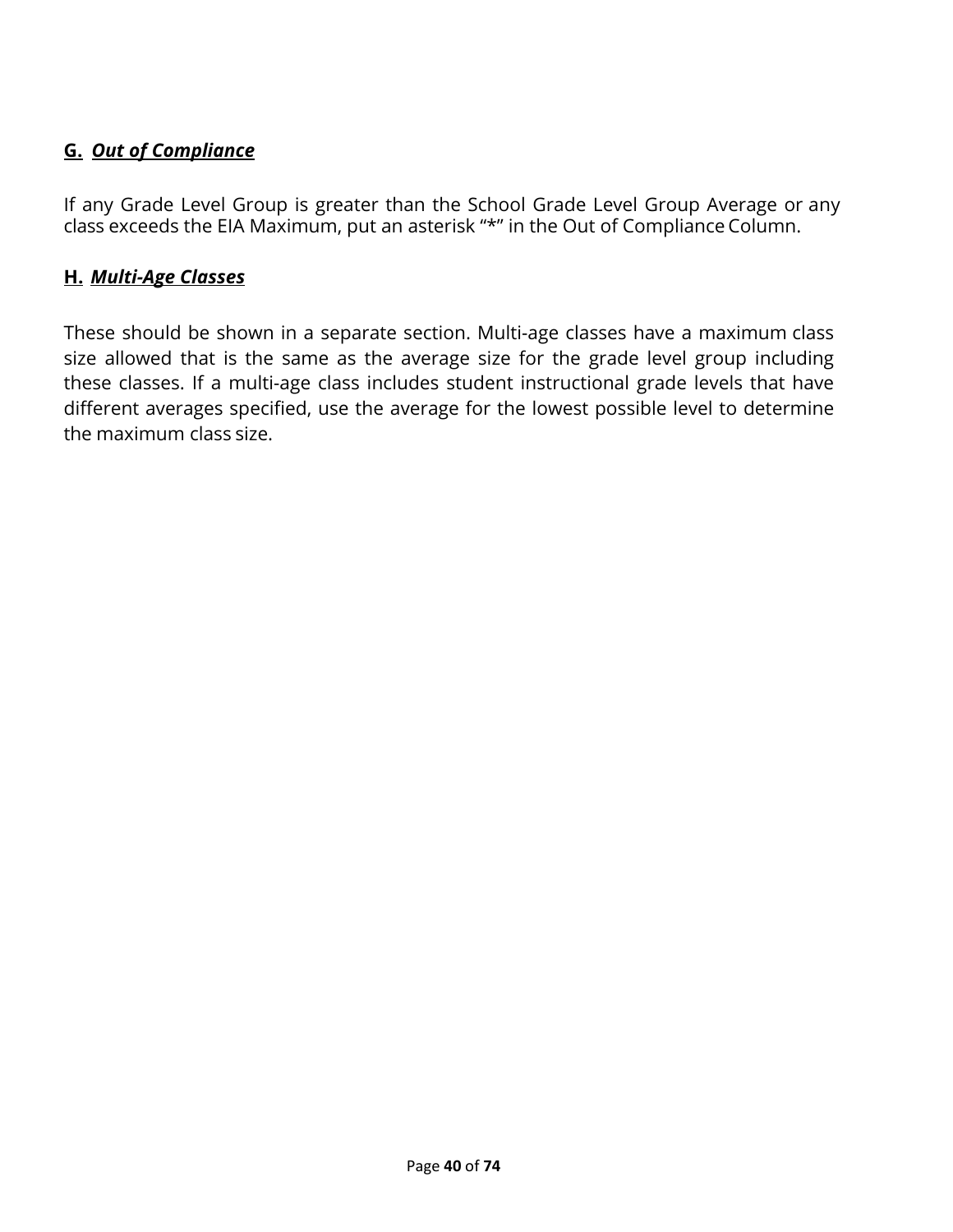### **G.** ***Out of Compliance***

If any Grade Level Group is greater than the School Grade Level Group Average or any class exceeds the EIA Maximum, put an asterisk "*" in the Out of Compliance Column.

### **H.** ***Multi-Age Classes***

These should be shown in a separate section. Multi-age classes have a maximum class size allowed that is the same as the average size for the grade level group including these classes. If a multi-age class includes student instructional grade levels that have different averages specified, use the average for the lowest possible level to determine the maximum class size.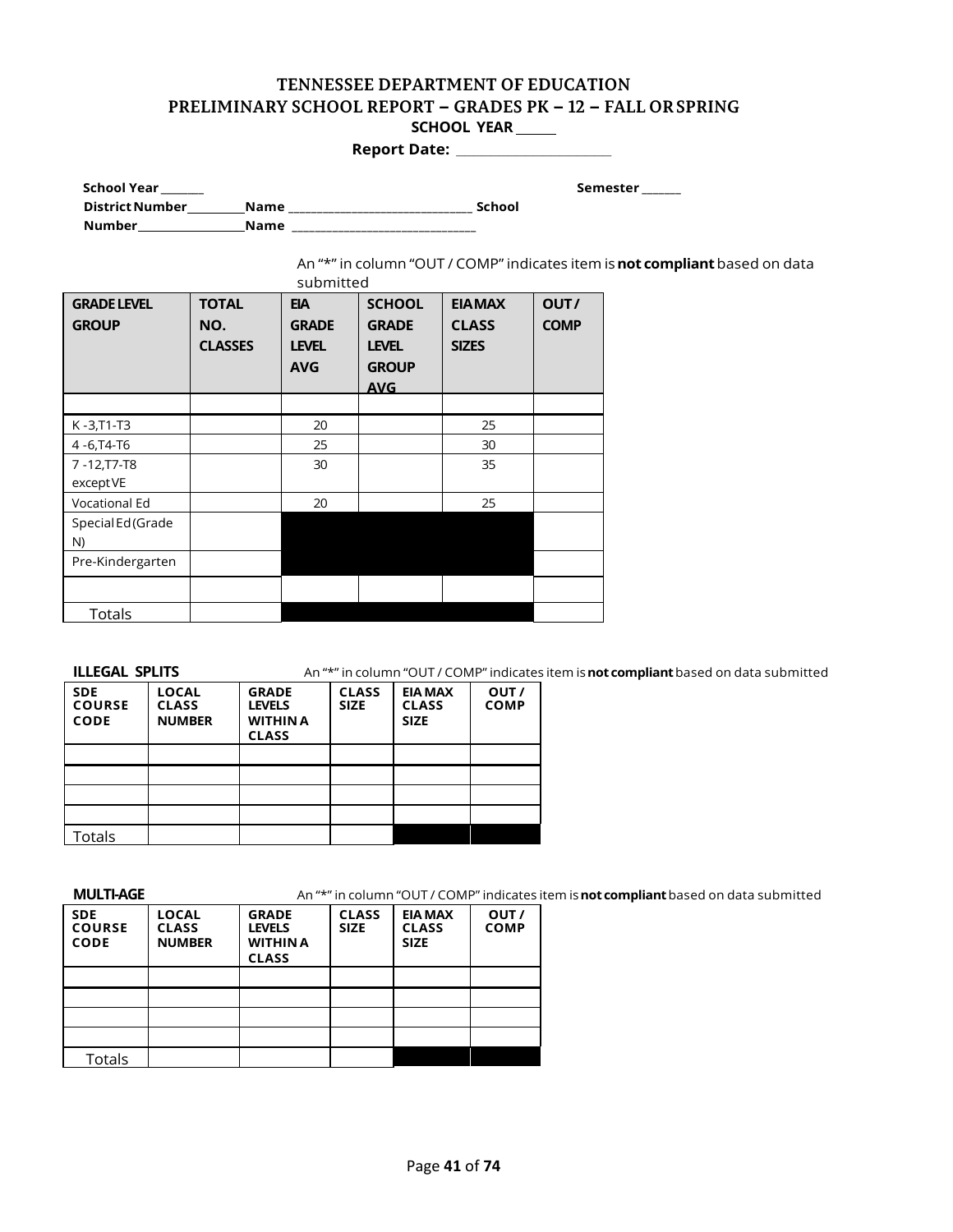# TENNESSEE DEPARTMENT OF EDUCATION

## PRELIMINARY SCHOOL REPORT – GRADES PK – 12 – FALL OR SPRING

**SCHOOL YEAR _____**

**Report Date: ______________________**

**School Year _______** **Semester ______**

**District Number_________Name ______________________________ School Number________________Name ______________________________**

An "*" in column "OUT / COMP" indicates item is **not compliant** based on data submitted

| GRADE LEVEL GROUP | TOTAL NO. CLASSES | EIA GRADE LEVEL AVG | SCHOOL GRADE LEVEL GROUP AVG | EIA MAX CLASS SIZES | OUT / COMP |
|---|---|---|---|---|---|
| | | | | | |
| K -3,T1-T3 | | 20 | | 25 | |
| 4 -6,T4-T6 | | 25 | | 30 | |
| 7 -12,T7-T8 except VE | | 30 | | 35 | |
| Vocational Ed | | 20 | | 25 | |
| Special Ed (Grade N) | | | | | |
| Pre-Kindergarten | | | | | |
| | | | | | |
| Totals | | | | | |

**ILLEGAL SPLITS**

An "*" in column "OUT / COMP" indicates item is **not compliant** based on data submitted

| SDE COURSE CODE | LOCAL CLASS NUMBER | GRADE LEVELS WITHIN A CLASS | CLASS SIZE | EIA MAX CLASS SIZE | OUT / COMP |
|---|---|---|---|---|---|
| | | | | | |
| | | | | | |
| | | | | | |
| | | | | | |
| Totals | | | | | |

**MULTI-AGE**

An "*" in column "OUT / COMP" indicates item is **not compliant** based on data submitted

| SDE COURSE CODE | LOCAL CLASS NUMBER | GRADE LEVELS WITHIN A CLASS | CLASS SIZE | EIA MAX CLASS SIZE | OUT / COMP |
|---|---|---|---|---|---|
| | | | | | |
| | | | | | |
| | | | | | |
| | | | | | |
| Totals | | | | | |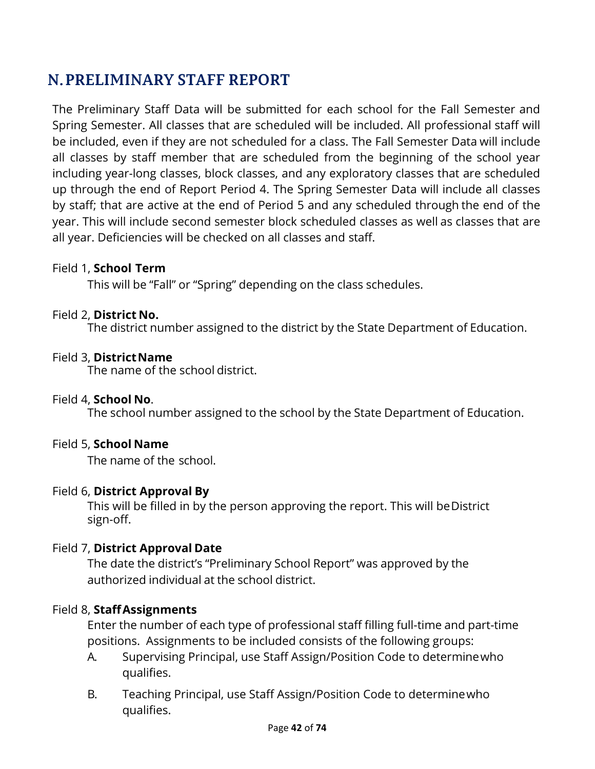## N. PRELIMINARY STAFF REPORT

The Preliminary Staff Data will be submitted for each school for the Fall Semester and Spring Semester. All classes that are scheduled will be included. All professional staff will be included, even if they are not scheduled for a class. The Fall Semester Data will include all classes by staff member that are scheduled from the beginning of the school year including year-long classes, block classes, and any exploratory classes that are scheduled up through the end of Report Period 4. The Spring Semester Data will include all classes by staff; that are active at the end of Period 5 and any scheduled through the end of the year. This will include second semester block scheduled classes as well as classes that are all year. Deficiencies will be checked on all classes and staff.

Field 1, **School Term**

This will be "Fall" or "Spring" depending on the class schedules.

Field 2, **District No.**

The district number assigned to the district by the State Department of Education.

Field 3, **District Name**

The name of the school district.

Field 4, **School No**.

The school number assigned to the school by the State Department of Education.

Field 5, **School Name**

The name of the school.

Field 6, **District Approval By**

This will be filled in by the person approving the report. This will be District sign-off.

Field 7, **District Approval Date**

The date the district's "Preliminary School Report" was approved by the authorized individual at the school district.

Field 8, **Staff Assignments**

Enter the number of each type of professional staff filling full-time and part-time positions. Assignments to be included consists of the following groups:

A. Supervising Principal, use Staff Assign/Position Code to determine who qualifies.

B. Teaching Principal, use Staff Assign/Position Code to determine who qualifies.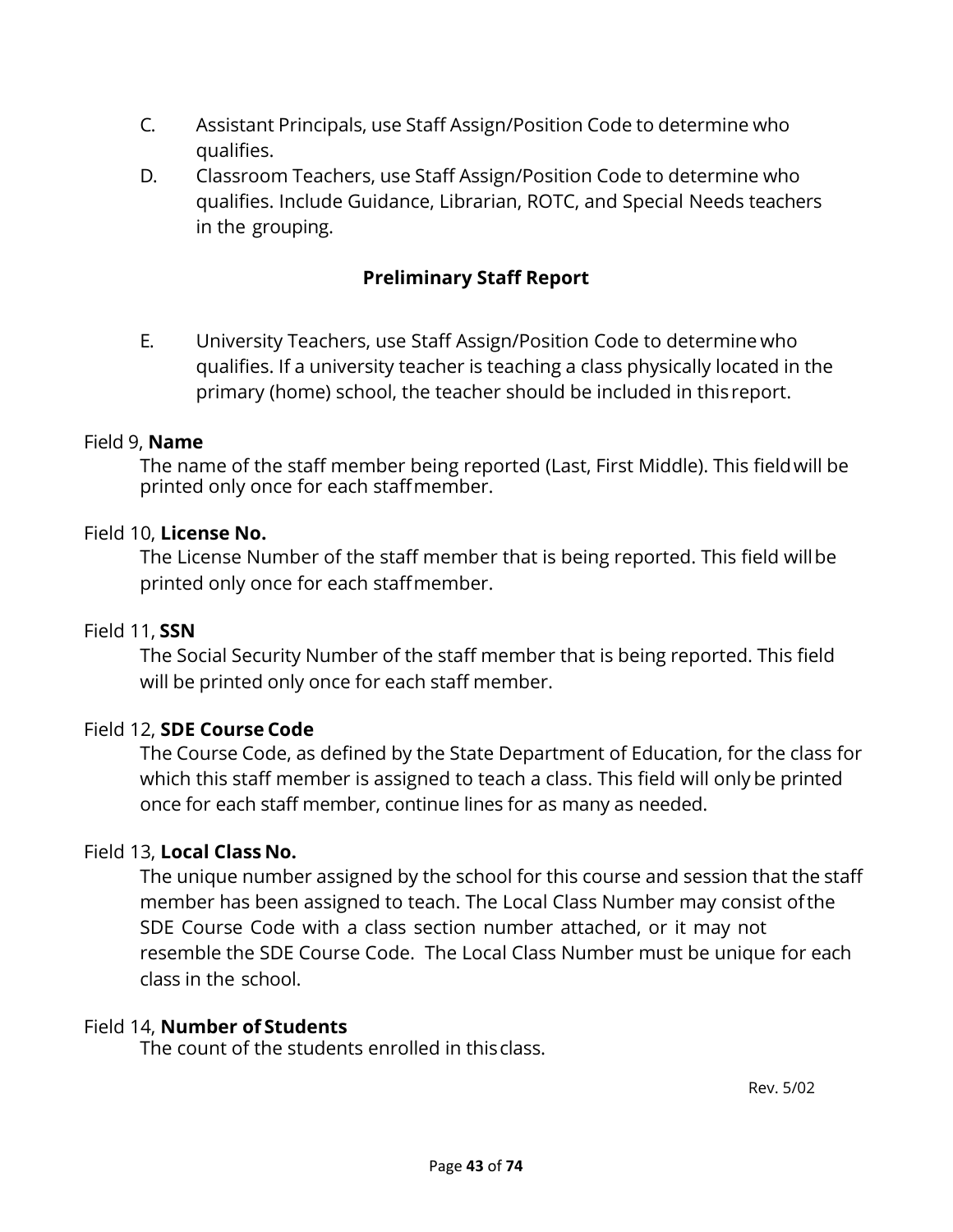C. Assistant Principals, use Staff Assign/Position Code to determine who qualifies.

D. Classroom Teachers, use Staff Assign/Position Code to determine who qualifies. Include Guidance, Librarian, ROTC, and Special Needs teachers in the grouping.

## Preliminary Staff Report

E. University Teachers, use Staff Assign/Position Code to determine who qualifies. If a university teacher is teaching a class physically located in the primary (home) school, the teacher should be included in this report.

Field 9, **Name**

The name of the staff member being reported (Last, First Middle). This field will be printed only once for each staff member.

Field 10, **License No.**

The License Number of the staff member that is being reported. This field will be printed only once for each staff member.

Field 11, **SSN**

The Social Security Number of the staff member that is being reported. This field will be printed only once for each staff member.

Field 12, **SDE Course Code**

The Course Code, as defined by the State Department of Education, for the class for which this staff member is assigned to teach a class. This field will only be printed once for each staff member, continue lines for as many as needed.

Field 13, **Local Class No.**

The unique number assigned by the school for this course and session that the staff member has been assigned to teach. The Local Class Number may consist of the SDE Course Code with a class section number attached, or it may not resemble the SDE Course Code. The Local Class Number must be unique for each class in the school.

Field 14, **Number of Students**

The count of the students enrolled in this class.

Rev. 5/02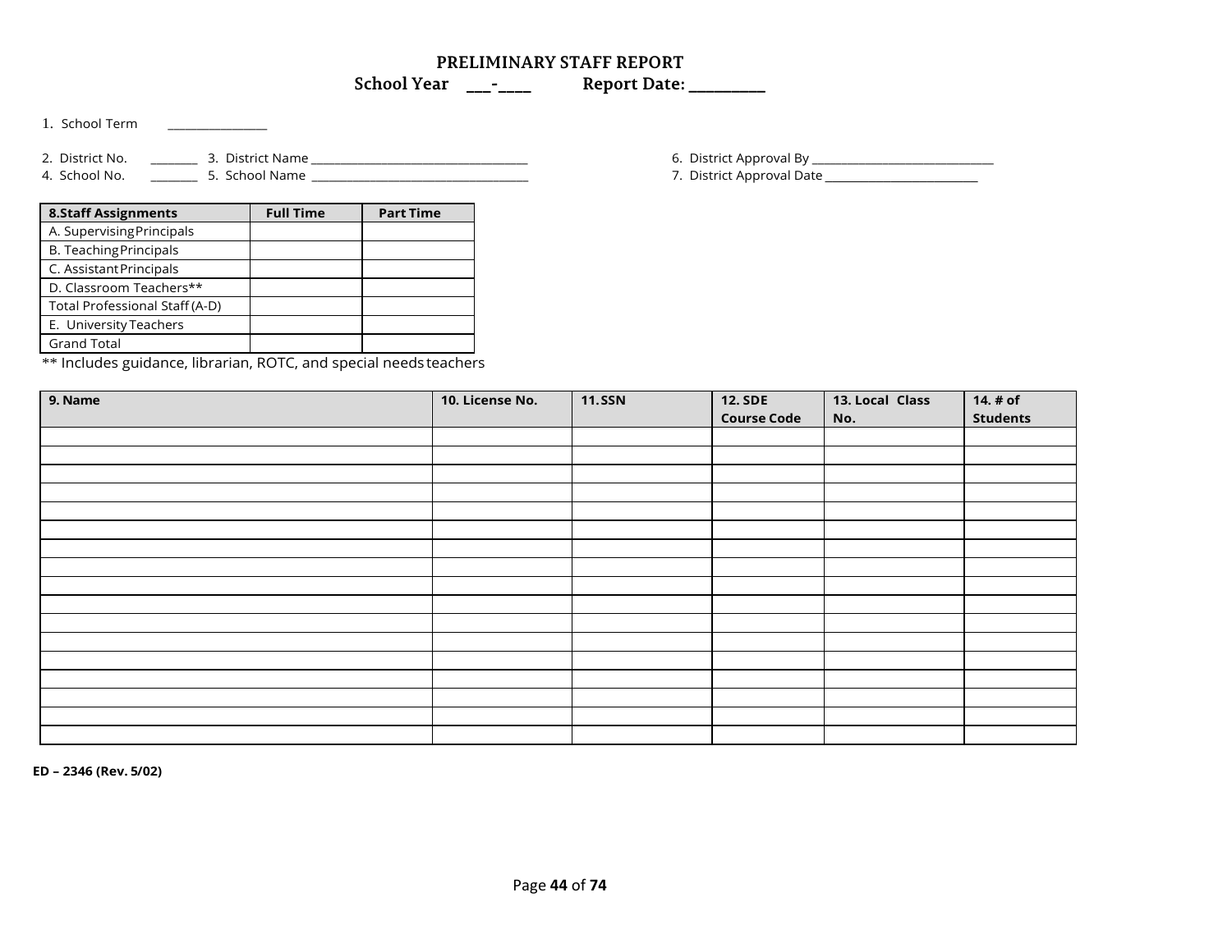# PRELIMINARY STAFF REPORT

**School Year ___-____ Report Date: _________**

1. School Term _______________

2. District No. _______ 3. District Name ___________________________________

4. School No. _______ 5. School Name ___________________________________

6. District Approval By ____________________________

7. District Approval Date ________________________

| 8.Staff Assignments | Full Time | Part Time |
|---|---|---|
| A. Supervising Principals | | |
| B. Teaching Principals | | |
| C. Assistant Principals | | |
| D. Classroom Teachers** | | |
| Total Professional Staff (A-D) | | |
| E. University Teachers | | |
| Grand Total | | |

** Includes guidance, librarian, ROTC, and special needs teachers

| 9. Name | 10. License No. | 11. SSN | 12. SDE Course Code | 13. Local Class No. | 14. # of Students |
|---|---|---|---|---|---|
| | | | | | |
| | | | | | |
| | | | | | |
| | | | | | |
| | | | | | |
| | | | | | |
| | | | | | |
| | | | | | |
| | | | | | |
| | | | | | |
| | | | | | |
| | | | | | |
| | | | | | |
| | | | | | |
| | | | | | |
| | | | | | |
| | | | | | |

**ED – 2346 (Rev. 5/02)**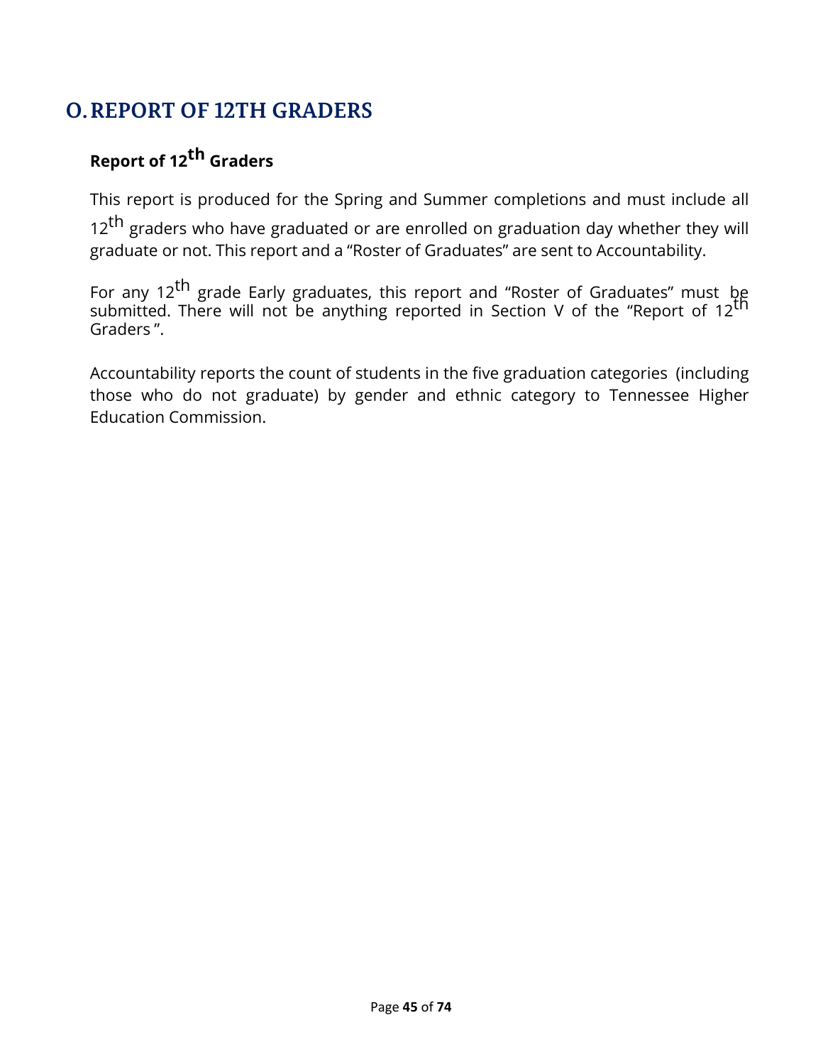## O. REPORT OF 12TH GRADERS

### Report of 12th Graders

This report is produced for the Spring and Summer completions and must include all 12th graders who have graduated or are enrolled on graduation day whether they will graduate or not. This report and a "Roster of Graduates" are sent to Accountability.

For any 12th grade Early graduates, this report and "Roster of Graduates" must be submitted. There will not be anything reported in Section V of the "Report of 12th Graders ".

Accountability reports the count of students in the five graduation categories (including those who do not graduate) by gender and ethnic category to Tennessee Higher Education Commission.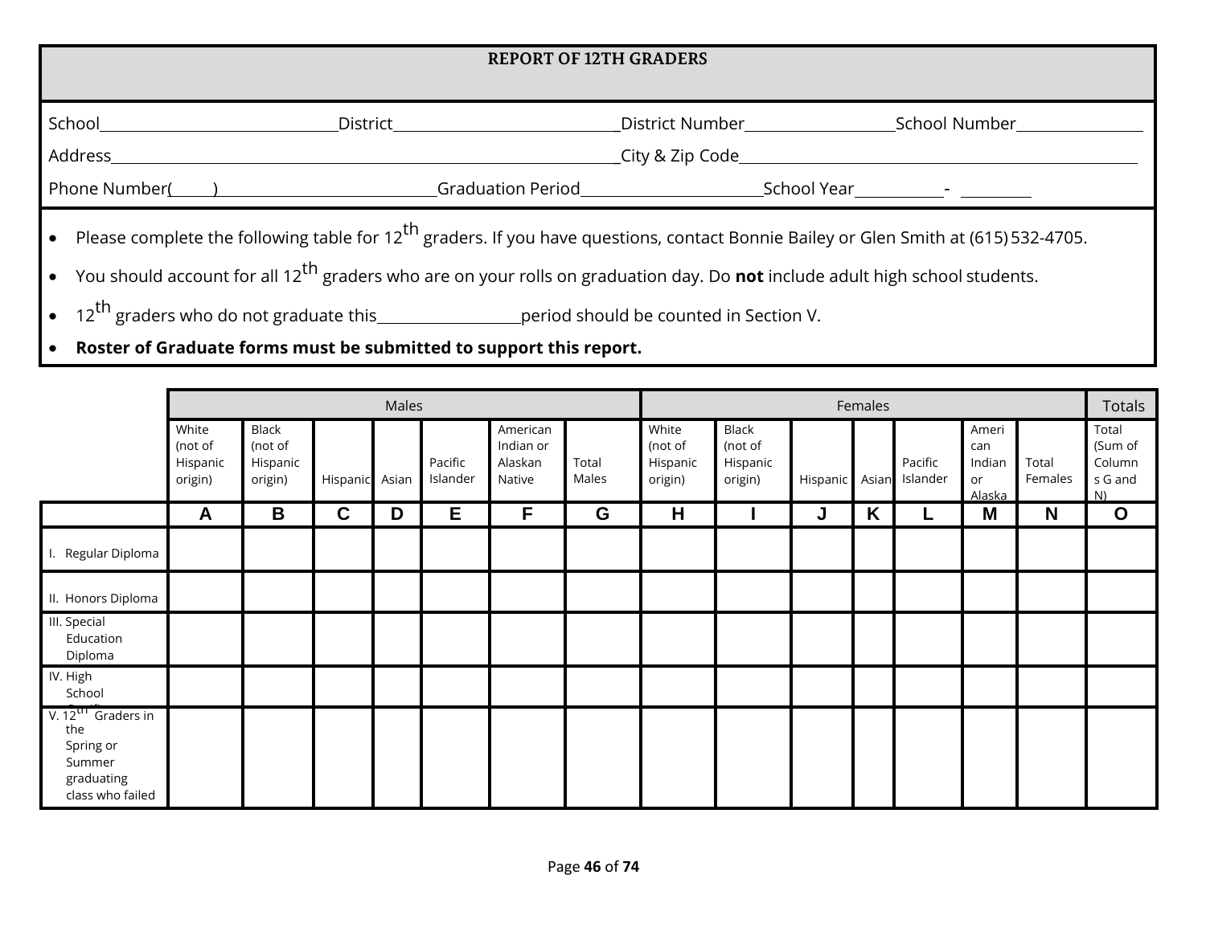## REPORT OF 12TH GRADERS

School\_\_\_\_\_\_\_\_\_\_\_\_\_\_\_\_\_\_\_\_\_\_\_\_\_\_\_\_\_\_District\_\_\_\_\_\_\_\_\_\_\_\_\_\_\_\_\_\_\_\_\_\_\_\_\_\_\_\_\_District Number\_\_\_\_\_\_\_\_\_\_\_\_\_\_\_\_\_\_\_School Number\_\_\_\_\_\_\_\_\_\_\_\_\_\_\_\_

Address\_\_\_\_\_\_\_\_\_\_\_\_\_\_\_\_\_\_\_\_\_\_\_\_\_\_\_\_\_\_\_\_\_\_\_\_\_\_\_\_\_\_\_\_\_\_\_\_\_\_\_\_\_\_\_\_\_\_\_\_\_\_City & Zip Code\_\_\_\_\_\_\_\_\_\_\_\_\_\_\_\_\_\_\_\_\_\_\_\_\_\_\_\_\_\_\_\_\_\_\_\_\_\_\_\_\_\_\_\_\_\_\_\_

Phone Number(\_\_\_\_\_)\_\_\_\_\_\_\_\_\_\_\_\_\_\_\_\_\_\_\_\_\_\_\_\_\_\_\_\_Graduation Period\_\_\_\_\_\_\_\_\_\_\_\_\_\_\_\_\_\_\_\_\_\_\_\_School Year\_\_\_\_\_\_\_\_\_\_\_- \_\_\_\_\_\_\_\_\_

- Please complete the following table for 12th graders. If you have questions, contact Bonnie Bailey or Glen Smith at (615) 532-4705.
- You should account for all 12th graders who are on your rolls on graduation day. Do **not** include adult high school students.
- 12th graders who do not graduate this\_\_\_\_\_\_\_\_\_\_\_\_\_\_\_\_\_\_period should be counted in Section V.
- **Roster of Graduate forms must be submitted to support this report.**

| | Males | | | | | | | Females | | | | | | | Totals |
|---|---|---|---|---|---|---|---|---|---|---|---|---|---|---|---|
| | White (not of Hispanic origin) | Black (not of Hispanic origin) | Hispanic | Asian | Pacific Islander | American Indian or Alaskan Native | Total Males | White (not of Hispanic origin) | Black (not of Hispanic origin) | Hispanic | Asian | Pacific Islander | American Indian or Alaska | Total Females | Total (Sum of Columns G and N) |
| | A | B | C | D | E | F | G | H | I | J | K | L | M | N | O |
| I. Regular Diploma | | | | | | | | | | | | | | | |
| II. Honors Diploma | | | | | | | | | | | | | | | |
| III. Special Education Diploma | | | | | | | | | | | | | | | |
| IV. High School Certif. | | | | | | | | | | | | | | | |
| V. 12th Graders in the Spring or Summer graduating class who failed | | | | | | | | | | | | | | | |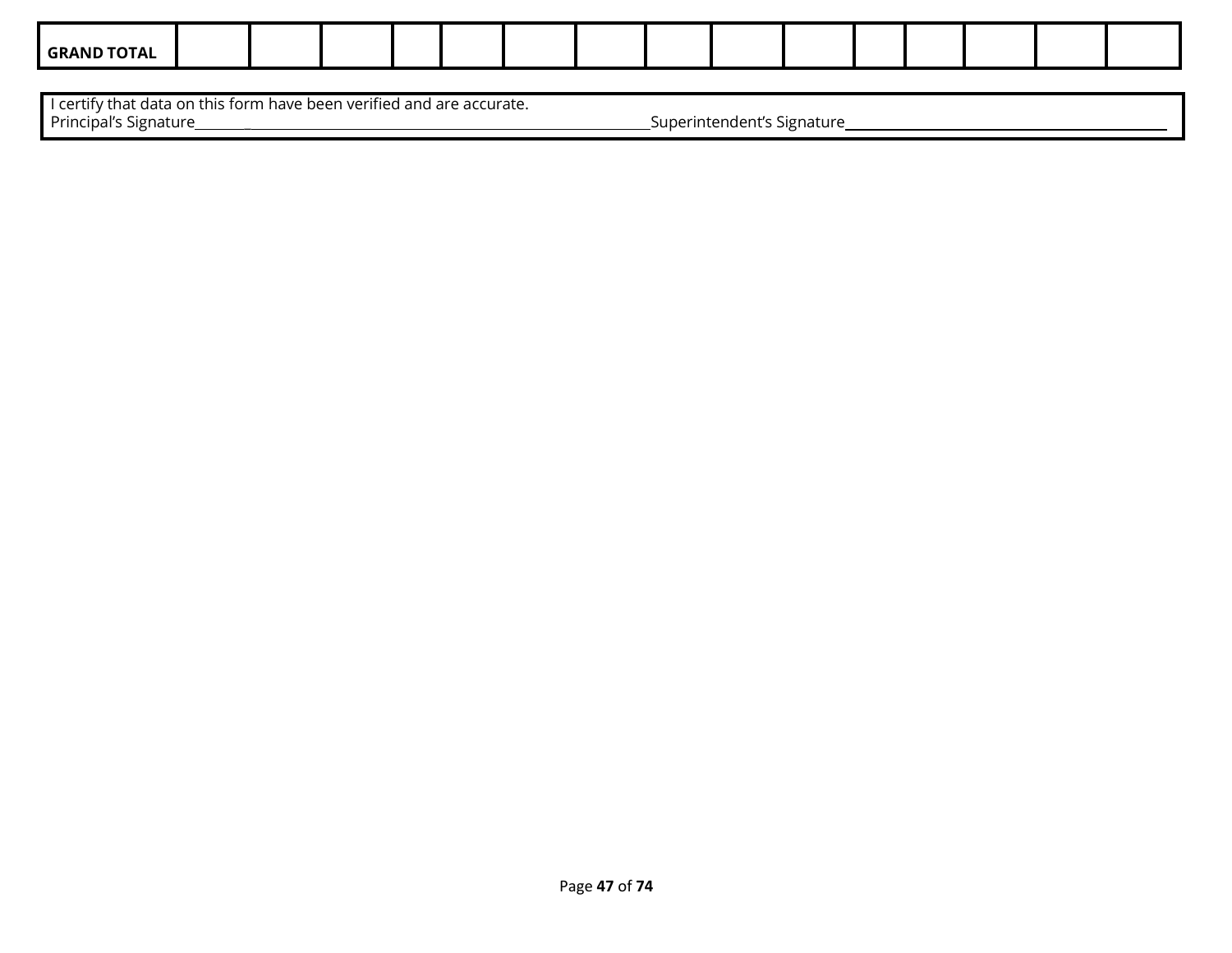| GRAND TOTAL | | | | | | | | | | | | | | | |
|---|---|---|---|---|---|---|---|---|---|---|---|---|---|---|---|

I certify that data on this form have been verified and are accurate.

Principal's Signature________________________________________________________________Superintendent's Signature______________________________________________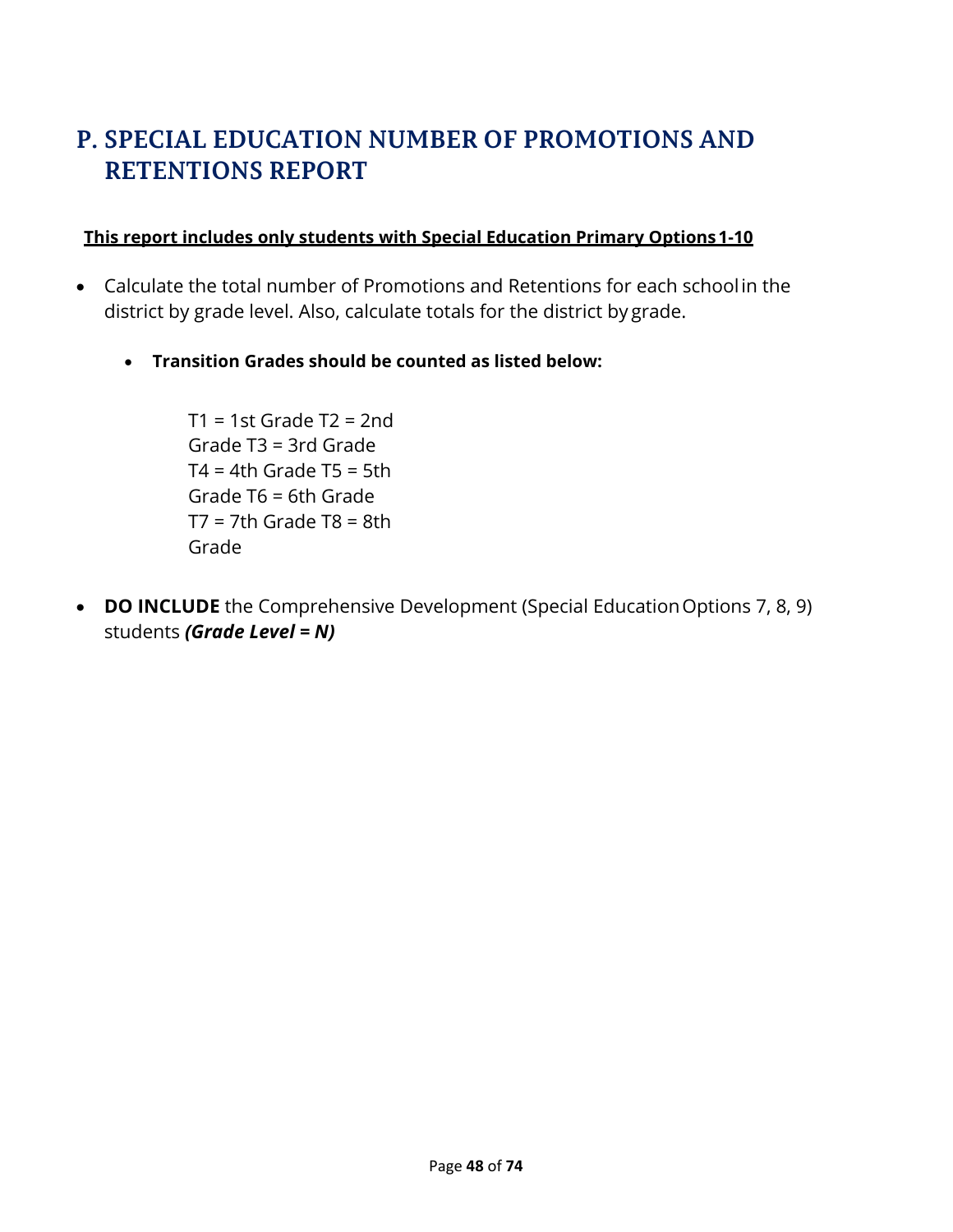# P. SPECIAL EDUCATION NUMBER OF PROMOTIONS AND RETENTIONS REPORT

**This report includes only students with Special Education Primary Options 1-10**

- Calculate the total number of Promotions and Retentions for each school in the district by grade level. Also, calculate totals for the district by grade.
  - **Transition Grades should be counted as listed below:**

    T1 = 1st Grade T2 = 2nd Grade T3 = 3rd Grade T4 = 4th Grade T5 = 5th Grade T6 = 6th Grade T7 = 7th Grade T8 = 8th Grade

- **DO INCLUDE** the Comprehensive Development (Special Education Options 7, 8, 9) students ***(Grade Level = N)***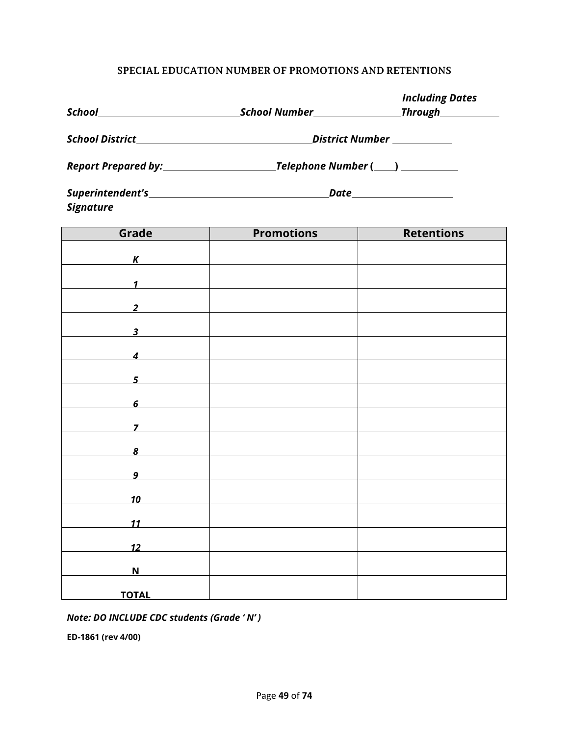## SPECIAL EDUCATION NUMBER OF PROMOTIONS AND RETENTIONS

***School*** ______________________ ***School Number*** ______________ ***Including Dates Through*** __________

***School District*** ____________________________ ***District Number*** __________

***Report Prepared by:*** __________________ ***Telephone Number (*** ____ ***)*** __________

***Superintendent's Signature*** ______________________________ ***Date*** ________________

| Grade | Promotions | Retentions |
|---|---|---|
| ***K*** | | |
| ***1*** | | |
| ***2*** | | |
| ***3*** | | |
| ***4*** | | |
| ***5*** | | |
| ***6*** | | |
| ***7*** | | |
| ***8*** | | |
| ***9*** | | |
| ***10*** | | |
| ***11*** | | |
| ***12*** | | |
| **N** | | |
| **TOTAL** | | |

***Note: DO INCLUDE CDC students (Grade ' N' )***

**ED-1861 (rev 4/00)**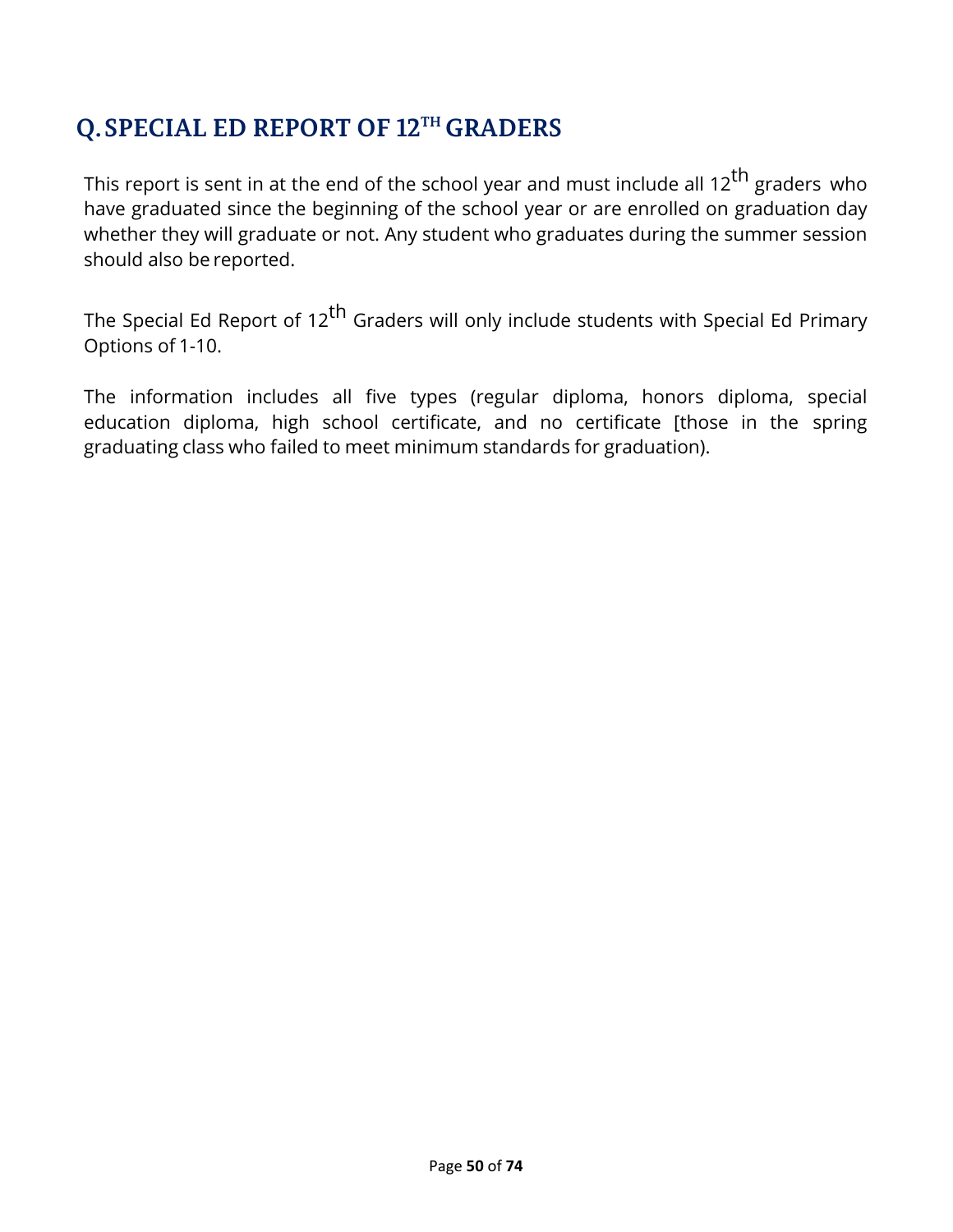## Q. SPECIAL ED REPORT OF 12TH GRADERS

This report is sent in at the end of the school year and must include all 12th graders who have graduated since the beginning of the school year or are enrolled on graduation day whether they will graduate or not. Any student who graduates during the summer session should also be reported.

The Special Ed Report of 12th Graders will only include students with Special Ed Primary Options of 1-10.

The information includes all five types (regular diploma, honors diploma, special education diploma, high school certificate, and no certificate [those in the spring graduating class who failed to meet minimum standards for graduation).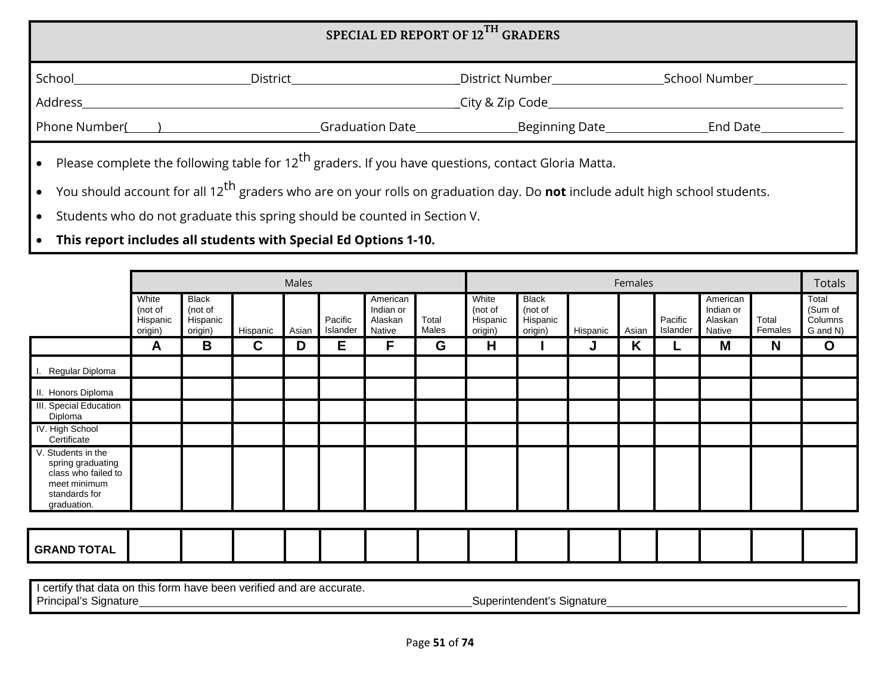# SPECIAL ED REPORT OF 12TH GRADERS

School______________________ District______________________ District Number______________ School Number____________

Address__________________________________________________ City & Zip Code______________________________________

Phone Number(____)____________________ Graduation Date_____________ Beginning Date_____________ End Date___________

- Please complete the following table for 12th graders. If you have questions, contact Gloria Matta.
- You should account for all 12th graders who are on your rolls on graduation day. Do **not** include adult high school students.
- Students who do not graduate this spring should be counted in Section V.
- **This report includes all students with Special Ed Options 1-10.**

| | Males | | | | | | | Females | | | | | | | Totals |
|---|---|---|---|---|---|---|---|---|---|---|---|---|---|---|---|
| | White (not of Hispanic origin) | Black (not of Hispanic origin) | Hispanic | Asian | Pacific Islander | American Indian or Alaskan Native | Total Males | White (not of Hispanic origin) | Black (not of Hispanic origin) | Hispanic | Asian | Pacific Islander | American Indian or Alaskan Native | Total Females | Total (Sum of Columns G and N) |
| | **A** | **B** | **C** | **D** | **E** | **F** | **G** | **H** | **I** | **J** | **K** | **L** | **M** | **N** | **O** |
| I. Regular Diploma | | | | | | | | | | | | | | | |
| II. Honors Diploma | | | | | | | | | | | | | | | |
| III. Special Education Diploma | | | | | | | | | | | | | | | |
| IV. High School Certificate | | | | | | | | | | | | | | | |
| V. Students in the spring graduating class who failed to meet minimum standards for graduation. | | | | | | | | | | | | | | | |
| **GRAND TOTAL** | | | | | | | | | | | | | | | |

I certify that data on this form have been verified and are accurate.

Principal's Signature__________________________________ Superintendent's Signature__________________________________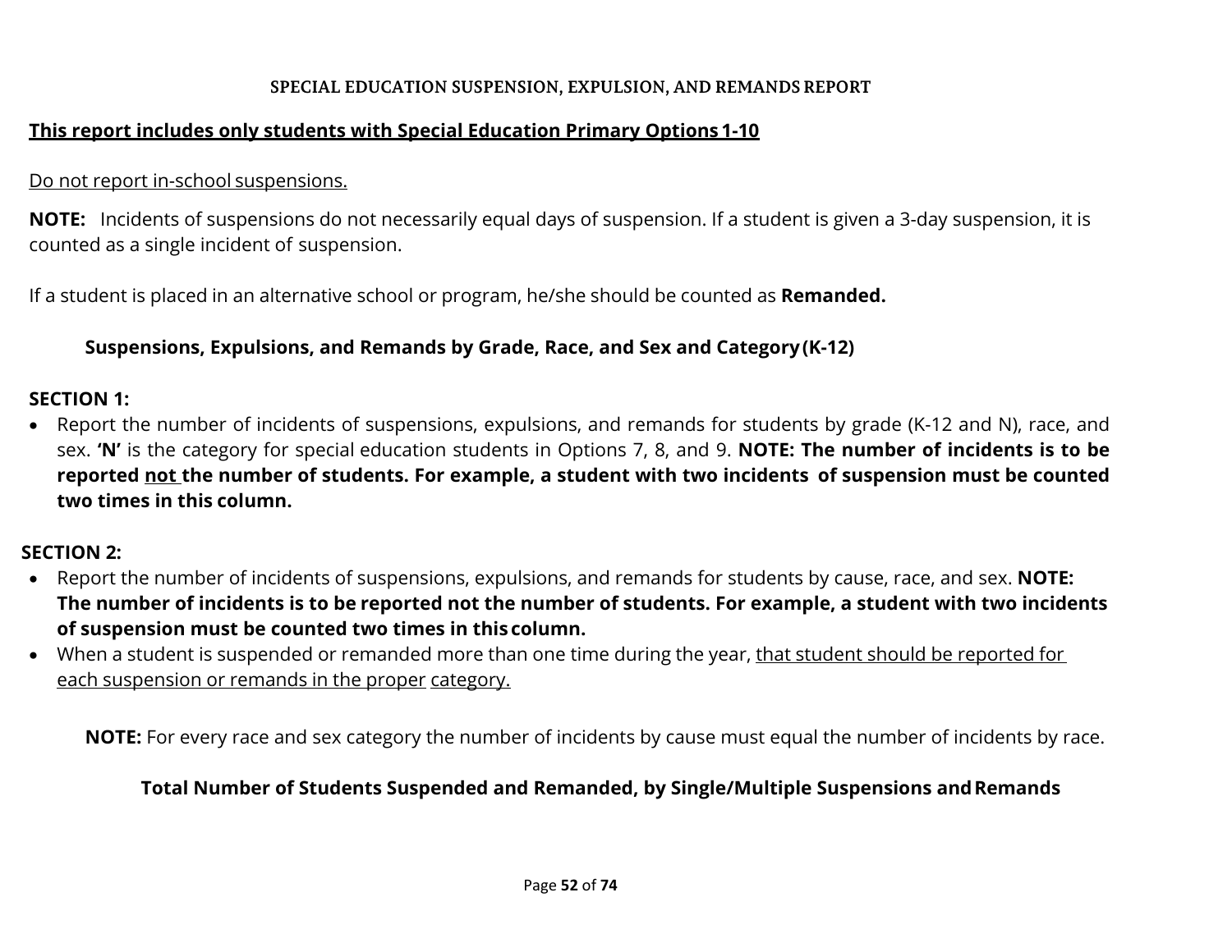## SPECIAL EDUCATION SUSPENSION, EXPULSION, AND REMANDS REPORT

**<u>This report includes only students with Special Education Primary Options 1-10</u>**

<u>Do not report in-school suspensions.</u>

**NOTE:** Incidents of suspensions do not necessarily equal days of suspension. If a student is given a 3-day suspension, it is counted as a single incident of suspension.

If a student is placed in an alternative school or program, he/she should be counted as **Remanded.**

### Suspensions, Expulsions, and Remands by Grade, Race, and Sex and Category (K-12)

**SECTION 1:**

- Report the number of incidents of suspensions, expulsions, and remands for students by grade (K-12 and N), race, and sex. **'N'** is the category for special education students in Options 7, 8, and 9. **NOTE: The number of incidents is to be reported <u>not</u> the number of students. For example, a student with two incidents of suspension must be counted two times in this column.**

**SECTION 2:**

- Report the number of incidents of suspensions, expulsions, and remands for students by cause, race, and sex. **NOTE: The number of incidents is to be reported not the number of students. For example, a student with two incidents of suspension must be counted two times in this column.**
- When a student is suspended or remanded more than one time during the year, <u>that student should be reported for each suspension or remands in the proper category.</u>

**NOTE:** For every race and sex category the number of incidents by cause must equal the number of incidents by race.

### Total Number of Students Suspended and Remanded, by Single/Multiple Suspensions and Remands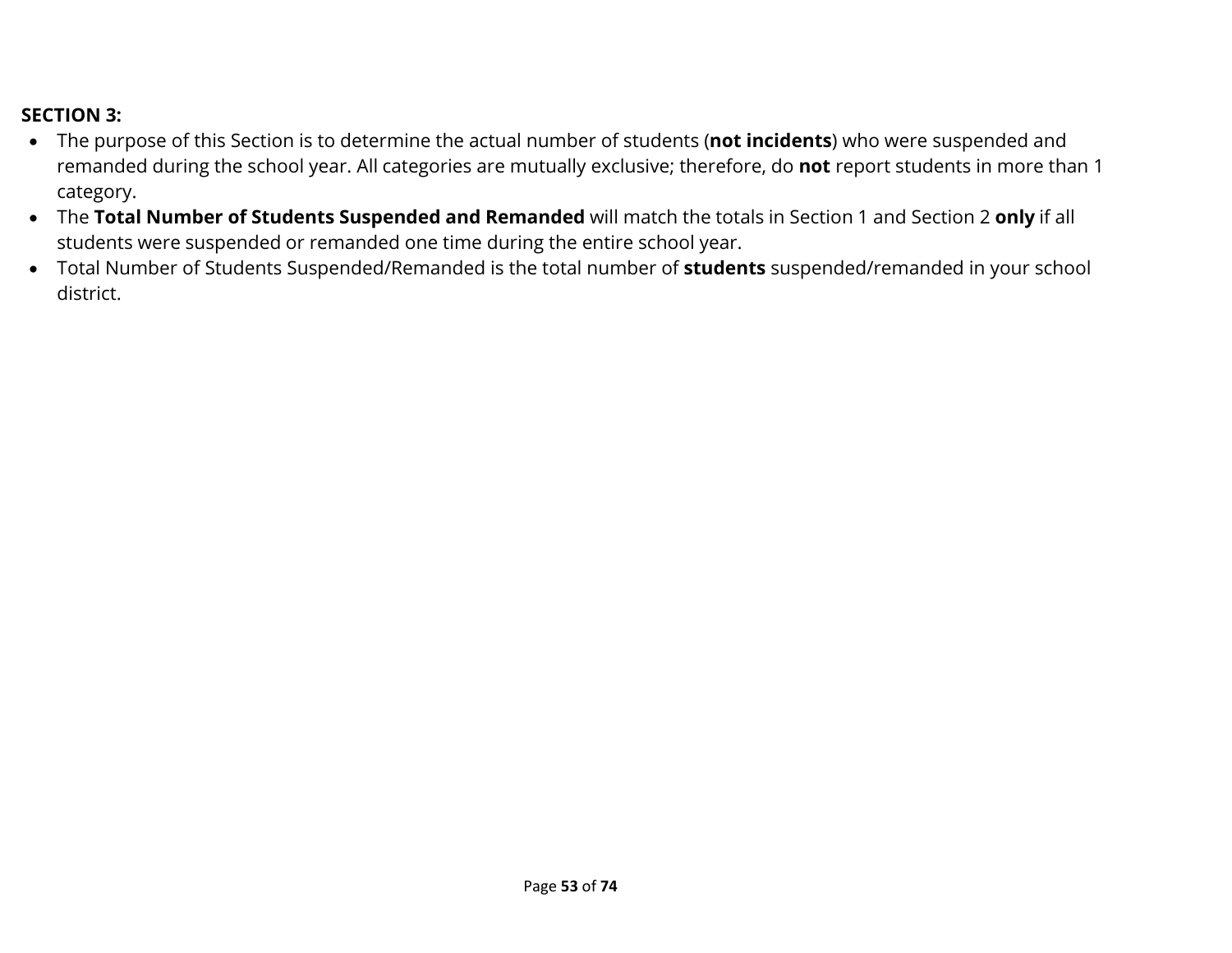**SECTION 3:**

- The purpose of this Section is to determine the actual number of students (**not incidents**) who were suspended and remanded during the school year. All categories are mutually exclusive; therefore, do **not** report students in more than 1 category.
- The **Total Number of Students Suspended and Remanded** will match the totals in Section 1 and Section 2 **only** if all students were suspended or remanded one time during the entire school year.
- Total Number of Students Suspended/Remanded is the total number of **students** suspended/remanded in your school district.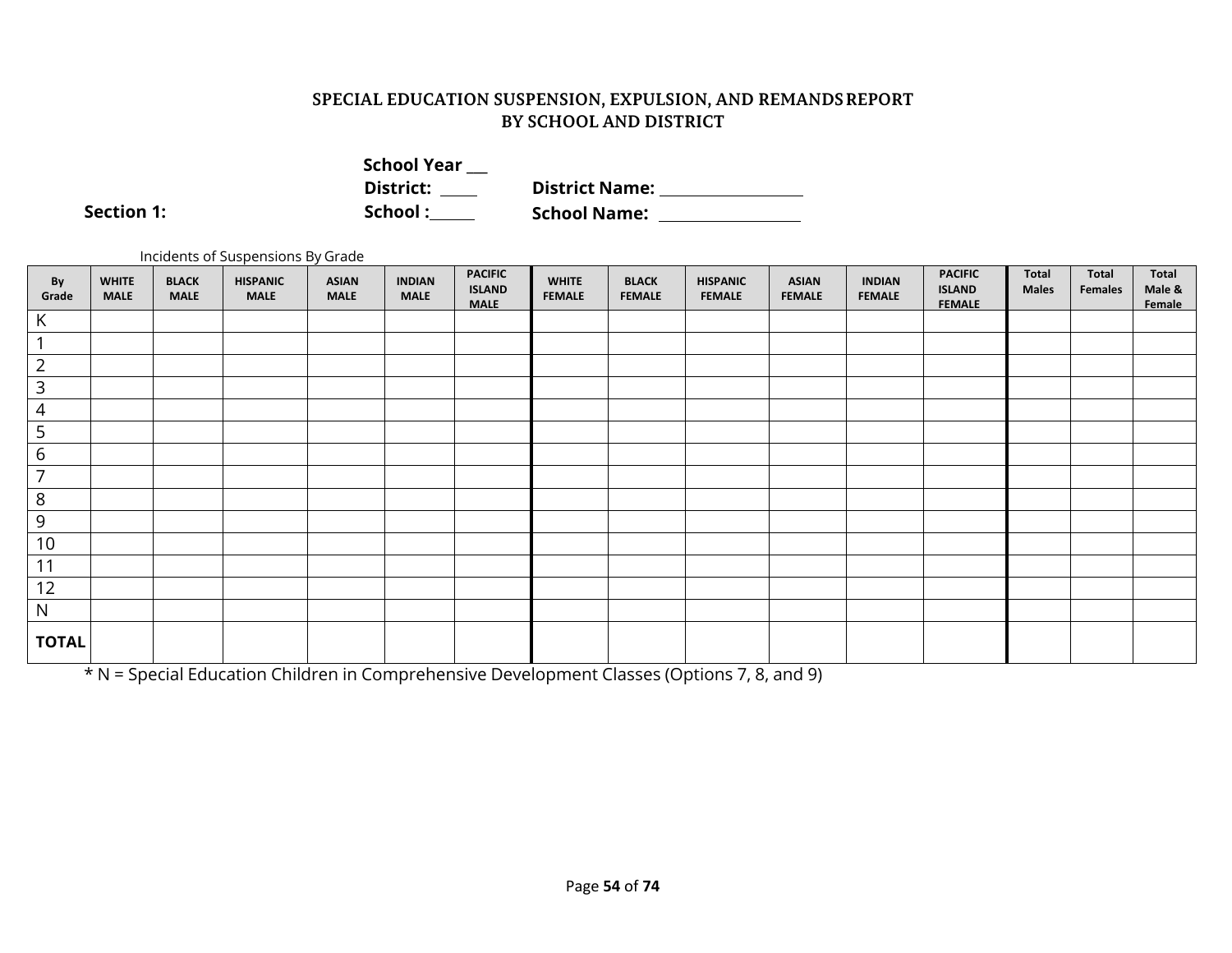# SPECIAL EDUCATION SUSPENSION, EXPULSION, AND REMANDS REPORT BY SCHOOL AND DISTRICT

**School Year** ___

**District:** ____ **District Name:** ________________

**Section 1:** **School :**_____ **School Name:** ________________

Incidents of Suspensions By Grade

| By Grade | WHITE MALE | BLACK MALE | HISPANIC MALE | ASIAN MALE | INDIAN MALE | PACIFIC ISLAND MALE | WHITE FEMALE | BLACK FEMALE | HISPANIC FEMALE | ASIAN FEMALE | INDIAN FEMALE | PACIFIC ISLAND FEMALE | Total Males | Total Females | Total Male & Female |
|---|---|---|---|---|---|---|---|---|---|---|---|---|---|---|---|
| K | | | | | | | | | | | | | | | |
| 1 | | | | | | | | | | | | | | | |
| 2 | | | | | | | | | | | | | | | |
| 3 | | | | | | | | | | | | | | | |
| 4 | | | | | | | | | | | | | | | |
| 5 | | | | | | | | | | | | | | | |
| 6 | | | | | | | | | | | | | | | |
| 7 | | | | | | | | | | | | | | | |
| 8 | | | | | | | | | | | | | | | |
| 9 | | | | | | | | | | | | | | | |
| 10 | | | | | | | | | | | | | | | |
| 11 | | | | | | | | | | | | | | | |
| 12 | | | | | | | | | | | | | | | |
| N | | | | | | | | | | | | | | | |
| **TOTAL** | | | | | | | | | | | | | | | |

* N = Special Education Children in Comprehensive Development Classes (Options 7, 8, and 9)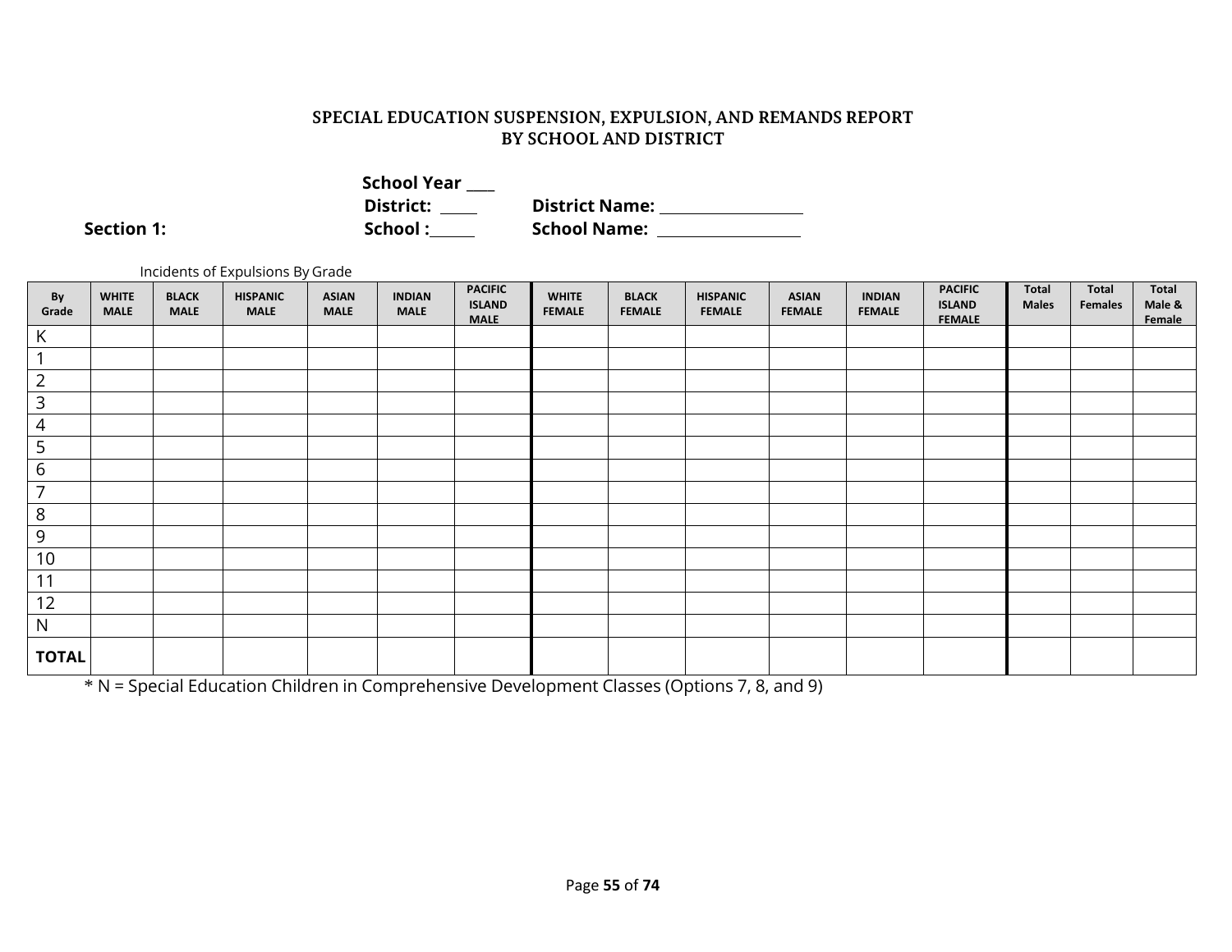### SPECIAL EDUCATION SUSPENSION, EXPULSION, AND REMANDS REPORT
### BY SCHOOL AND DISTRICT

**School Year** ___

**District:** ____ **District Name:** ________________

**Section 1:** **School :**_____ **School Name:** ________________

Incidents of Expulsions By Grade

| By Grade | WHITE MALE | BLACK MALE | HISPANIC MALE | ASIAN MALE | INDIAN MALE | PACIFIC ISLAND MALE | WHITE FEMALE | BLACK FEMALE | HISPANIC FEMALE | ASIAN FEMALE | INDIAN FEMALE | PACIFIC ISLAND FEMALE | Total Males | Total Females | Total Male & Female |
|---|---|---|---|---|---|---|---|---|---|---|---|---|---|---|---|
| K | | | | | | | | | | | | | | | |
| 1 | | | | | | | | | | | | | | | |
| 2 | | | | | | | | | | | | | | | |
| 3 | | | | | | | | | | | | | | | |
| 4 | | | | | | | | | | | | | | | |
| 5 | | | | | | | | | | | | | | | |
| 6 | | | | | | | | | | | | | | | |
| 7 | | | | | | | | | | | | | | | |
| 8 | | | | | | | | | | | | | | | |
| 9 | | | | | | | | | | | | | | | |
| 10 | | | | | | | | | | | | | | | |
| 11 | | | | | | | | | | | | | | | |
| 12 | | | | | | | | | | | | | | | |
| N | | | | | | | | | | | | | | | |
| **TOTAL** | | | | | | | | | | | | | | | |

* N = Special Education Children in Comprehensive Development Classes (Options 7, 8, and 9)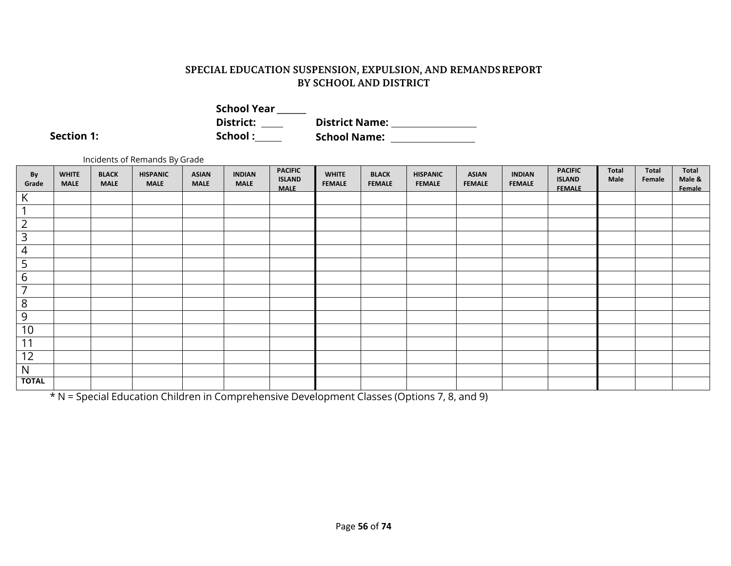## SPECIAL EDUCATION SUSPENSION, EXPULSION, AND REMANDS REPORT BY SCHOOL AND DISTRICT

**School Year** ______

**District:** ____ **District Name:** ______________

**Section 1:** **School :**_____ **School Name:** ______________

Incidents of Remands By Grade

| By Grade | WHITE MALE | BLACK MALE | HISPANIC MALE | ASIAN MALE | INDIAN MALE | PACIFIC ISLAND MALE | WHITE FEMALE | BLACK FEMALE | HISPANIC FEMALE | ASIAN FEMALE | INDIAN FEMALE | PACIFIC ISLAND FEMALE | Total Male | Total Female | Total Male & Female |
|---|---|---|---|---|---|---|---|---|---|---|---|---|---|---|---|
| K | | | | | | | | | | | | | | | |
| 1 | | | | | | | | | | | | | | | |
| 2 | | | | | | | | | | | | | | | |
| 3 | | | | | | | | | | | | | | | |
| 4 | | | | | | | | | | | | | | | |
| 5 | | | | | | | | | | | | | | | |
| 6 | | | | | | | | | | | | | | | |
| 7 | | | | | | | | | | | | | | | |
| 8 | | | | | | | | | | | | | | | |
| 9 | | | | | | | | | | | | | | | |
| 10 | | | | | | | | | | | | | | | |
| 11 | | | | | | | | | | | | | | | |
| 12 | | | | | | | | | | | | | | | |
| N | | | | | | | | | | | | | | | |
| **TOTAL** | | | | | | | | | | | | | | | |

* N = Special Education Children in Comprehensive Development Classes (Options 7, 8, and 9)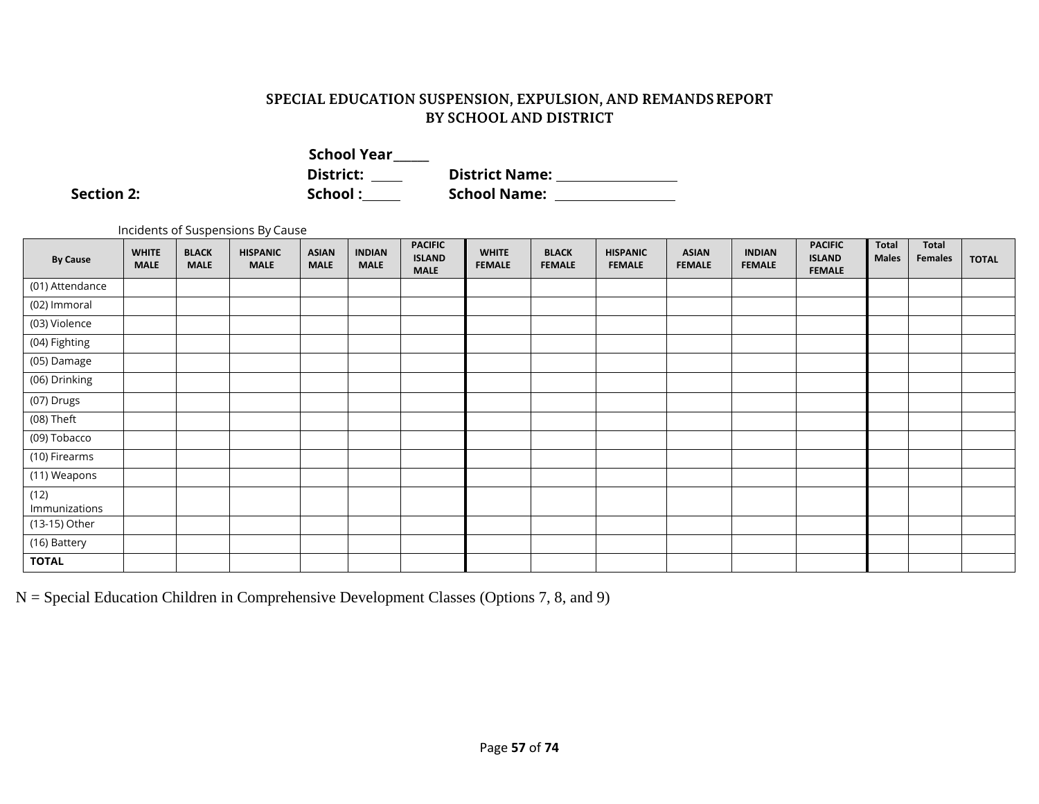# SPECIAL EDUCATION SUSPENSION, EXPULSION, AND REMANDS REPORT BY SCHOOL AND DISTRICT

**School Year** _____

**District:** ____ **District Name:** ________________

**Section 2:** **School :** _____ **School Name:** ________________

Incidents of Suspensions By Cause

| By Cause | WHITE MALE | BLACK MALE | HISPANIC MALE | ASIAN MALE | INDIAN MALE | PACIFIC ISLAND MALE | WHITE FEMALE | BLACK FEMALE | HISPANIC FEMALE | ASIAN FEMALE | INDIAN FEMALE | PACIFIC ISLAND FEMALE | Total Males | Total Females | TOTAL |
|---|---|---|---|---|---|---|---|---|---|---|---|---|---|---|---|
| (01) Attendance | | | | | | | | | | | | | | | |
| (02) Immoral | | | | | | | | | | | | | | | |
| (03) Violence | | | | | | | | | | | | | | | |
| (04) Fighting | | | | | | | | | | | | | | | |
| (05) Damage | | | | | | | | | | | | | | | |
| (06) Drinking | | | | | | | | | | | | | | | |
| (07) Drugs | | | | | | | | | | | | | | | |
| (08) Theft | | | | | | | | | | | | | | | |
| (09) Tobacco | | | | | | | | | | | | | | | |
| (10) Firearms | | | | | | | | | | | | | | | |
| (11) Weapons | | | | | | | | | | | | | | | |
| (12) Immunizations | | | | | | | | | | | | | | | |
| (13-15) Other | | | | | | | | | | | | | | | |
| (16) Battery | | | | | | | | | | | | | | | |
| **TOTAL** | | | | | | | | | | | | | | | |

N = Special Education Children in Comprehensive Development Classes (Options 7, 8, and 9)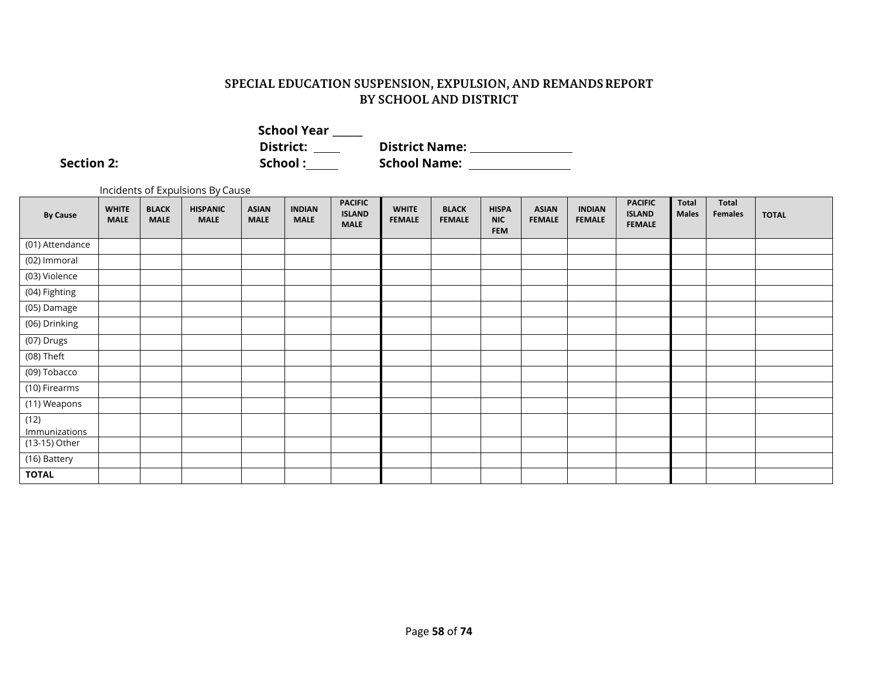## SPECIAL EDUCATION SUSPENSION, EXPULSION, AND REMANDS REPORT
## BY SCHOOL AND DISTRICT

**School Year** _____

**District:** ____ **District Name:** ________________

**Section 2:** **School :**_____ **School Name:** ________________

Incidents of Expulsions By Cause

| By Cause | WHITE MALE | BLACK MALE | HISPANIC MALE | ASIAN MALE | INDIAN MALE | PACIFIC ISLAND MALE | WHITE FEMALE | BLACK FEMALE | HISPANIC FEM | ASIAN FEMALE | INDIAN FEMALE | PACIFIC ISLAND FEMALE | Total Males | Total Females | TOTAL |
|---|---|---|---|---|---|---|---|---|---|---|---|---|---|---|---|
| (01) Attendance | | | | | | | | | | | | | | | |
| (02) Immoral | | | | | | | | | | | | | | | |
| (03) Violence | | | | | | | | | | | | | | | |
| (04) Fighting | | | | | | | | | | | | | | | |
| (05) Damage | | | | | | | | | | | | | | | |
| (06) Drinking | | | | | | | | | | | | | | | |
| (07) Drugs | | | | | | | | | | | | | | | |
| (08) Theft | | | | | | | | | | | | | | | |
| (09) Tobacco | | | | | | | | | | | | | | | |
| (10) Firearms | | | | | | | | | | | | | | | |
| (11) Weapons | | | | | | | | | | | | | | | |
| (12) Immunizations | | | | | | | | | | | | | | | |
| (13-15) Other | | | | | | | | | | | | | | | |
| (16) Battery | | | | | | | | | | | | | | | |
| **TOTAL** | | | | | | | | | | | | | | | |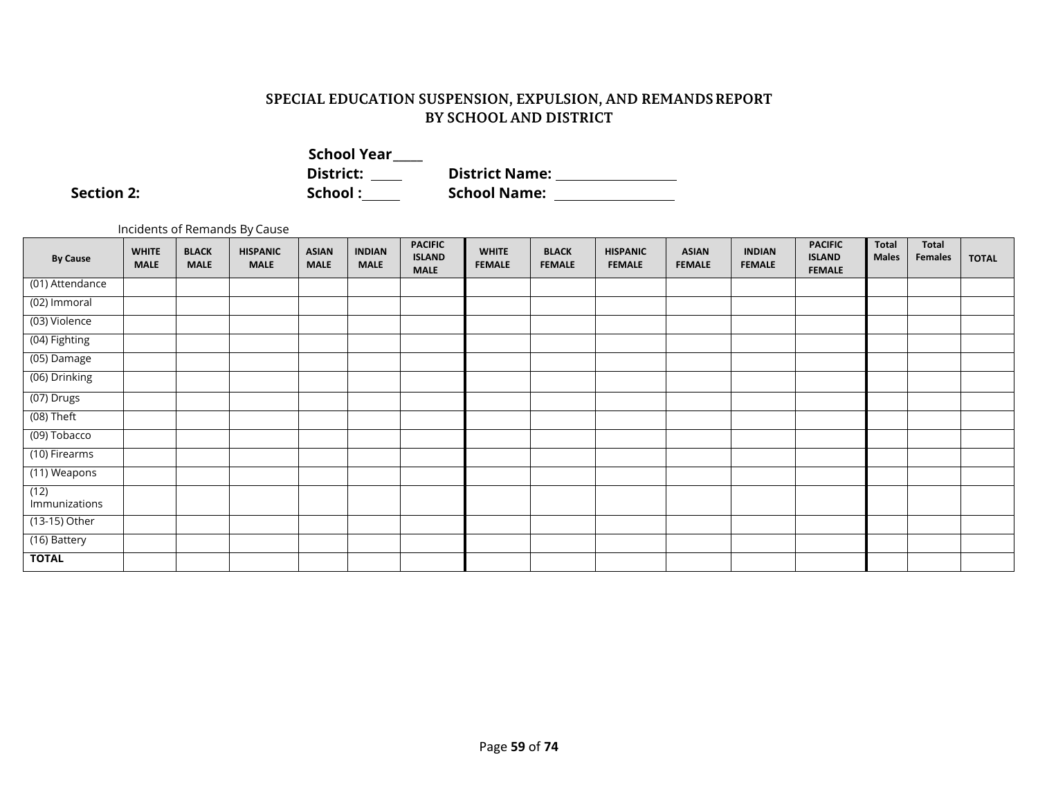# SPECIAL EDUCATION SUSPENSION, EXPULSION, AND REMANDS REPORT BY SCHOOL AND DISTRICT

**School Year** ____

**District:** ____ **District Name:** ______________

**Section 2:** **School :** ____ **School Name:** ______________

Incidents of Remands By Cause

| By Cause | WHITE MALE | BLACK MALE | HISPANIC MALE | ASIAN MALE | INDIAN MALE | PACIFIC ISLAND MALE | WHITE FEMALE | BLACK FEMALE | HISPANIC FEMALE | ASIAN FEMALE | INDIAN FEMALE | PACIFIC ISLAND FEMALE | Total Males | Total Females | TOTAL |
|---|---|---|---|---|---|---|---|---|---|---|---|---|---|---|---|
| (01) Attendance | | | | | | | | | | | | | | | |
| (02) Immoral | | | | | | | | | | | | | | | |
| (03) Violence | | | | | | | | | | | | | | | |
| (04) Fighting | | | | | | | | | | | | | | | |
| (05) Damage | | | | | | | | | | | | | | | |
| (06) Drinking | | | | | | | | | | | | | | | |
| (07) Drugs | | | | | | | | | | | | | | | |
| (08) Theft | | | | | | | | | | | | | | | |
| (09) Tobacco | | | | | | | | | | | | | | | |
| (10) Firearms | | | | | | | | | | | | | | | |
| (11) Weapons | | | | | | | | | | | | | | | |
| (12) Immunizations | | | | | | | | | | | | | | | |
| (13-15) Other | | | | | | | | | | | | | | | |
| (16) Battery | | | | | | | | | | | | | | | |
| **TOTAL** | | | | | | | | | | | | | | | |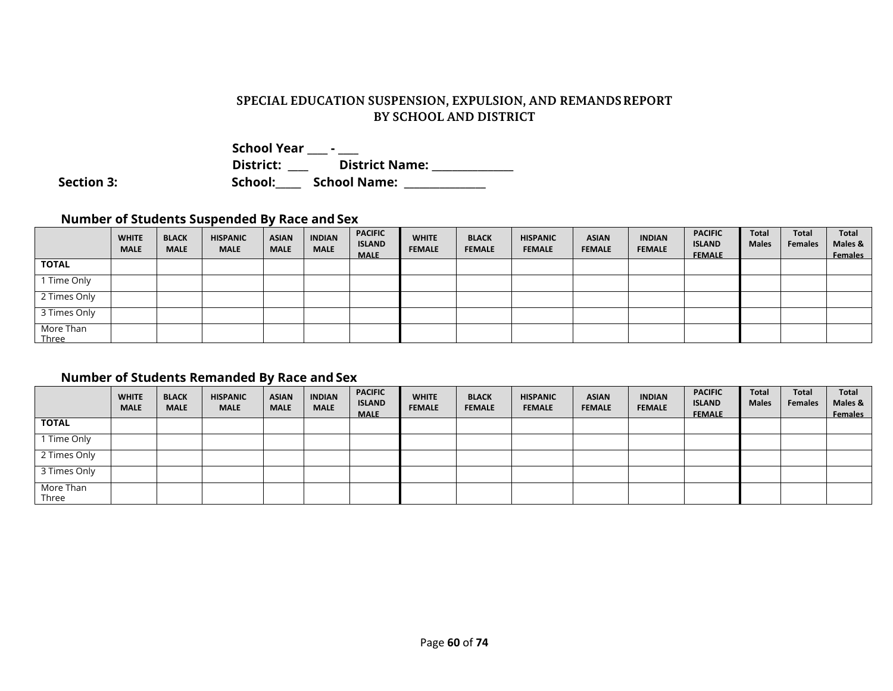## SPECIAL EDUCATION SUSPENSION, EXPULSION, AND REMANDS REPORT BY SCHOOL AND DISTRICT

**School Year \_\_\_\_ - \_\_\_\_**
**District: \_\_\_\_ District Name: \_\_\_\_\_\_\_\_\_\_\_\_\_\_**
**Section 3: School:\_\_\_\_\_ School Name: \_\_\_\_\_\_\_\_\_\_\_\_\_\_**

### Number of Students Suspended By Race and Sex

| | WHITE MALE | BLACK MALE | HISPANIC MALE | ASIAN MALE | INDIAN MALE | PACIFIC ISLAND MALE | WHITE FEMALE | BLACK FEMALE | HISPANIC FEMALE | ASIAN FEMALE | INDIAN FEMALE | PACIFIC ISLAND FEMALE | Total Males | Total Females | Total Males & Females |
|---|---|---|---|---|---|---|---|---|---|---|---|---|---|---|---|
| **TOTAL** | | | | | | | | | | | | | | | |
| 1 Time Only | | | | | | | | | | | | | | | |
| 2 Times Only | | | | | | | | | | | | | | | |
| 3 Times Only | | | | | | | | | | | | | | | |
| More Than Three | | | | | | | | | | | | | | | |

### Number of Students Remanded By Race and Sex

| | WHITE MALE | BLACK MALE | HISPANIC MALE | ASIAN MALE | INDIAN MALE | PACIFIC ISLAND MALE | WHITE FEMALE | BLACK FEMALE | HISPANIC FEMALE | ASIAN FEMALE | INDIAN FEMALE | PACIFIC ISLAND FEMALE | Total Males | Total Females | Total Males & Females |
|---|---|---|---|---|---|---|---|---|---|---|---|---|---|---|---|
| **TOTAL** | | | | | | | | | | | | | | | |
| 1 Time Only | | | | | | | | | | | | | | | |
| 2 Times Only | | | | | | | | | | | | | | | |
| 3 Times Only | | | | | | | | | | | | | | | |
| More Than Three | | | | | | | | | | | | | | | |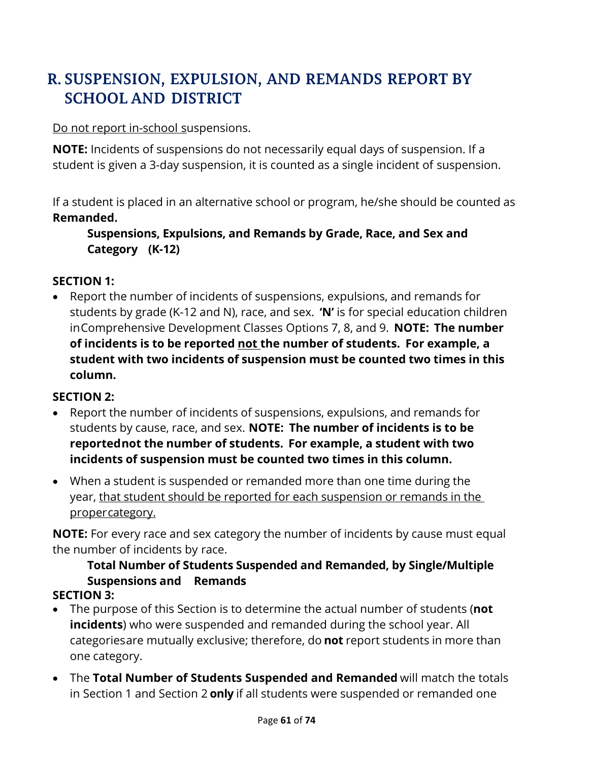# R. SUSPENSION, EXPULSION, AND REMANDS REPORT BY SCHOOL AND DISTRICT

Do not report in-school suspensions.

**NOTE:** Incidents of suspensions do not necessarily equal days of suspension. If a student is given a 3-day suspension, it is counted as a single incident of suspension.

If a student is placed in an alternative school or program, he/she should be counted as **Remanded.**

### Suspensions, Expulsions, and Remands by Grade, Race, and Sex and Category (K-12)

**SECTION 1:**

- Report the number of incidents of suspensions, expulsions, and remands for students by grade (K-12 and N), race, and sex. **'N'** is for special education children in Comprehensive Development Classes Options 7, 8, and 9. **NOTE: The number of incidents is to be reported not the number of students. For example, a student with two incidents of suspension must be counted two times in this column.**

**SECTION 2:**

- Report the number of incidents of suspensions, expulsions, and remands for students by cause, race, and sex. **NOTE: The number of incidents is to be reported not the number of students. For example, a student with two incidents of suspension must be counted two times in this column.**
- When a student is suspended or remanded more than one time during the year, that student should be reported for each suspension or remands in the proper category.

**NOTE:** For every race and sex category the number of incidents by cause must equal the number of incidents by race.

### Total Number of Students Suspended and Remanded, by Single/Multiple Suspensions and Remands

**SECTION 3:**

- The purpose of this Section is to determine the actual number of students (**not incidents**) who were suspended and remanded during the school year. All categories are mutually exclusive; therefore, do **not** report students in more than one category.
- The **Total Number of Students Suspended and Remanded** will match the totals in Section 1 and Section 2 **only** if all students were suspended or remanded one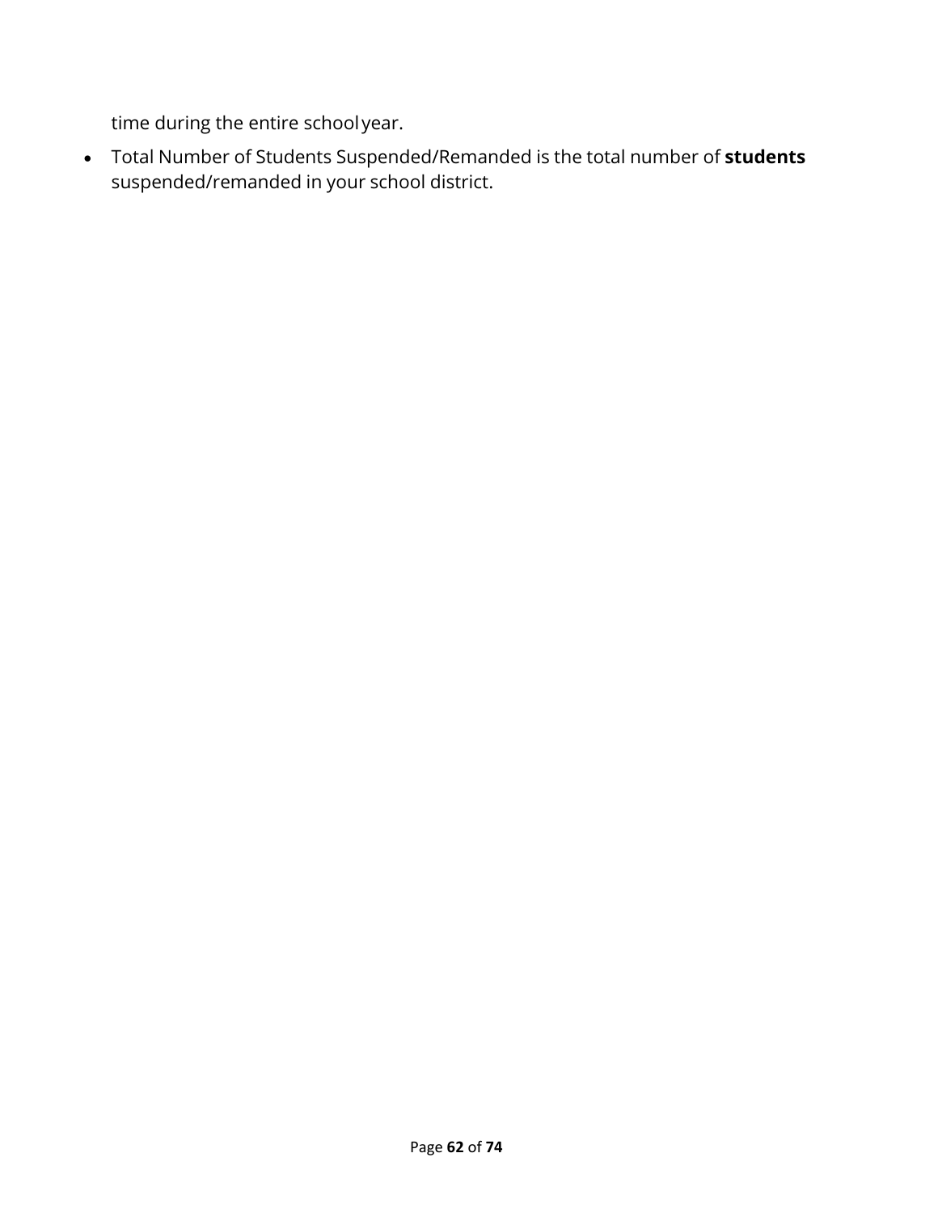time during the entire school year.

- Total Number of Students Suspended/Remanded is the total number of **students** suspended/remanded in your school district.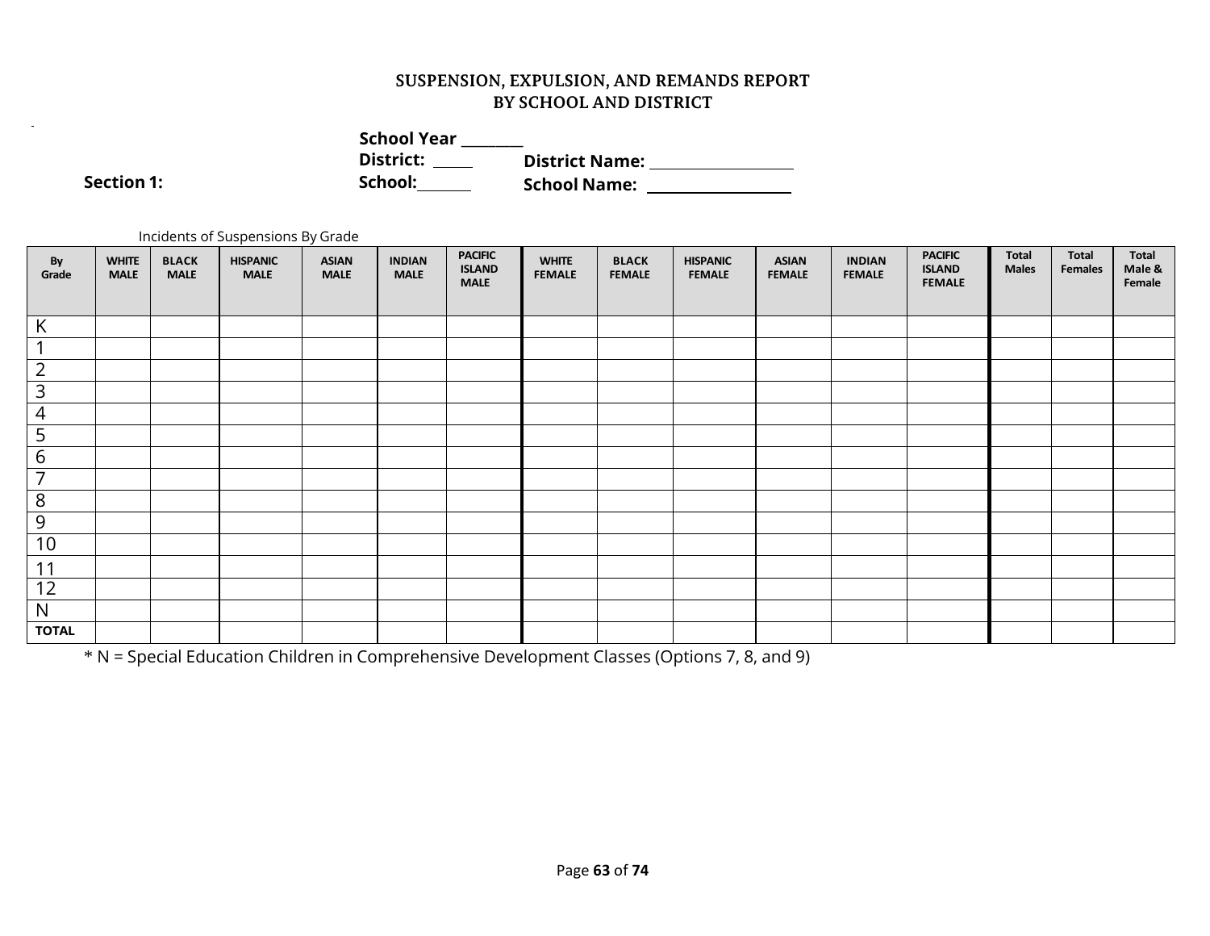**SUSPENSION, EXPULSION, AND REMANDS REPORT**
**BY SCHOOL AND DISTRICT**

**School Year** ________
**District:** _____ **District Name:** ___________________
**Section 1:** **School:** _______ **School Name:** ___________________

Incidents of Suspensions By Grade

| By Grade | WHITE MALE | BLACK MALE | HISPANIC MALE | ASIAN MALE | INDIAN MALE | PACIFIC ISLAND MALE | WHITE FEMALE | BLACK FEMALE | HISPANIC FEMALE | ASIAN FEMALE | INDIAN FEMALE | PACIFIC ISLAND FEMALE | Total Males | Total Females | Total Male & Female |
|---|---|---|---|---|---|---|---|---|---|---|---|---|---|---|---|
| K | | | | | | | | | | | | | | | |
| 1 | | | | | | | | | | | | | | | |
| 2 | | | | | | | | | | | | | | | |
| 3 | | | | | | | | | | | | | | | |
| 4 | | | | | | | | | | | | | | | |
| 5 | | | | | | | | | | | | | | | |
| 6 | | | | | | | | | | | | | | | |
| 7 | | | | | | | | | | | | | | | |
| 8 | | | | | | | | | | | | | | | |
| 9 | | | | | | | | | | | | | | | |
| 10 | | | | | | | | | | | | | | | |
| 11 | | | | | | | | | | | | | | | |
| 12 | | | | | | | | | | | | | | | |
| N | | | | | | | | | | | | | | | |
| **TOTAL** | | | | | | | | | | | | | | | |

* N = Special Education Children in Comprehensive Development Classes (Options 7, 8, and 9)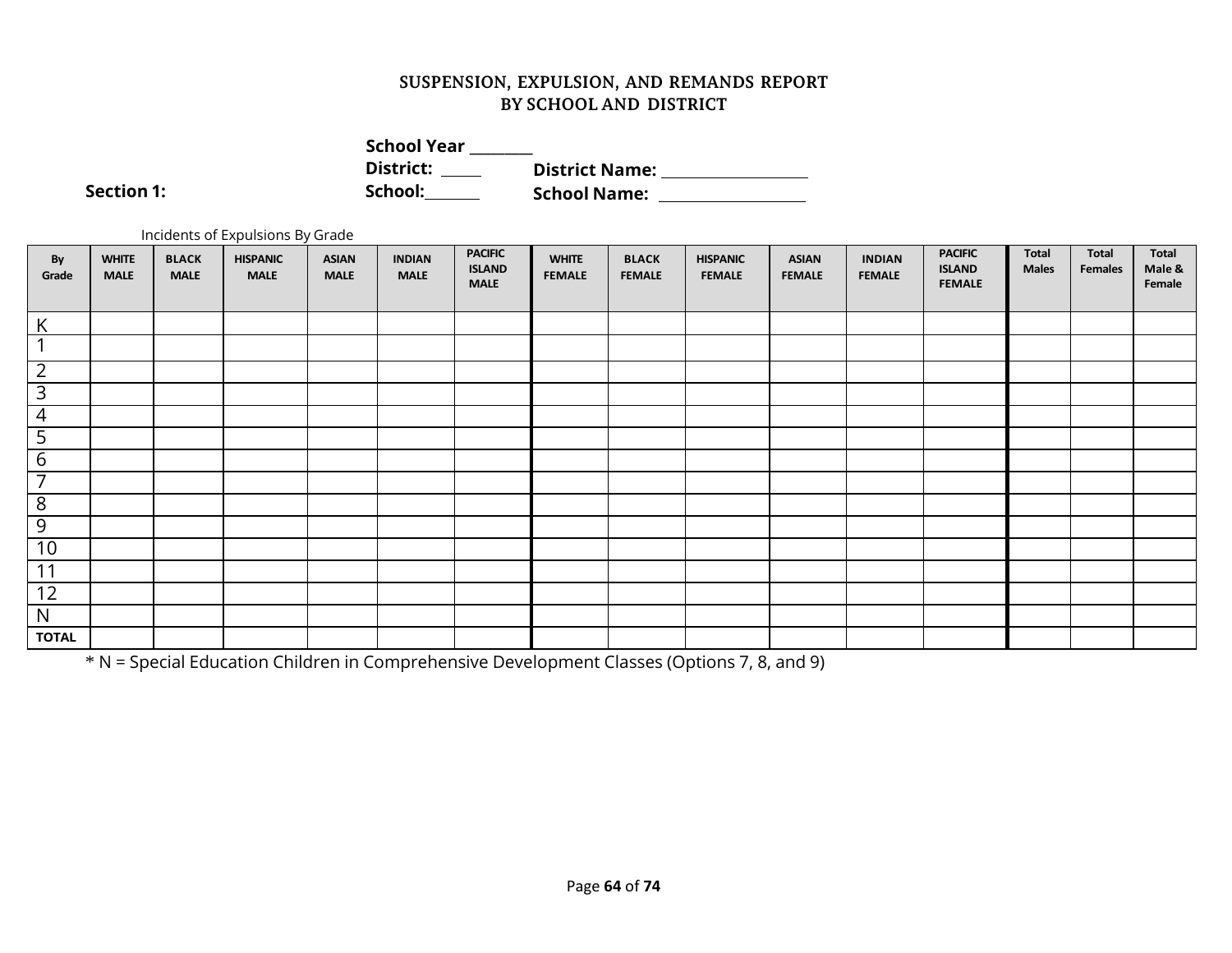# SUSPENSION, EXPULSION, AND REMANDS REPORT
# BY SCHOOL AND DISTRICT

**School Year** ________

**District:** _____ **District Name:** ____________________

**Section 1:** **School:**_______ **School Name:** ____________________

Incidents of Expulsions By Grade

| By Grade | WHITE MALE | BLACK MALE | HISPANIC MALE | ASIAN MALE | INDIAN MALE | PACIFIC ISLAND MALE | WHITE FEMALE | BLACK FEMALE | HISPANIC FEMALE | ASIAN FEMALE | INDIAN FEMALE | PACIFIC ISLAND FEMALE | Total Males | Total Females | Total Male & Female |
|---|---|---|---|---|---|---|---|---|---|---|---|---|---|---|---|
| K | | | | | | | | | | | | | | | |
| 1 | | | | | | | | | | | | | | | |
| 2 | | | | | | | | | | | | | | | |
| 3 | | | | | | | | | | | | | | | |
| 4 | | | | | | | | | | | | | | | |
| 5 | | | | | | | | | | | | | | | |
| 6 | | | | | | | | | | | | | | | |
| 7 | | | | | | | | | | | | | | | |
| 8 | | | | | | | | | | | | | | | |
| 9 | | | | | | | | | | | | | | | |
| 10 | | | | | | | | | | | | | | | |
| 11 | | | | | | | | | | | | | | | |
| 12 | | | | | | | | | | | | | | | |
| N | | | | | | | | | | | | | | | |
| **TOTAL** | | | | | | | | | | | | | | | |

* N = Special Education Children in Comprehensive Development Classes (Options 7, 8, and 9)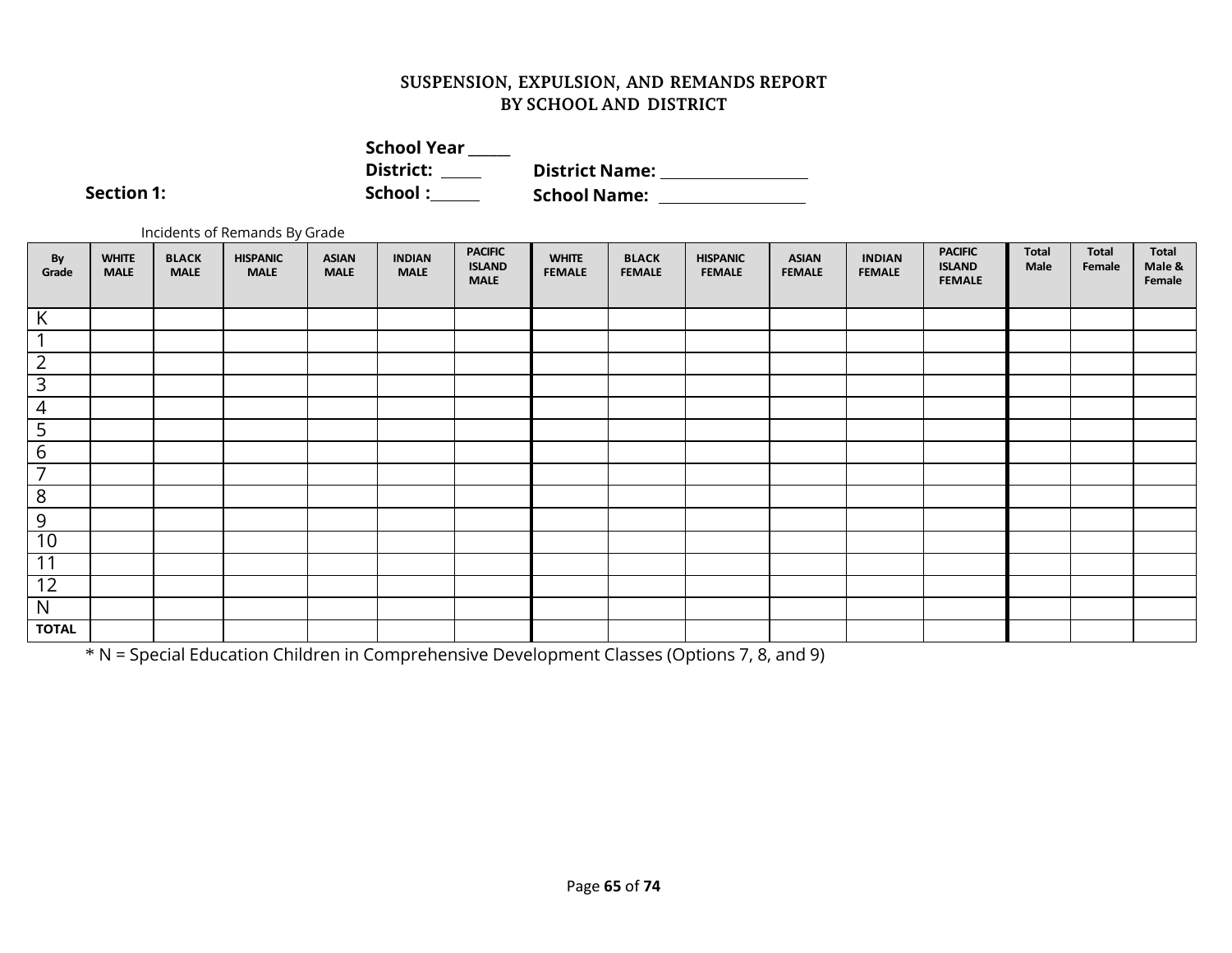## SUSPENSION, EXPULSION, AND REMANDS REPORT
## BY SCHOOL AND DISTRICT

**School Year** _____

**District:** _____ **District Name:** __________________

**Section 1:** **School :**_____ **School Name:** __________________

Incidents of Remands By Grade

| By Grade | WHITE MALE | BLACK MALE | HISPANIC MALE | ASIAN MALE | INDIAN MALE | PACIFIC ISLAND MALE | WHITE FEMALE | BLACK FEMALE | HISPANIC FEMALE | ASIAN FEMALE | INDIAN FEMALE | PACIFIC ISLAND FEMALE | Total Male | Total Female | Total Male & Female |
|---|---|---|---|---|---|---|---|---|---|---|---|---|---|---|---|
| K | | | | | | | | | | | | | | | |
| 1 | | | | | | | | | | | | | | | |
| 2 | | | | | | | | | | | | | | | |
| 3 | | | | | | | | | | | | | | | |
| 4 | | | | | | | | | | | | | | | |
| 5 | | | | | | | | | | | | | | | |
| 6 | | | | | | | | | | | | | | | |
| 7 | | | | | | | | | | | | | | | |
| 8 | | | | | | | | | | | | | | | |
| 9 | | | | | | | | | | | | | | | |
| 10 | | | | | | | | | | | | | | | |
| 11 | | | | | | | | | | | | | | | |
| 12 | | | | | | | | | | | | | | | |
| N | | | | | | | | | | | | | | | |
| TOTAL | | | | | | | | | | | | | | | |

* N = Special Education Children in Comprehensive Development Classes (Options 7, 8, and 9)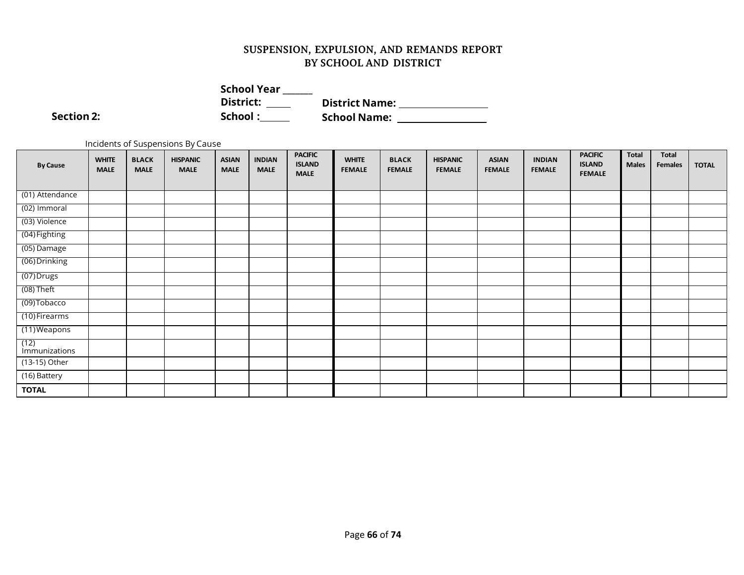# SUSPENSION, EXPULSION, AND REMANDS REPORT
# BY SCHOOL AND DISTRICT

**School Year** ______
**District:** _____ **District Name:** ________________
**Section 2:** **School :** ______ **School Name:** ________________

Incidents of Suspensions By Cause

| By Cause | WHITE MALE | BLACK MALE | HISPANIC MALE | ASIAN MALE | INDIAN MALE | PACIFIC ISLAND MALE | WHITE FEMALE | BLACK FEMALE | HISPANIC FEMALE | ASIAN FEMALE | INDIAN FEMALE | PACIFIC ISLAND FEMALE | Total Males | Total Females | TOTAL |
|---|---|---|---|---|---|---|---|---|---|---|---|---|---|---|---|
| (01) Attendance | | | | | | | | | | | | | | | |
| (02) Immoral | | | | | | | | | | | | | | | |
| (03) Violence | | | | | | | | | | | | | | | |
| (04) Fighting | | | | | | | | | | | | | | | |
| (05) Damage | | | | | | | | | | | | | | | |
| (06) Drinking | | | | | | | | | | | | | | | |
| (07) Drugs | | | | | | | | | | | | | | | |
| (08) Theft | | | | | | | | | | | | | | | |
| (09) Tobacco | | | | | | | | | | | | | | | |
| (10) Firearms | | | | | | | | | | | | | | | |
| (11) Weapons | | | | | | | | | | | | | | | |
| (12) Immunizations | | | | | | | | | | | | | | | |
| (13-15) Other | | | | | | | | | | | | | | | |
| (16) Battery | | | | | | | | | | | | | | | |
| **TOTAL** | | | | | | | | | | | | | | | |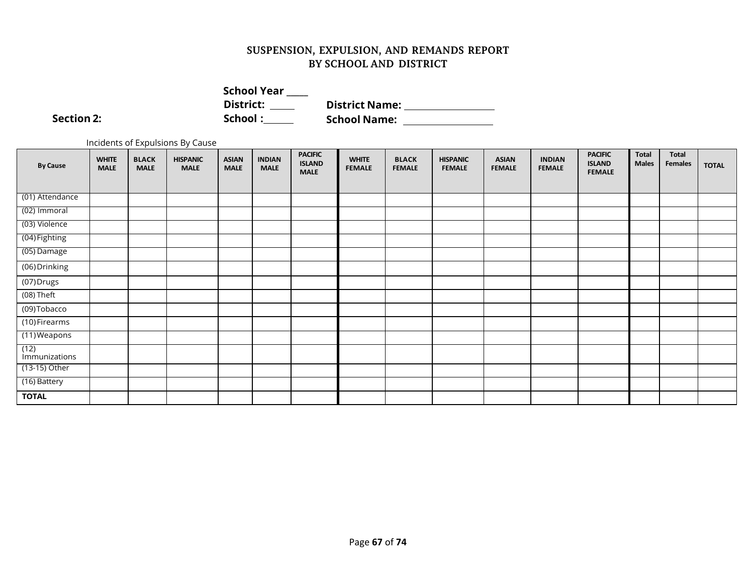## SUSPENSION, EXPULSION, AND REMANDS REPORT BY SCHOOL AND DISTRICT

**School Year** ____
**District:** _____ **District Name:** __________________
**Section 2:** **School :**______ **School Name:** __________________

Incidents of Expulsions By Cause

| By Cause | WHITE MALE | BLACK MALE | HISPANIC MALE | ASIAN MALE | INDIAN MALE | PACIFIC ISLAND MALE | WHITE FEMALE | BLACK FEMALE | HISPANIC FEMALE | ASIAN FEMALE | INDIAN FEMALE | PACIFIC ISLAND FEMALE | Total Males | Total Females | TOTAL |
|---|---|---|---|---|---|---|---|---|---|---|---|---|---|---|---|
| (01) Attendance | | | | | | | | | | | | | | | |
| (02) Immoral | | | | | | | | | | | | | | | |
| (03) Violence | | | | | | | | | | | | | | | |
| (04) Fighting | | | | | | | | | | | | | | | |
| (05) Damage | | | | | | | | | | | | | | | |
| (06) Drinking | | | | | | | | | | | | | | | |
| (07) Drugs | | | | | | | | | | | | | | | |
| (08) Theft | | | | | | | | | | | | | | | |
| (09) Tobacco | | | | | | | | | | | | | | | |
| (10) Firearms | | | | | | | | | | | | | | | |
| (11) Weapons | | | | | | | | | | | | | | | |
| (12) Immunizations | | | | | | | | | | | | | | | |
| (13-15) Other | | | | | | | | | | | | | | | |
| (16) Battery | | | | | | | | | | | | | | | |
| **TOTAL** | | | | | | | | | | | | | | | |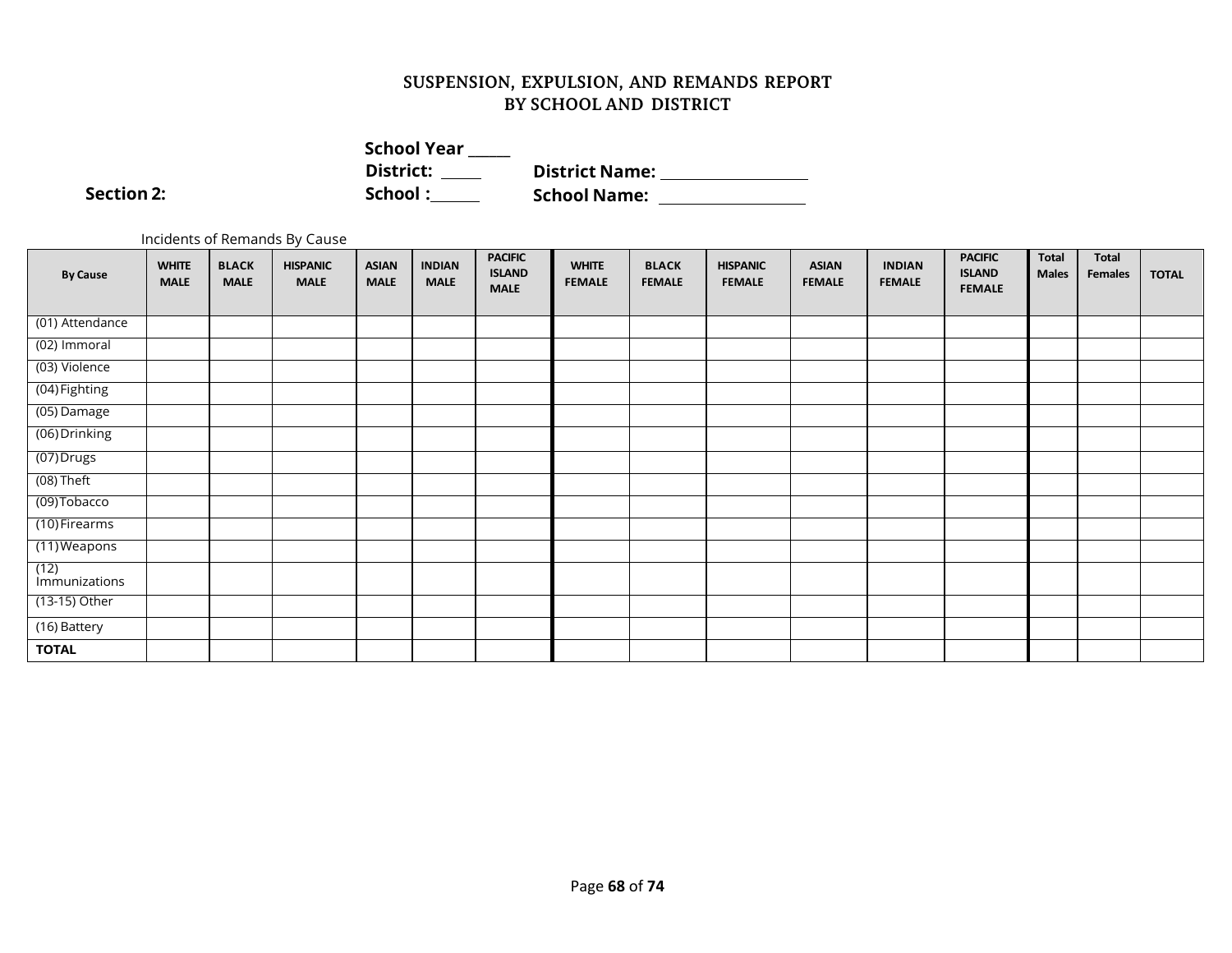# SUSPENSION, EXPULSION, AND REMANDS REPORT
# BY SCHOOL AND DISTRICT

**School Year** _____

**District:** _____ **District Name:** ________________

**Section 2:** **School :**_____ **School Name:** ________________

Incidents of Remands By Cause

| By Cause | WHITE MALE | BLACK MALE | HISPANIC MALE | ASIAN MALE | INDIAN MALE | PACIFIC ISLAND MALE | WHITE FEMALE | BLACK FEMALE | HISPANIC FEMALE | ASIAN FEMALE | INDIAN FEMALE | PACIFIC ISLAND FEMALE | Total Males | Total Females | TOTAL |
|---|---|---|---|---|---|---|---|---|---|---|---|---|---|---|---|
| (01) Attendance | | | | | | | | | | | | | | | |
| (02) Immoral | | | | | | | | | | | | | | | |
| (03) Violence | | | | | | | | | | | | | | | |
| (04) Fighting | | | | | | | | | | | | | | | |
| (05) Damage | | | | | | | | | | | | | | | |
| (06) Drinking | | | | | | | | | | | | | | | |
| (07) Drugs | | | | | | | | | | | | | | | |
| (08) Theft | | | | | | | | | | | | | | | |
| (09) Tobacco | | | | | | | | | | | | | | | |
| (10) Firearms | | | | | | | | | | | | | | | |
| (11) Weapons | | | | | | | | | | | | | | | |
| (12) Immunizations | | | | | | | | | | | | | | | |
| (13-15) Other | | | | | | | | | | | | | | | |
| (16) Battery | | | | | | | | | | | | | | | |
| **TOTAL** | | | | | | | | | | | | | | | |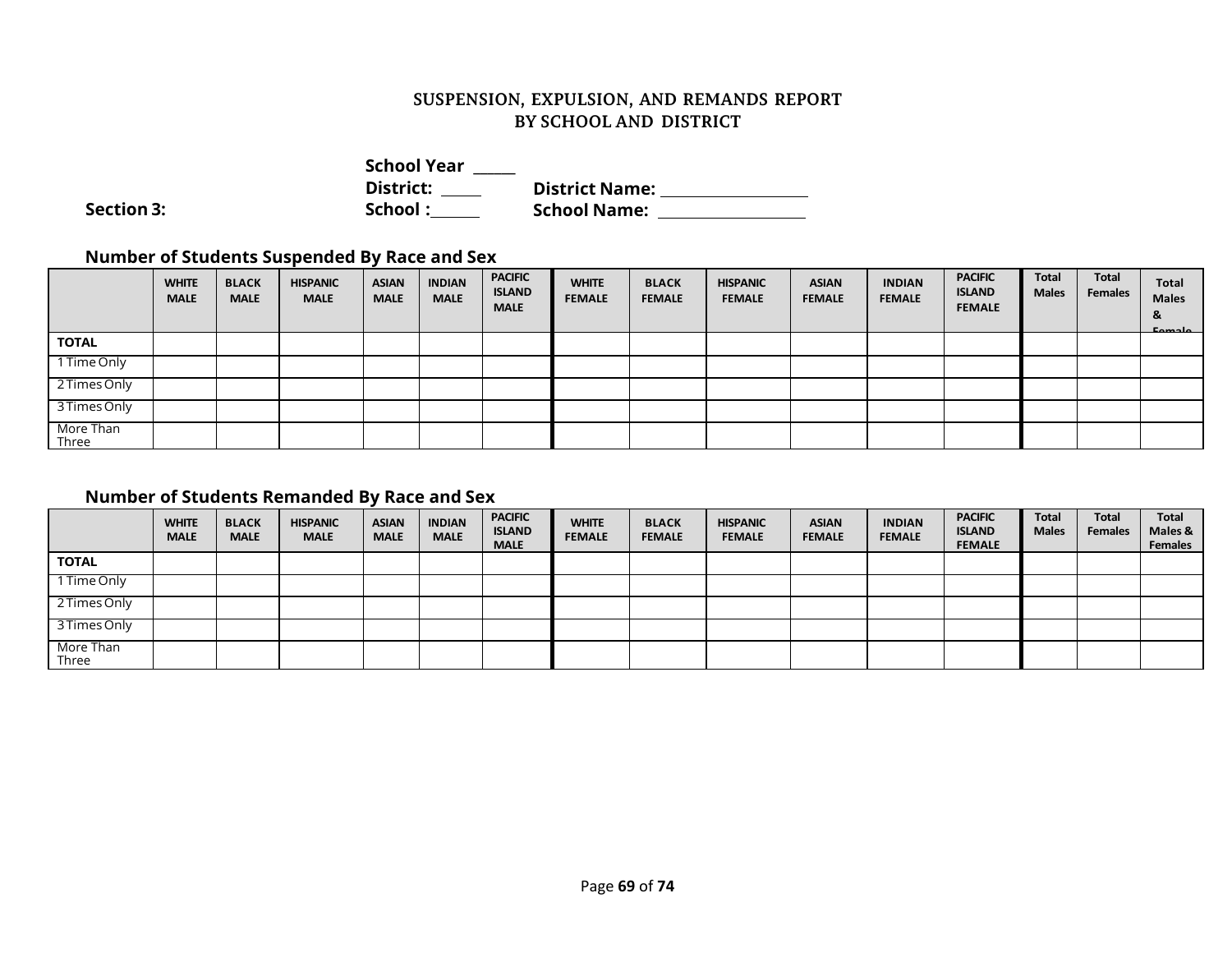## SUSPENSION, EXPULSION, AND REMANDS REPORT
## BY SCHOOL AND DISTRICT

**School Year** _____
**District:** _____ **District Name:** __________________
**Section 3:** **School :**_____ **School Name:** __________________

### Number of Students Suspended By Race and Sex

| | WHITE MALE | BLACK MALE | HISPANIC MALE | ASIAN MALE | INDIAN MALE | PACIFIC ISLAND MALE | WHITE FEMALE | BLACK FEMALE | HISPANIC FEMALE | ASIAN FEMALE | INDIAN FEMALE | PACIFIC ISLAND FEMALE | Total Males | Total Females | Total Males & Female |
|---|---|---|---|---|---|---|---|---|---|---|---|---|---|---|---|
| **TOTAL** | | | | | | | | | | | | | | | |
| 1 Time Only | | | | | | | | | | | | | | | |
| 2 Times Only | | | | | | | | | | | | | | | |
| 3 Times Only | | | | | | | | | | | | | | | |
| More Than Three | | | | | | | | | | | | | | | |

### Number of Students Remanded By Race and Sex

| | WHITE MALE | BLACK MALE | HISPANIC MALE | ASIAN MALE | INDIAN MALE | PACIFIC ISLAND MALE | WHITE FEMALE | BLACK FEMALE | HISPANIC FEMALE | ASIAN FEMALE | INDIAN FEMALE | PACIFIC ISLAND FEMALE | Total Males | Total Females | Total Males & Females |
|---|---|---|---|---|---|---|---|---|---|---|---|---|---|---|---|
| **TOTAL** | | | | | | | | | | | | | | | |
| 1 Time Only | | | | | | | | | | | | | | | |
| 2 Times Only | | | | | | | | | | | | | | | |
| 3 Times Only | | | | | | | | | | | | | | | |
| More Than Three | | | | | | | | | | | | | | | |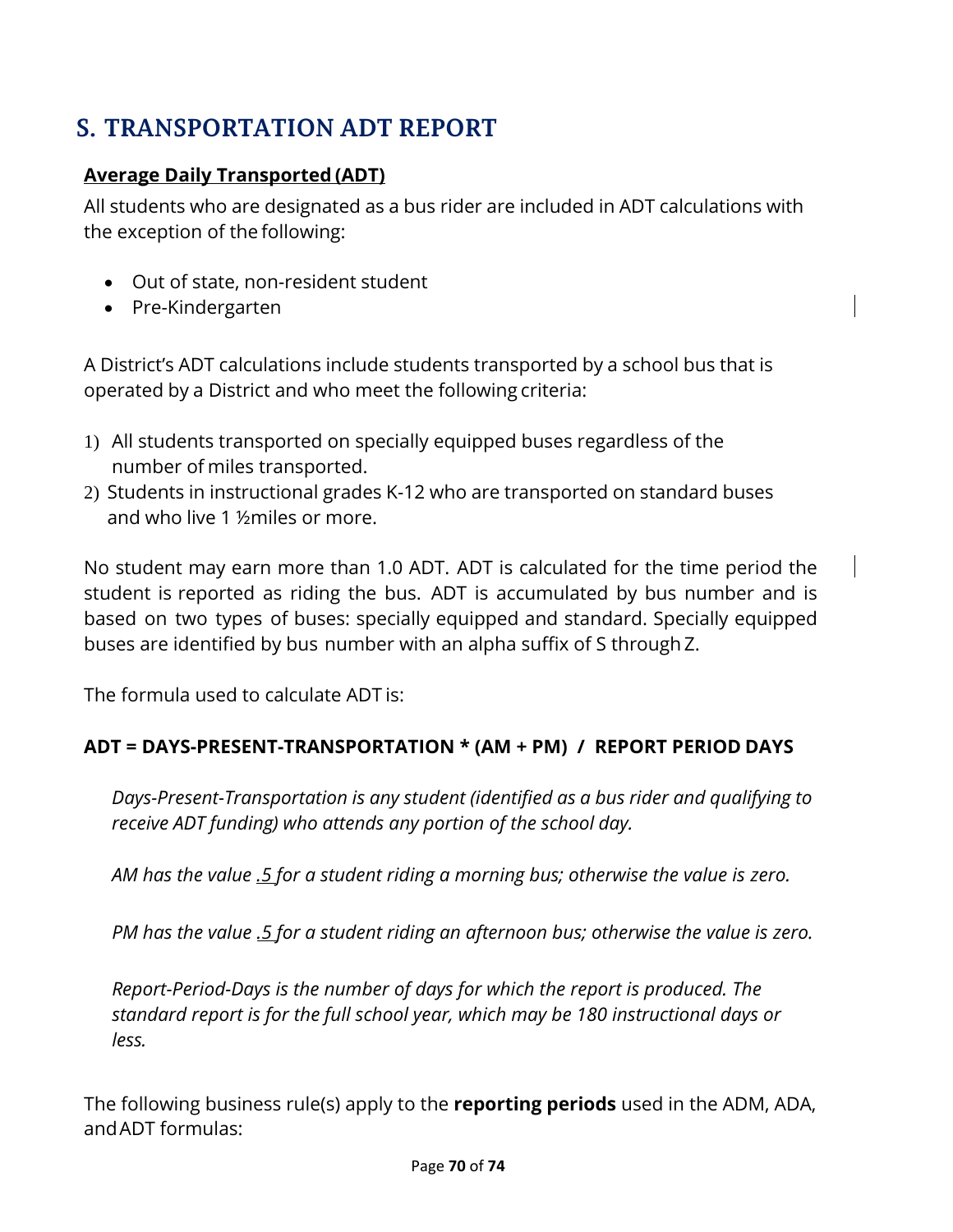# S. TRANSPORTATION ADT REPORT

**<u>Average Daily Transported (ADT)</u>**

All students who are designated as a bus rider are included in ADT calculations with the exception of the following:

- Out of state, non-resident student
- Pre-Kindergarten

A District's ADT calculations include students transported by a school bus that is operated by a District and who meet the following criteria:

1) All students transported on specially equipped buses regardless of the number of miles transported.
2) Students in instructional grades K-12 who are transported on standard buses and who live 1 ½miles or more.

No student may earn more than 1.0 ADT. ADT is calculated for the time period the student is reported as riding the bus. ADT is accumulated by bus number and is based on two types of buses: specially equipped and standard. Specially equipped buses are identified by bus number with an alpha suffix of S through Z.

The formula used to calculate ADT is:

**ADT = DAYS-PRESENT-TRANSPORTATION * (AM + PM) / REPORT PERIOD DAYS**

*Days-Present-Transportation is any student (identified as a bus rider and qualifying to receive ADT funding) who attends any portion of the school day.*

*AM has the value <u>.5</u> for a student riding a morning bus; otherwise the value is zero.*

*PM has the value <u>.5</u> for a student riding an afternoon bus; otherwise the value is zero.*

*Report-Period-Days is the number of days for which the report is produced. The standard report is for the full school year, which may be 180 instructional days or less.*

The following business rule(s) apply to the **reporting periods** used in the ADM, ADA, and ADT formulas: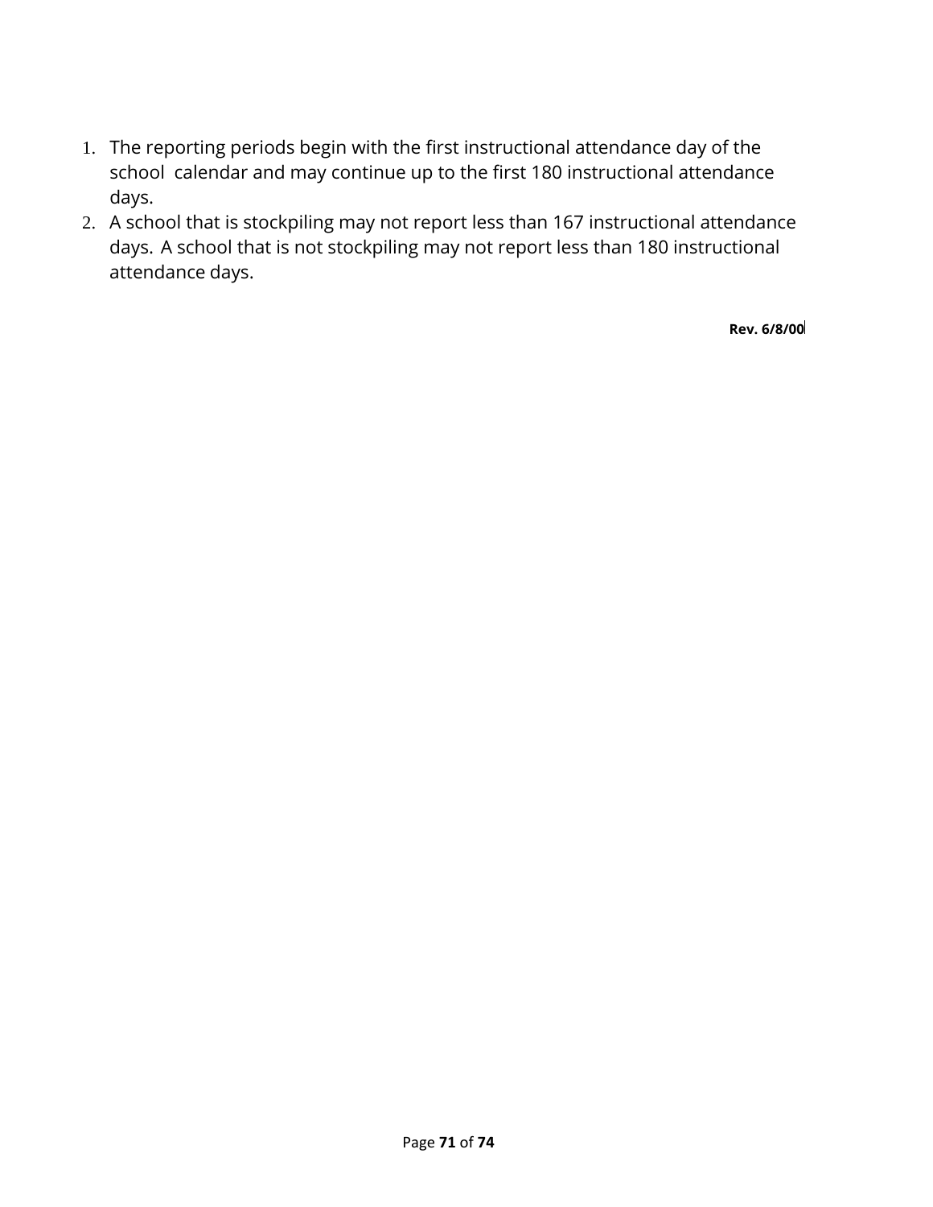1. The reporting periods begin with the first instructional attendance day of the school calendar and may continue up to the first 180 instructional attendance days.
2. A school that is stockpiling may not report less than 167 instructional attendance days. A school that is not stockpiling may not report less than 180 instructional attendance days.

**Rev. 6/8/00**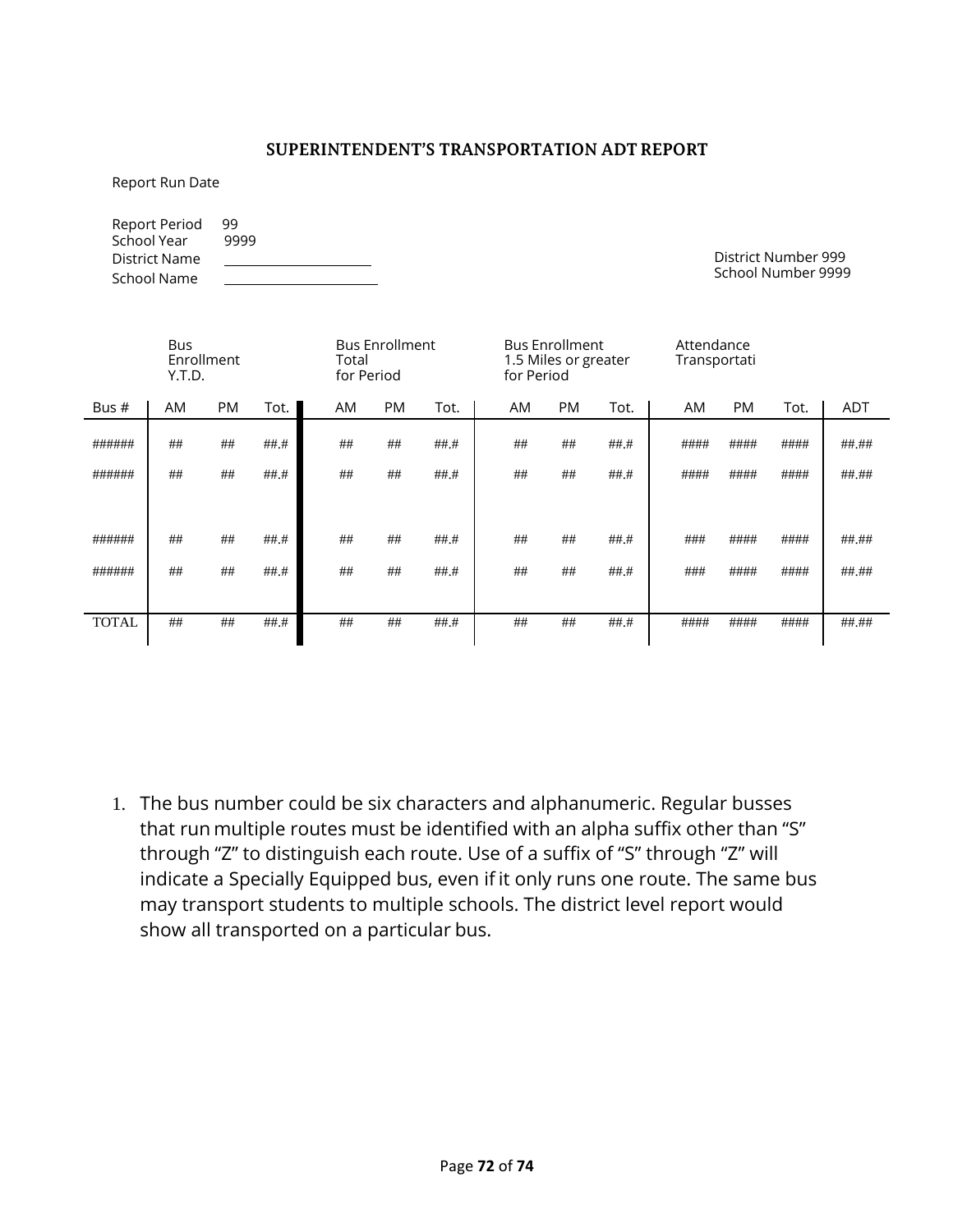## SUPERINTENDENT'S TRANSPORTATION ADT REPORT

Report Run Date

Report Period 99
School Year 9999
District Name ____________________
School Name ____________________

District Number 999
School Number 9999

| | Bus Enrollment Y.T.D. | | | Bus Enrollment Total for Period | | | Bus Enrollment 1.5 Miles or greater for Period | | | Attendance Transportati | | | |
|---|---|---|---|---|---|---|---|---|---|---|---|---|---|
| Bus # | AM | PM | Tot. | AM | PM | Tot. | AM | PM | Tot. | AM | PM | Tot. | ADT |
| ###### | ## | ## | ##.# | ## | ## | ##.# | ## | ## | ##.# | #### | #### | #### | ##.## |
| ###### | ## | ## | ##.# | ## | ## | ##.# | ## | ## | ##.# | #### | #### | #### | ##.## |
| ###### | ## | ## | ##.# | ## | ## | ##.# | ## | ## | ##.# | ### | #### | #### | ##.## |
| ###### | ## | ## | ##.# | ## | ## | ##.# | ## | ## | ##.# | ### | #### | #### | ##.## |
| TOTAL | ## | ## | ##.# | ## | ## | ##.# | ## | ## | ##.# | #### | #### | #### | ##.## |

1. The bus number could be six characters and alphanumeric. Regular busses that run multiple routes must be identified with an alpha suffix other than "S" through "Z" to distinguish each route. Use of a suffix of "S" through "Z" will indicate a Specially Equipped bus, even if it only runs one route. The same bus may transport students to multiple schools. The district level report would show all transported on a particular bus.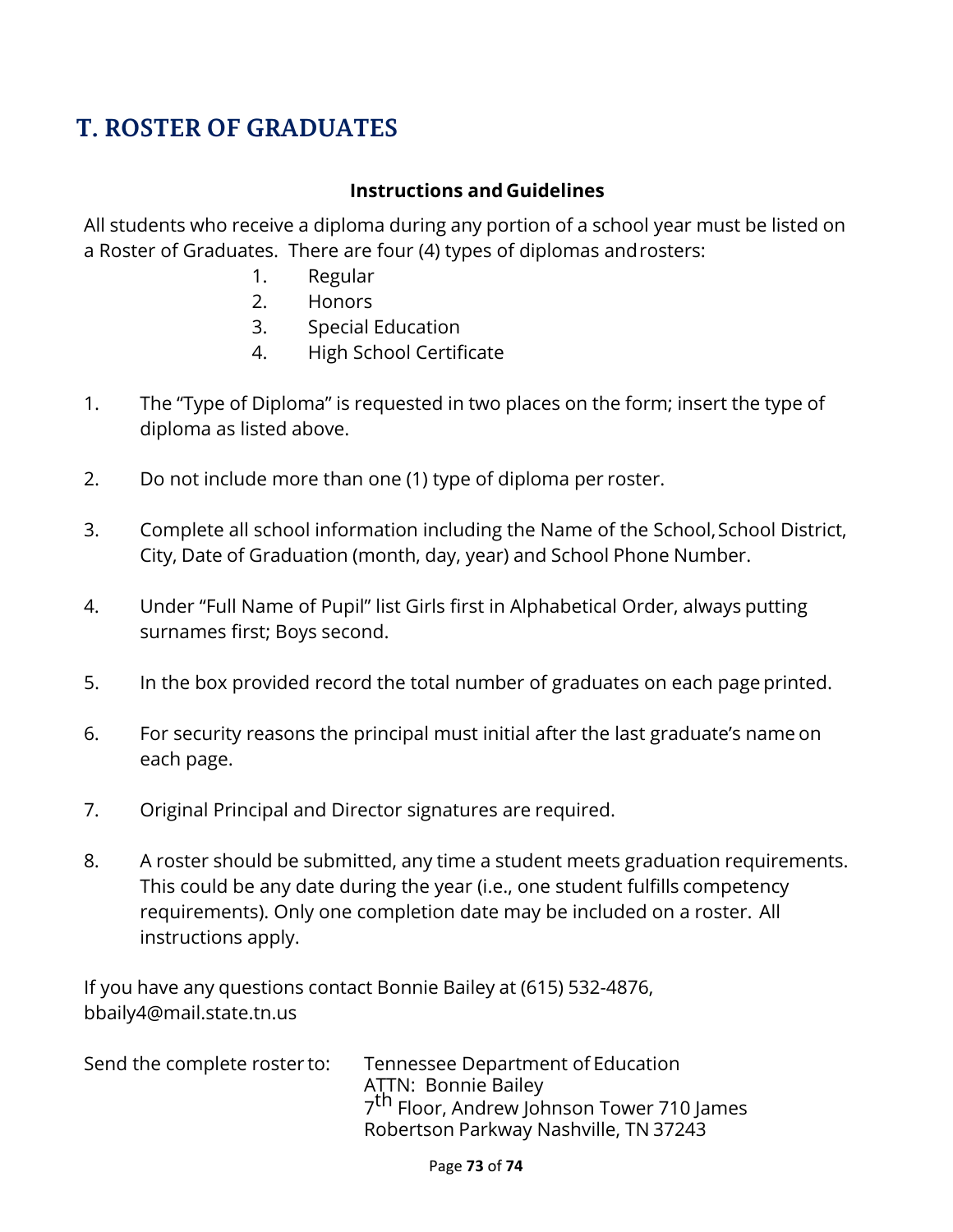# T. ROSTER OF GRADUATES

**Instructions and Guidelines**

All students who receive a diploma during any portion of a school year must be listed on a Roster of Graduates. There are four (4) types of diplomas and rosters:

1. Regular
2. Honors
3. Special Education
4. High School Certificate

1. The "Type of Diploma" is requested in two places on the form; insert the type of diploma as listed above.

2. Do not include more than one (1) type of diploma per roster.

3. Complete all school information including the Name of the School, School District, City, Date of Graduation (month, day, year) and School Phone Number.

4. Under "Full Name of Pupil" list Girls first in Alphabetical Order, always putting surnames first; Boys second.

5. In the box provided record the total number of graduates on each page printed.

6. For security reasons the principal must initial after the last graduate's name on each page.

7. Original Principal and Director signatures are required.

8. A roster should be submitted, any time a student meets graduation requirements. This could be any date during the year (i.e., one student fulfills competency requirements). Only one completion date may be included on a roster. All instructions apply.

If you have any questions contact Bonnie Bailey at (615) 532-4876, bbaily4@mail.state.tn.us

Send the complete roster to:

Tennessee Department of Education
ATTN: Bonnie Bailey
7th Floor, Andrew Johnson Tower 710 James Robertson Parkway Nashville, TN 37243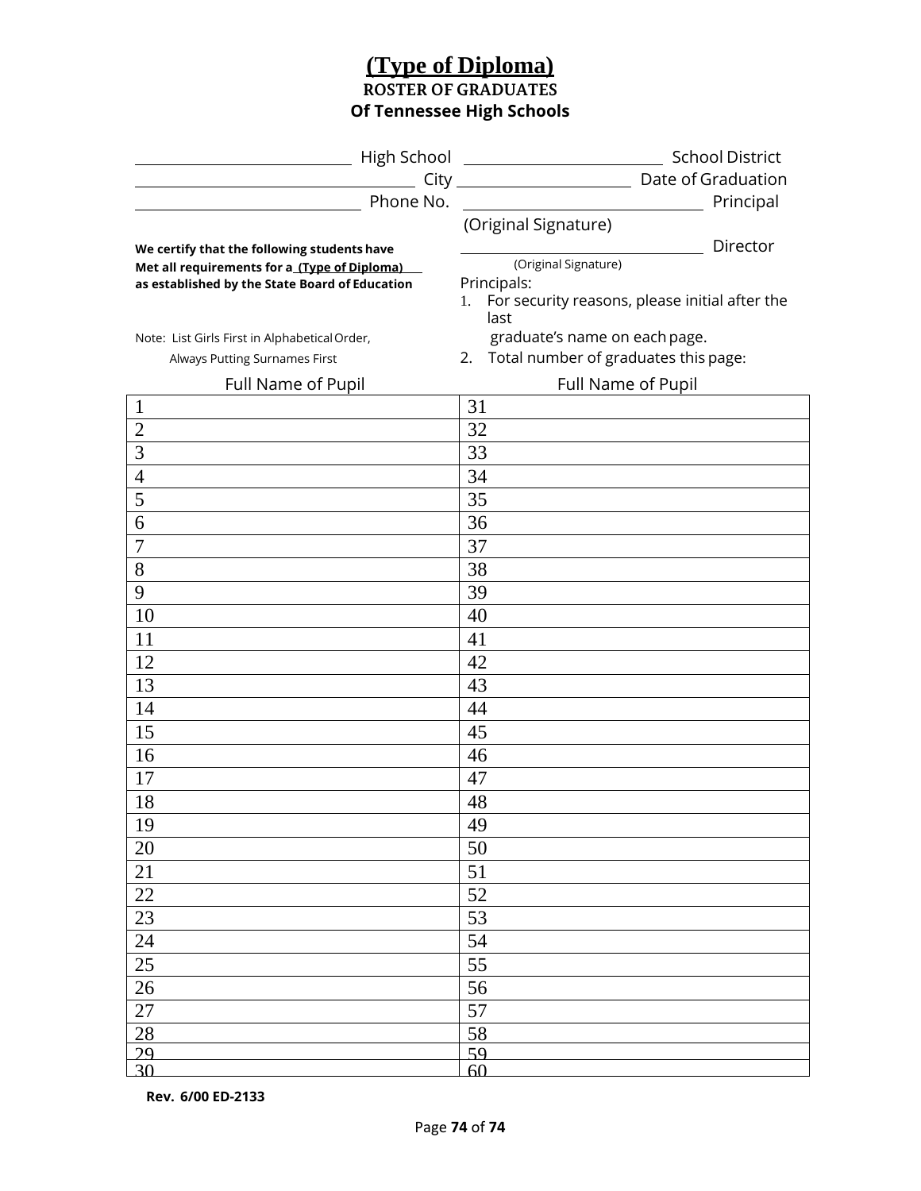# (Type of Diploma)

## ROSTER OF GRADUATES

## Of Tennessee High Schools

\_\_\_\_\_\_\_\_\_\_\_\_\_\_\_\_\_\_\_\_ High School \_\_\_\_\_\_\_\_\_\_\_\_\_\_\_\_\_\_\_\_ School District

\_\_\_\_\_\_\_\_\_\_\_\_\_\_\_\_\_\_\_\_ City \_\_\_\_\_\_\_\_\_\_\_\_\_\_\_\_\_\_\_\_ Date of Graduation

\_\_\_\_\_\_\_\_\_\_\_\_\_\_\_\_\_\_\_\_ Phone No. \_\_\_\_\_\_\_\_\_\_\_\_\_\_\_\_\_\_\_\_ Principal

(Original Signature)

\_\_\_\_\_\_\_\_\_\_\_\_\_\_\_\_\_\_\_\_ Director

(Original Signature)

**We certify that the following students have Met all requirements for a (Type of Diploma) as established by the State Board of Education**

Principals:

1. For security reasons, please initial after the last graduate's name on each page.
2. Total number of graduates this page:

Note: List Girls First in Alphabetical Order, Always Putting Surnames First

| Full Name of Pupil | Full Name of Pupil |
|---|---|
| 1 | 31 |
| 2 | 32 |
| 3 | 33 |
| 4 | 34 |
| 5 | 35 |
| 6 | 36 |
| 7 | 37 |
| 8 | 38 |
| 9 | 39 |
| 10 | 40 |
| 11 | 41 |
| 12 | 42 |
| 13 | 43 |
| 14 | 44 |
| 15 | 45 |
| 16 | 46 |
| 17 | 47 |
| 18 | 48 |
| 19 | 49 |
| 20 | 50 |
| 21 | 51 |
| 22 | 52 |
| 23 | 53 |
| 24 | 54 |
| 25 | 55 |
| 26 | 56 |
| 27 | 57 |
| 28 | 58 |
| 29 | 59 |
| 30 | 60 |

**Rev. 6/00 ED-2133**